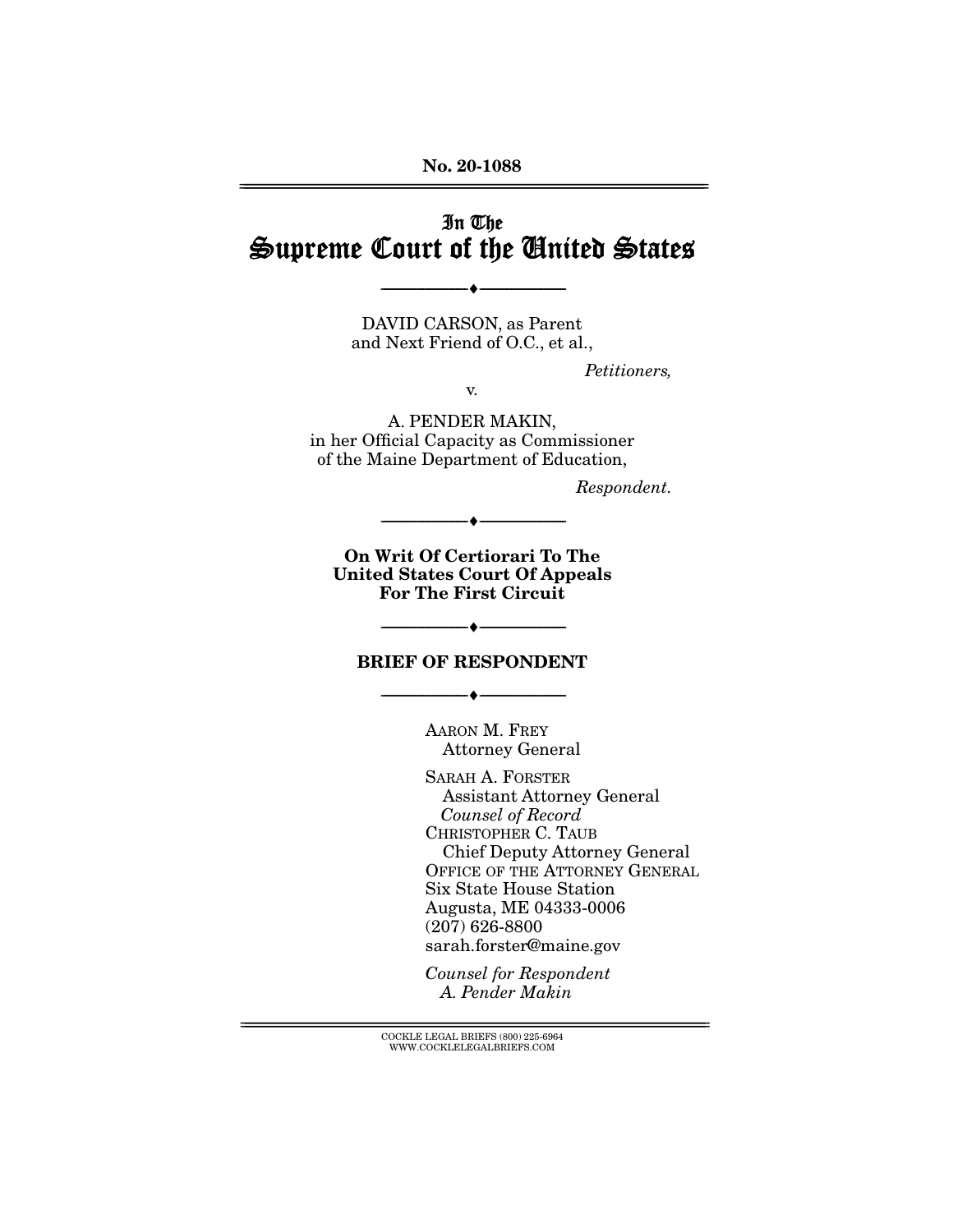No. 20-1088

# In The Supreme Court of the United States

---

DAVID CARSON, as Parent and Next Friend of O.C., et al.,

*Petitioners,*

v.

A. PENDER MAKIN, in her Official Capacity as Commissioner of the Maine Department of Education,

*Respondent.*

---

**On Writ Of Certiorari To The United States Court Of Appeals For The First Circuit**

---

## BRIEF OF RESPONDENT

---

AARON M. FREY
Attorney General

SARAH A. FORSTER
Assistant Attorney General
*Counsel of Record*
CHRISTOPHER C. TAUB
Chief Deputy Attorney General
OFFICE OF THE ATTORNEY GENERAL
Six State House Station
Augusta, ME 04333-0006
(207) 626-8800
sarah.forster@maine.gov

*Counsel for Respondent A. Pender Makin*

COCKLE LEGAL BRIEFS (800) 225-6964
WWW.COCKLELEGALBRIEFS.COM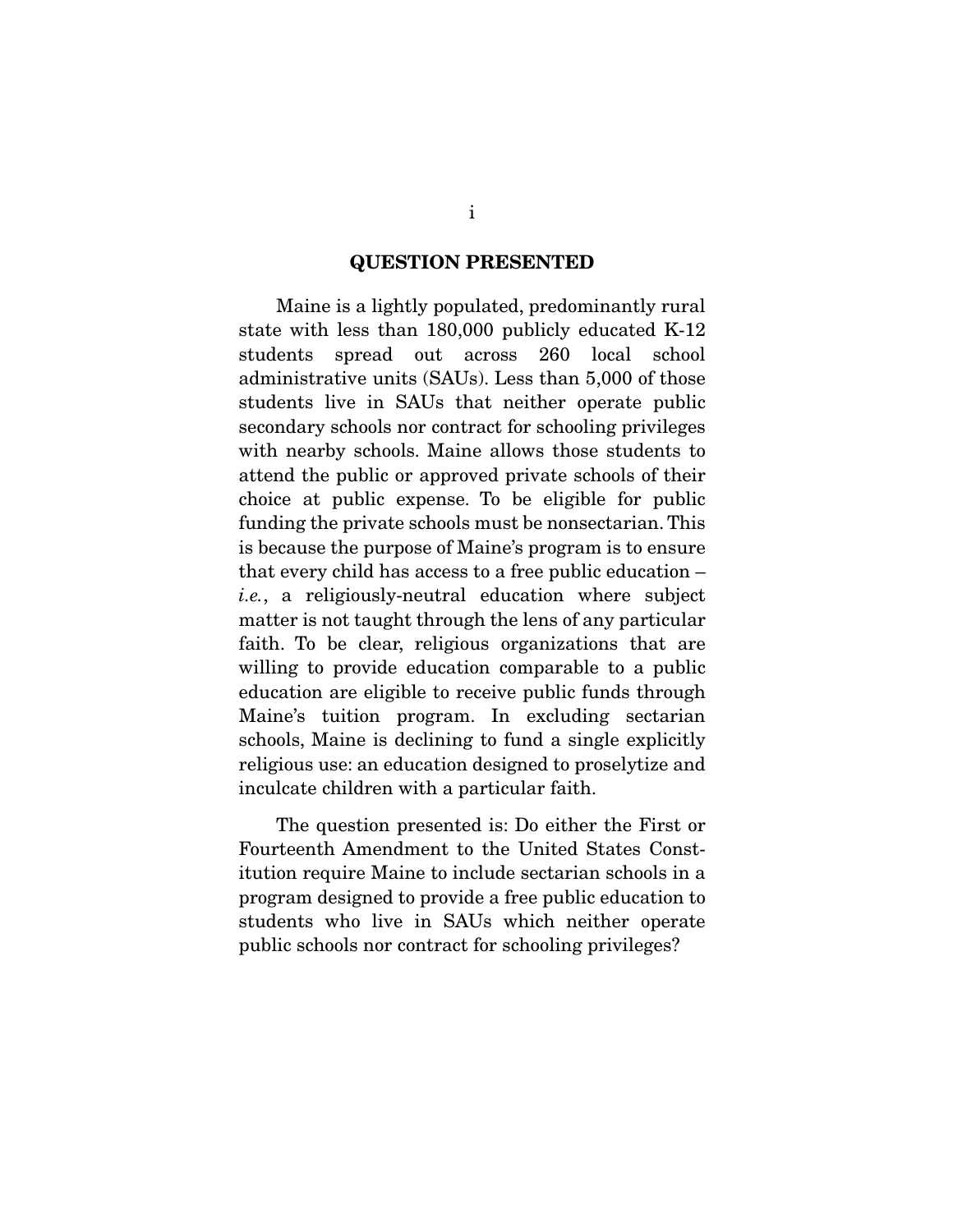## QUESTION PRESENTED

Maine is a lightly populated, predominantly rural state with less than 180,000 publicly educated K-12 students spread out across 260 local school administrative units (SAUs). Less than 5,000 of those students live in SAUs that neither operate public secondary schools nor contract for schooling privileges with nearby schools. Maine allows those students to attend the public or approved private schools of their choice at public expense. To be eligible for public funding the private schools must be nonsectarian. This is because the purpose of Maine's program is to ensure that every child has access to a free public education – *i.e.*, a religiously-neutral education where subject matter is not taught through the lens of any particular faith. To be clear, religious organizations that are willing to provide education comparable to a public education are eligible to receive public funds through Maine's tuition program. In excluding sectarian schools, Maine is declining to fund a single explicitly religious use: an education designed to proselytize and inculcate children with a particular faith.

The question presented is: Do either the First or Fourteenth Amendment to the United States Constitution require Maine to include sectarian schools in a program designed to provide a free public education to students who live in SAUs which neither operate public schools nor contract for schooling privileges?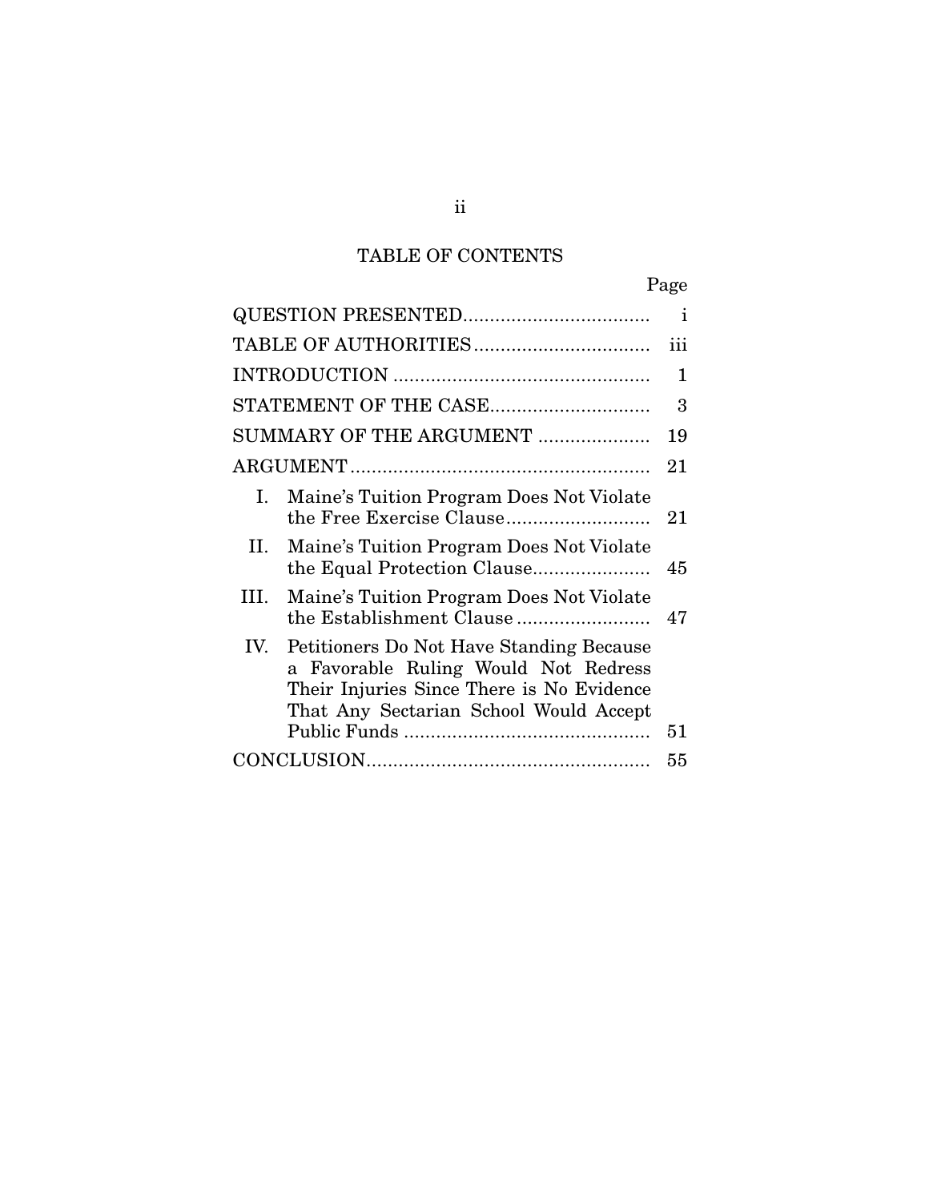## TABLE OF CONTENTS

| | Page |
|---|---|
| QUESTION PRESENTED | i |
| TABLE OF AUTHORITIES | iii |
| INTRODUCTION | 1 |
| STATEMENT OF THE CASE | 3 |
| SUMMARY OF THE ARGUMENT | 19 |
| ARGUMENT | 21 |
| I. Maine's Tuition Program Does Not Violate the Free Exercise Clause | 21 |
| II. Maine's Tuition Program Does Not Violate the Equal Protection Clause | 45 |
| III. Maine's Tuition Program Does Not Violate the Establishment Clause | 47 |
| IV. Petitioners Do Not Have Standing Because a Favorable Ruling Would Not Redress Their Injuries Since There is No Evidence That Any Sectarian School Would Accept Public Funds | 51 |
| CONCLUSION | 55 |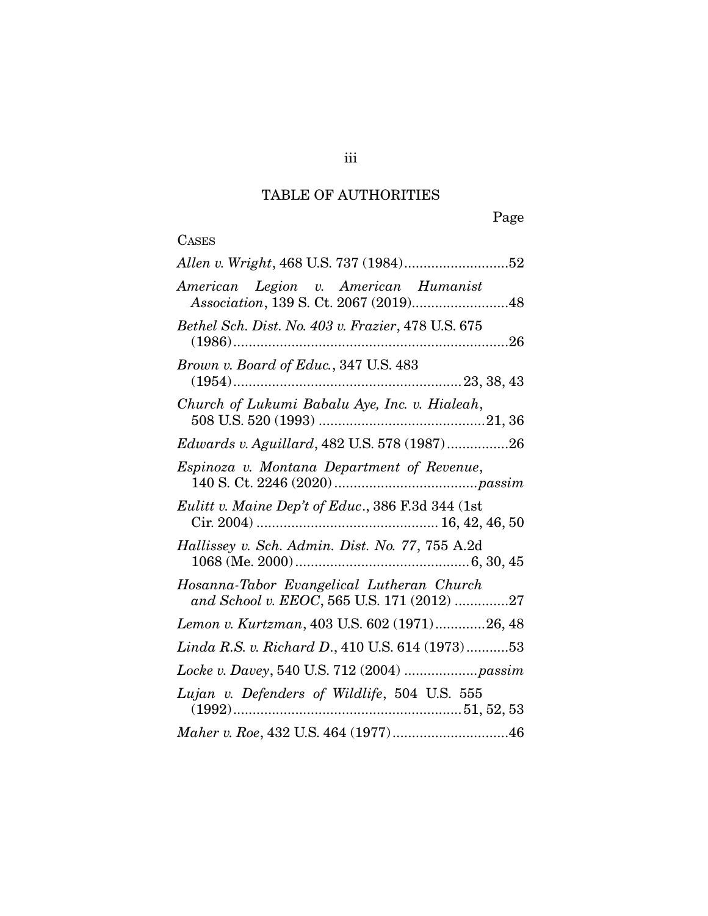## TABLE OF AUTHORITIES

Page

CASES

*Allen v. Wright*, 468 U.S. 737 (1984)...........................52

*American Legion v. American Humanist Association*, 139 S. Ct. 2067 (2019).........................48

*Bethel Sch. Dist. No. 403 v. Frazier*, 478 U.S. 675 (1986).......................................................................26

*Brown v. Board of Educ.*, 347 U.S. 483 (1954)...........................................................23, 38, 43

*Church of Lukumi Babalu Aye, Inc. v. Hialeah*, 508 U.S. 520 (1993) ...........................................21, 36

*Edwards v. Aguillard*, 482 U.S. 578 (1987)................26

*Espinoza v. Montana Department of Revenue*, 140 S. Ct. 2246 (2020).....................................*passim*

*Eulitt v. Maine Dep't of Educ.*, 386 F.3d 344 (1st Cir. 2004) ............................................... 16, 42, 46, 50

*Hallissey v. Sch. Admin. Dist. No. 77*, 755 A.2d 1068 (Me. 2000).............................................6, 30, 45

*Hosanna-Tabor Evangelical Lutheran Church and School v. EEOC*, 565 U.S. 171 (2012) ..............27

*Lemon v. Kurtzman*, 403 U.S. 602 (1971).............26, 48

*Linda R.S. v. Richard D.*, 410 U.S. 614 (1973)...........53

*Locke v. Davey*, 540 U.S. 712 (2004) ...................*passim*

*Lujan v. Defenders of Wildlife*, 504 U.S. 555 (1992)...........................................................51, 52, 53

*Maher v. Roe*, 432 U.S. 464 (1977)..............................46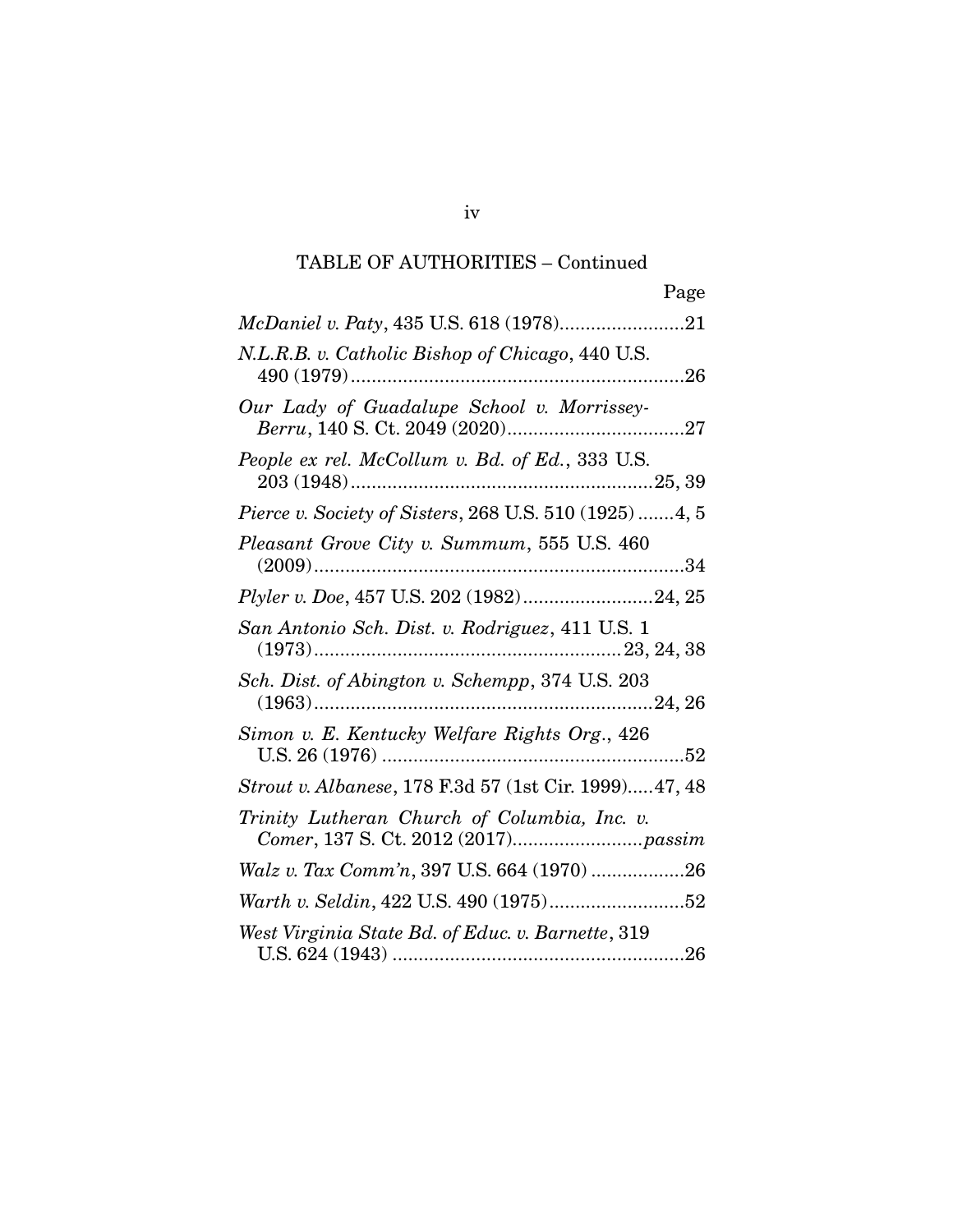## TABLE OF AUTHORITIES – Continued

| | Page |
|---|---|
| *McDaniel v. Paty*, 435 U.S. 618 (1978) | 21 |
| *N.L.R.B. v. Catholic Bishop of Chicago*, 440 U.S. 490 (1979) | 26 |
| *Our Lady of Guadalupe School v. Morrissey-Berru*, 140 S. Ct. 2049 (2020) | 27 |
| *People ex rel. McCollum v. Bd. of Ed.*, 333 U.S. 203 (1948) | 25, 39 |
| *Pierce v. Society of Sisters*, 268 U.S. 510 (1925) | 4, 5 |
| *Pleasant Grove City v. Summum*, 555 U.S. 460 (2009) | 34 |
| *Plyler v. Doe*, 457 U.S. 202 (1982) | 24, 25 |
| *San Antonio Sch. Dist. v. Rodriguez*, 411 U.S. 1 (1973) | 23, 24, 38 |
| *Sch. Dist. of Abington v. Schempp*, 374 U.S. 203 (1963) | 24, 26 |
| *Simon v. E. Kentucky Welfare Rights Org.*, 426 U.S. 26 (1976) | 52 |
| *Strout v. Albanese*, 178 F.3d 57 (1st Cir. 1999) | 47, 48 |
| *Trinity Lutheran Church of Columbia, Inc. v. Comer*, 137 S. Ct. 2012 (2017) | *passim* |
| *Walz v. Tax Comm'n*, 397 U.S. 664 (1970) | 26 |
| *Warth v. Seldin*, 422 U.S. 490 (1975) | 52 |
| *West Virginia State Bd. of Educ. v. Barnette*, 319 U.S. 624 (1943) | 26 |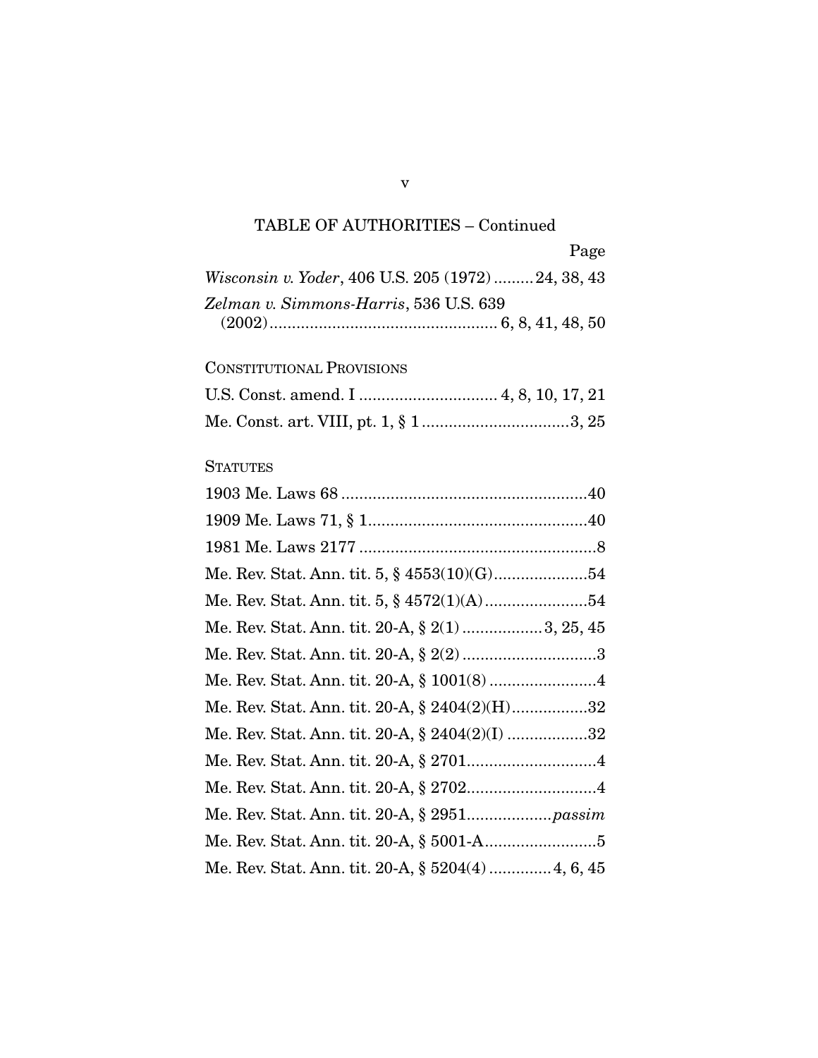TABLE OF AUTHORITIES – Continued

Page

*Wisconsin v. Yoder*, 406 U.S. 205 (1972) .........24, 38, 43

*Zelman v. Simmons-Harris*, 536 U.S. 639 (2002)................................................... 6, 8, 41, 48, 50

CONSTITUTIONAL PROVISIONS

U.S. Const. amend. I ............................... 4, 8, 10, 17, 21

Me. Const. art. VIII, pt. 1, § 1 .................................3, 25

STATUTES

1903 Me. Laws 68 .......................................................40

1909 Me. Laws 71, § 1.................................................40

1981 Me. Laws 2177 .....................................................8

Me. Rev. Stat. Ann. tit. 5, § 4553(10)(G).....................54

Me. Rev. Stat. Ann. tit. 5, § 4572(1)(A).......................54

Me. Rev. Stat. Ann. tit. 20-A, § 2(1) ..................3, 25, 45

Me. Rev. Stat. Ann. tit. 20-A, § 2(2) ..............................3

Me. Rev. Stat. Ann. tit. 20-A, § 1001(8) ........................4

Me. Rev. Stat. Ann. tit. 20-A, § 2404(2)(H).................32

Me. Rev. Stat. Ann. tit. 20-A, § 2404(2)(I) ..................32

Me. Rev. Stat. Ann. tit. 20-A, § 2701.............................4

Me. Rev. Stat. Ann. tit. 20-A, § 2702.............................4

Me. Rev. Stat. Ann. tit. 20-A, § 2951...................*passim*

Me. Rev. Stat. Ann. tit. 20-A, § 5001-A.........................5

Me. Rev. Stat. Ann. tit. 20-A, § 5204(4) .............4, 6, 45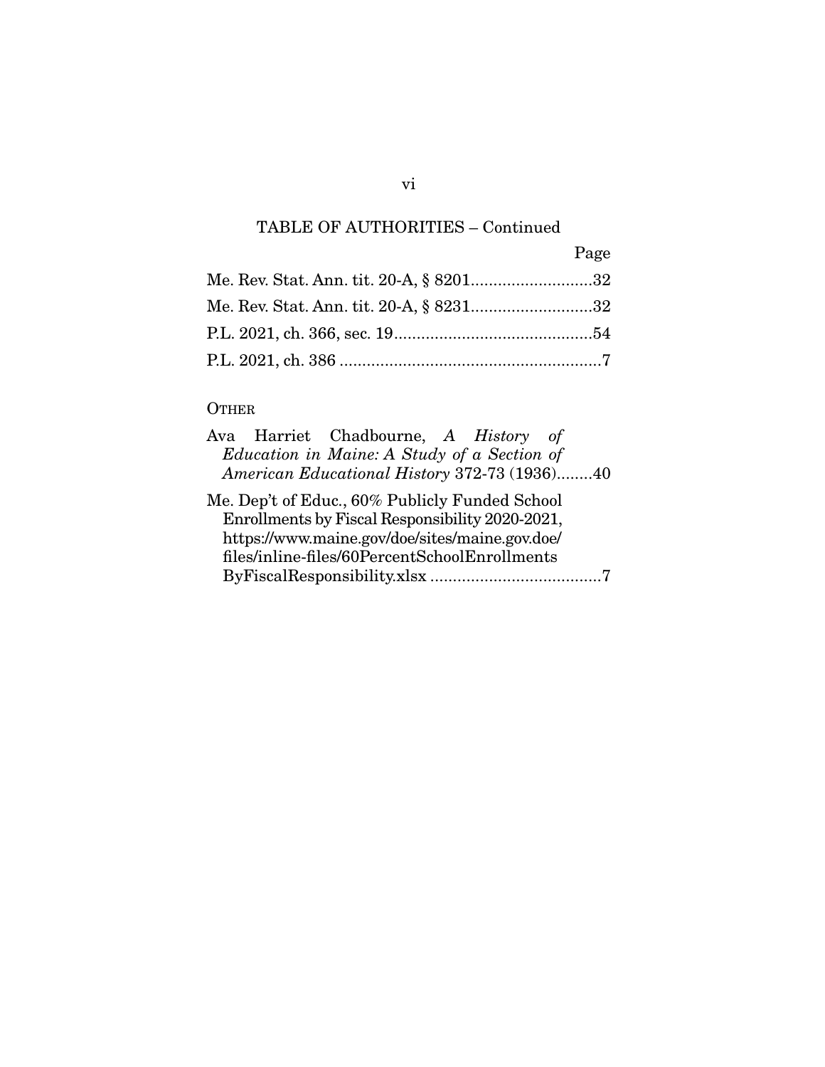## TABLE OF AUTHORITIES – Continued

Page

Me. Rev. Stat. Ann. tit. 20-A, § 8201...........................32

Me. Rev. Stat. Ann. tit. 20-A, § 8231...........................32

P.L. 2021, ch. 366, sec. 19............................................54

P.L. 2021, ch. 386 ..........................................................7

### OTHER

Ava Harriet Chadbourne, *A History of Education in Maine: A Study of a Section of American Educational History* 372-73 (1936)........40

Me. Dep't of Educ., 60% Publicly Funded School Enrollments by Fiscal Responsibility 2020-2021, https://www.maine.gov/doe/sites/maine.gov.doe/files/inline-files/60PercentSchoolEnrollmentsByFiscalResponsibility.xlsx ......................................7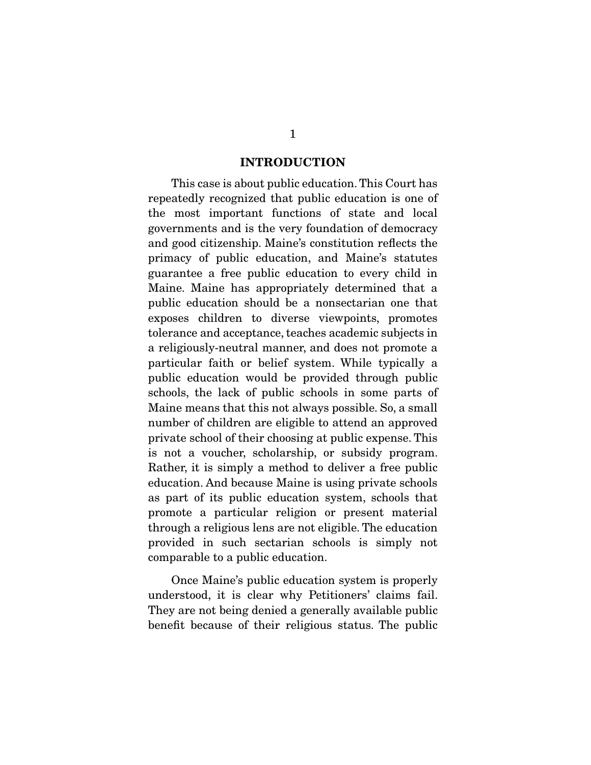## INTRODUCTION

This case is about public education. This Court has repeatedly recognized that public education is one of the most important functions of state and local governments and is the very foundation of democracy and good citizenship. Maine's constitution reflects the primacy of public education, and Maine's statutes guarantee a free public education to every child in Maine. Maine has appropriately determined that a public education should be a nonsectarian one that exposes children to diverse viewpoints, promotes tolerance and acceptance, teaches academic subjects in a religiously-neutral manner, and does not promote a particular faith or belief system. While typically a public education would be provided through public schools, the lack of public schools in some parts of Maine means that this not always possible. So, a small number of children are eligible to attend an approved private school of their choosing at public expense. This is not a voucher, scholarship, or subsidy program. Rather, it is simply a method to deliver a free public education. And because Maine is using private schools as part of its public education system, schools that promote a particular religion or present material through a religious lens are not eligible. The education provided in such sectarian schools is simply not comparable to a public education.

Once Maine's public education system is properly understood, it is clear why Petitioners' claims fail. They are not being denied a generally available public benefit because of their religious status. The public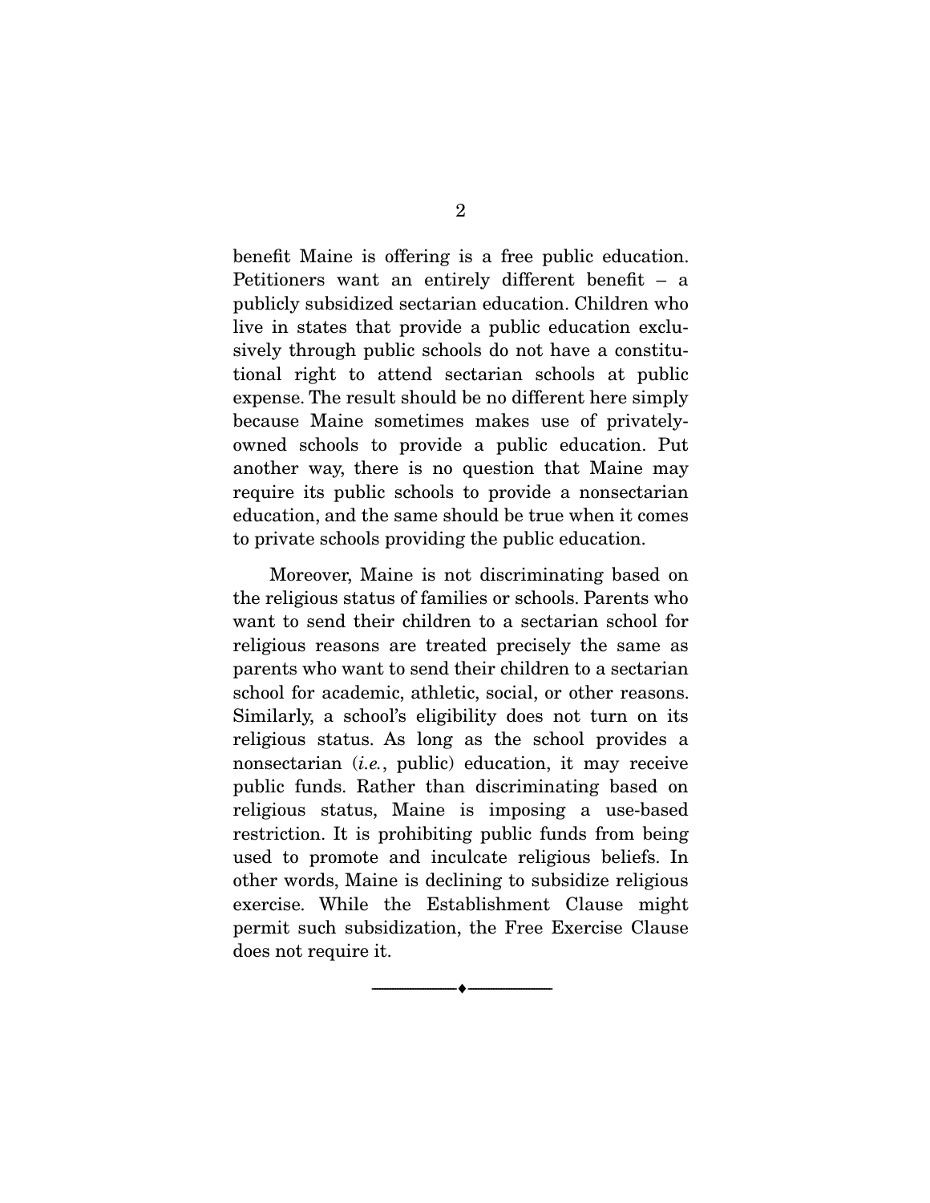benefit Maine is offering is a free public education. Petitioners want an entirely different benefit – a publicly subsidized sectarian education. Children who live in states that provide a public education exclusively through public schools do not have a constitutional right to attend sectarian schools at public expense. The result should be no different here simply because Maine sometimes makes use of privately-owned schools to provide a public education. Put another way, there is no question that Maine may require its public schools to provide a nonsectarian education, and the same should be true when it comes to private schools providing the public education.

Moreover, Maine is not discriminating based on the religious status of families or schools. Parents who want to send their children to a sectarian school for religious reasons are treated precisely the same as parents who want to send their children to a sectarian school for academic, athletic, social, or other reasons. Similarly, a school's eligibility does not turn on its religious status. As long as the school provides a nonsectarian (*i.e.*, public) education, it may receive public funds. Rather than discriminating based on religious status, Maine is imposing a use-based restriction. It is prohibiting public funds from being used to promote and inculcate religious beliefs. In other words, Maine is declining to subsidize religious exercise. While the Establishment Clause might permit such subsidization, the Free Exercise Clause does not require it.

---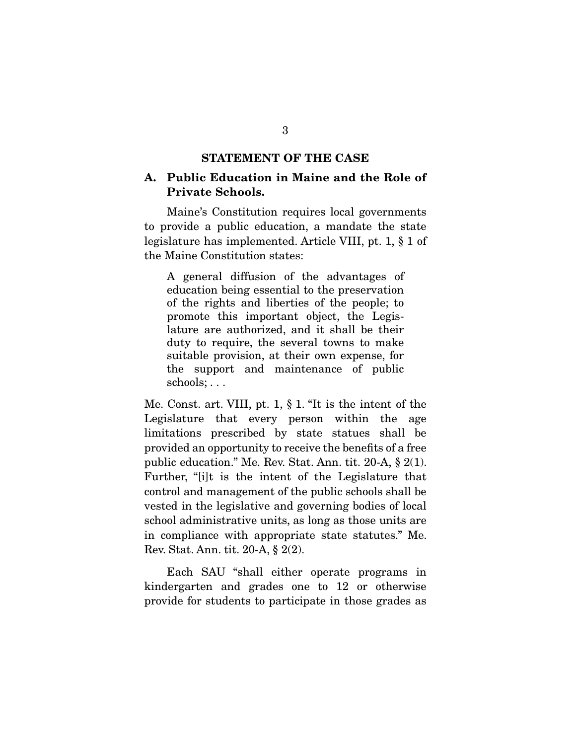## STATEMENT OF THE CASE

### A. Public Education in Maine and the Role of Private Schools.

Maine's Constitution requires local governments to provide a public education, a mandate the state legislature has implemented. Article VIII, pt. 1, § 1 of the Maine Constitution states:

> A general diffusion of the advantages of education being essential to the preservation of the rights and liberties of the people; to promote this important object, the Legislature are authorized, and it shall be their duty to require, the several towns to make suitable provision, at their own expense, for the support and maintenance of public schools; . . .

Me. Const. art. VIII, pt. 1, § 1. "It is the intent of the Legislature that every person within the age limitations prescribed by state statues shall be provided an opportunity to receive the benefits of a free public education." Me. Rev. Stat. Ann. tit. 20-A, § 2(1). Further, "[i]t is the intent of the Legislature that control and management of the public schools shall be vested in the legislative and governing bodies of local school administrative units, as long as those units are in compliance with appropriate state statutes." Me. Rev. Stat. Ann. tit. 20-A, § 2(2).

Each SAU "shall either operate programs in kindergarten and grades one to 12 or otherwise provide for students to participate in those grades as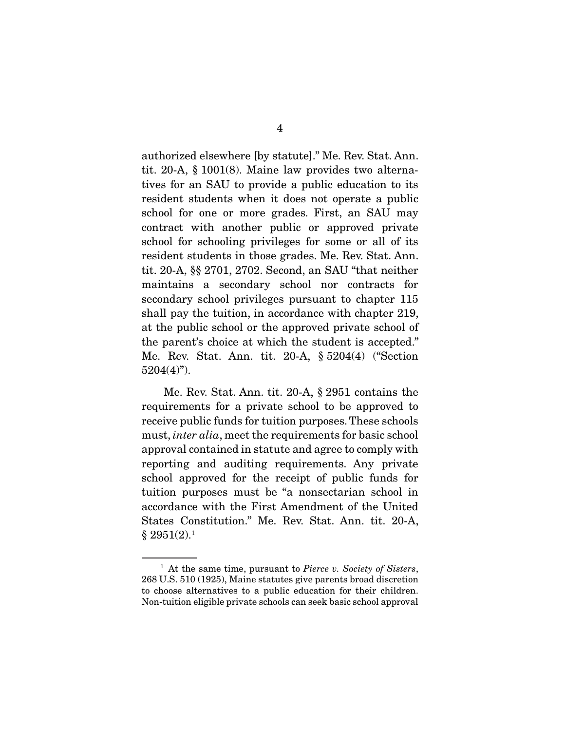authorized elsewhere [by statute]." Me. Rev. Stat. Ann. tit. 20-A, § 1001(8). Maine law provides two alternatives for an SAU to provide a public education to its resident students when it does not operate a public school for one or more grades. First, an SAU may contract with another public or approved private school for schooling privileges for some or all of its resident students in those grades. Me. Rev. Stat. Ann. tit. 20-A, §§ 2701, 2702. Second, an SAU "that neither maintains a secondary school nor contracts for secondary school privileges pursuant to chapter 115 shall pay the tuition, in accordance with chapter 219, at the public school or the approved private school of the parent's choice at which the student is accepted." Me. Rev. Stat. Ann. tit. 20-A, § 5204(4) ("Section 5204(4)").

Me. Rev. Stat. Ann. tit. 20-A, § 2951 contains the requirements for a private school to be approved to receive public funds for tuition purposes. These schools must, *inter alia*, meet the requirements for basic school approval contained in statute and agree to comply with reporting and auditing requirements. Any private school approved for the receipt of public funds for tuition purposes must be "a nonsectarian school in accordance with the First Amendment of the United States Constitution." Me. Rev. Stat. Ann. tit. 20-A, § 2951(2).[1]

---

[1] At the same time, pursuant to *Pierce v. Society of Sisters*, 268 U.S. 510 (1925), Maine statutes give parents broad discretion to choose alternatives to a public education for their children. Non-tuition eligible private schools can seek basic school approval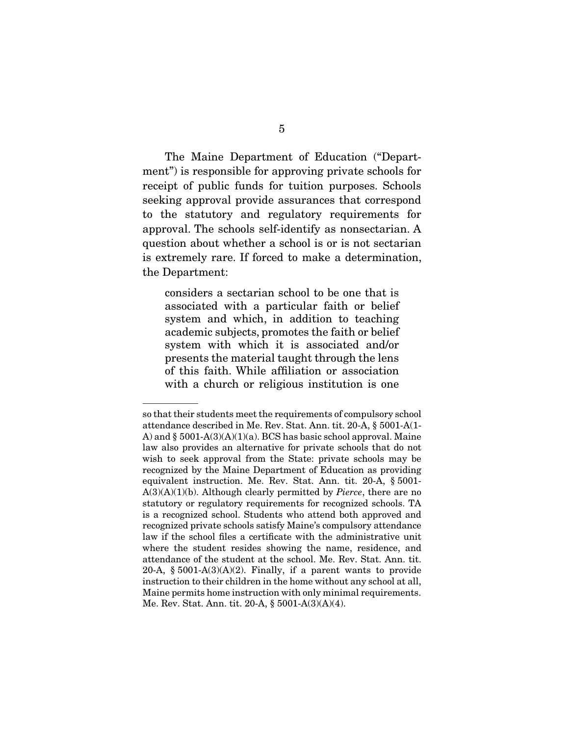The Maine Department of Education ("Department") is responsible for approving private schools for receipt of public funds for tuition purposes. Schools seeking approval provide assurances that correspond to the statutory and regulatory requirements for approval. The schools self-identify as nonsectarian. A question about whether a school is or is not sectarian is extremely rare. If forced to make a determination, the Department:

> considers a sectarian school to be one that is associated with a particular faith or belief system and which, in addition to teaching academic subjects, promotes the faith or belief system with which it is associated and/or presents the material taught through the lens of this faith. While affiliation or association with a church or religious institution is one

---

so that their students meet the requirements of compulsory school attendance described in Me. Rev. Stat. Ann. tit. 20-A, § 5001-A(1-A) and § 5001-A(3)(A)(1)(a). BCS has basic school approval. Maine law also provides an alternative for private schools that do not wish to seek approval from the State: private schools may be recognized by the Maine Department of Education as providing equivalent instruction. Me. Rev. Stat. Ann. tit. 20-A, § 5001-A(3)(A)(1)(b). Although clearly permitted by *Pierce*, there are no statutory or regulatory requirements for recognized schools. TA is a recognized school. Students who attend both approved and recognized private schools satisfy Maine's compulsory attendance law if the school files a certificate with the administrative unit where the student resides showing the name, residence, and attendance of the student at the school. Me. Rev. Stat. Ann. tit. 20-A, § 5001-A(3)(A)(2). Finally, if a parent wants to provide instruction to their children in the home without any school at all, Maine permits home instruction with only minimal requirements. Me. Rev. Stat. Ann. tit. 20-A, § 5001-A(3)(A)(4).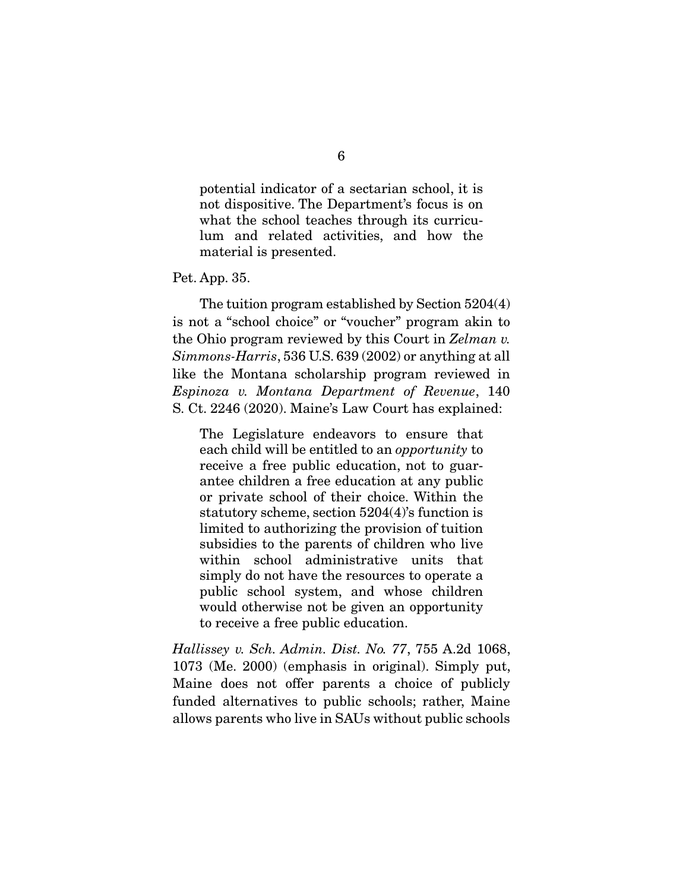> potential indicator of a sectarian school, it is not dispositive. The Department's focus is on what the school teaches through its curriculum and related activities, and how the material is presented.

Pet. App. 35.

The tuition program established by Section 5204(4) is not a "school choice" or "voucher" program akin to the Ohio program reviewed by this Court in *Zelman v. Simmons-Harris*, 536 U.S. 639 (2002) or anything at all like the Montana scholarship program reviewed in *Espinoza v. Montana Department of Revenue*, 140 S. Ct. 2246 (2020). Maine's Law Court has explained:

> The Legislature endeavors to ensure that each child will be entitled to an *opportunity* to receive a free public education, not to guarantee children a free education at any public or private school of their choice. Within the statutory scheme, section 5204(4)'s function is limited to authorizing the provision of tuition subsidies to the parents of children who live within school administrative units that simply do not have the resources to operate a public school system, and whose children would otherwise not be given an opportunity to receive a free public education.

*Hallissey v. Sch. Admin. Dist. No. 77*, 755 A.2d 1068, 1073 (Me. 2000) (emphasis in original). Simply put, Maine does not offer parents a choice of publicly funded alternatives to public schools; rather, Maine allows parents who live in SAUs without public schools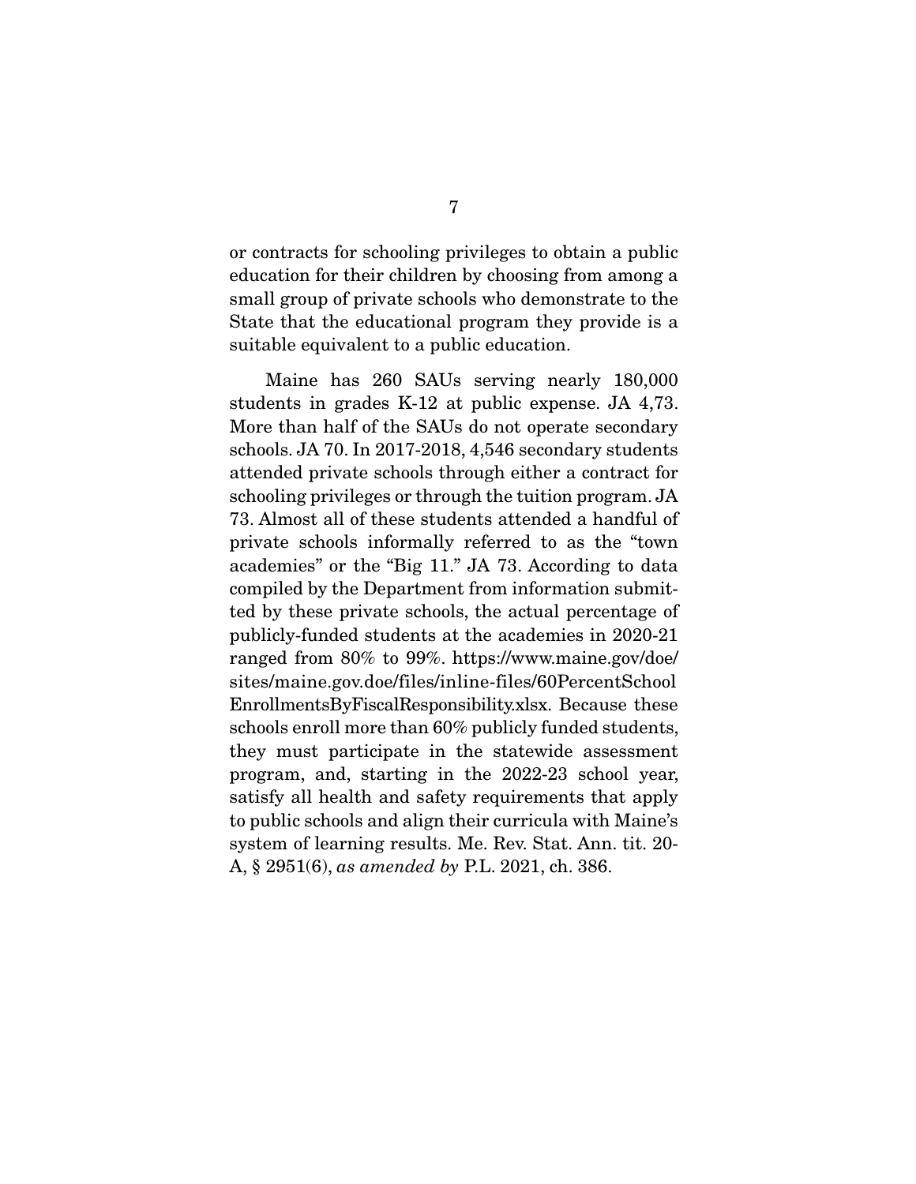or contracts for schooling privileges to obtain a public education for their children by choosing from among a small group of private schools who demonstrate to the State that the educational program they provide is a suitable equivalent to a public education.

Maine has 260 SAUs serving nearly 180,000 students in grades K-12 at public expense. JA 4,73. More than half of the SAUs do not operate secondary schools. JA 70. In 2017-2018, 4,546 secondary students attended private schools through either a contract for schooling privileges or through the tuition program. JA 73. Almost all of these students attended a handful of private schools informally referred to as the "town academies" or the "Big 11." JA 73. According to data compiled by the Department from information submitted by these private schools, the actual percentage of publicly-funded students at the academies in 2020-21 ranged from 80% to 99%. https://www.maine.gov/doe/sites/maine.gov.doe/files/inline-files/60PercentSchoolEnrollmentsByFiscalResponsibility.xlsx. Because these schools enroll more than 60% publicly funded students, they must participate in the statewide assessment program, and, starting in the 2022-23 school year, satisfy all health and safety requirements that apply to public schools and align their curricula with Maine's system of learning results. Me. Rev. Stat. Ann. tit. 20-A, § 2951(6), *as amended by* P.L. 2021, ch. 386.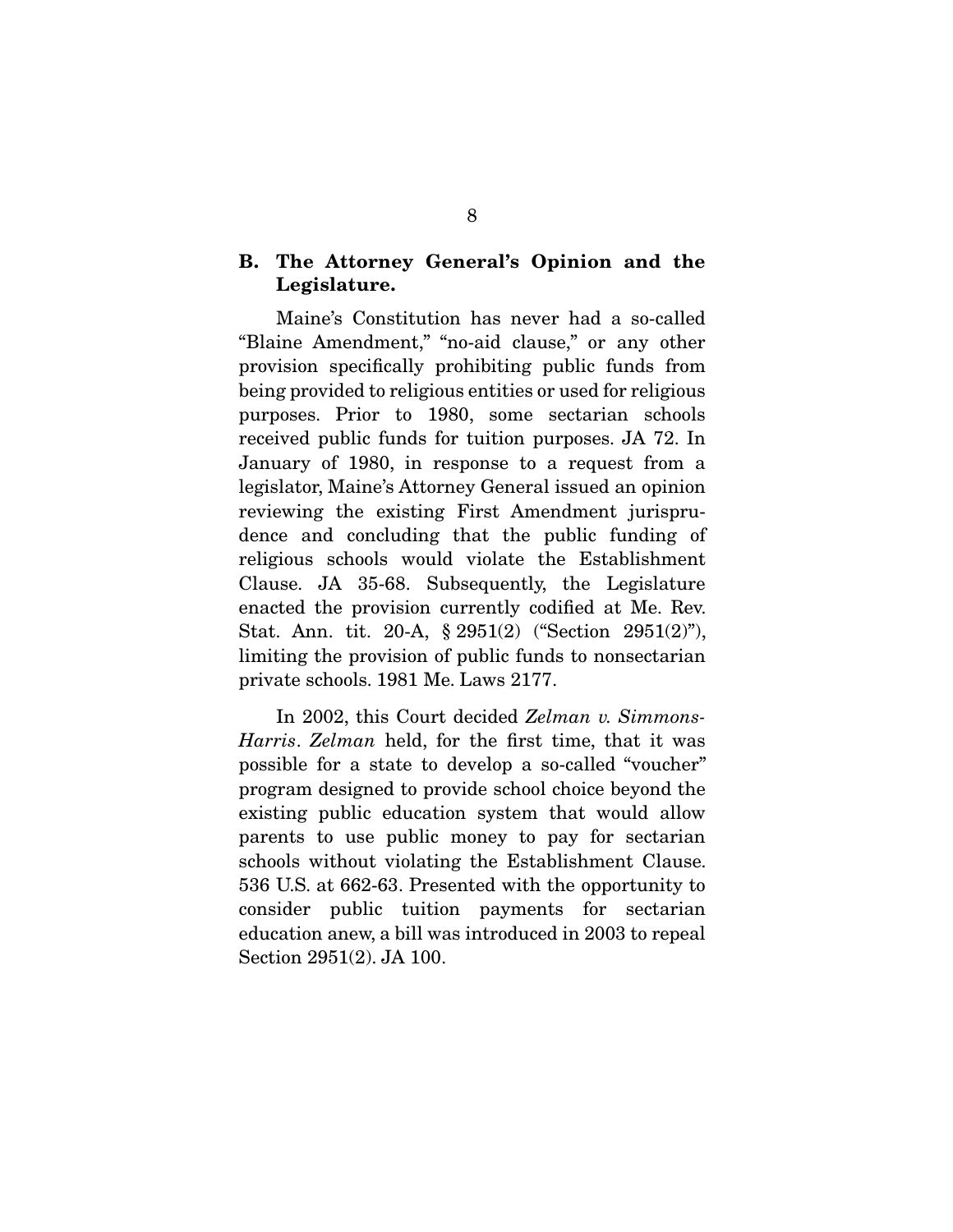### B. The Attorney General's Opinion and the Legislature.

Maine's Constitution has never had a so-called "Blaine Amendment," "no-aid clause," or any other provision specifically prohibiting public funds from being provided to religious entities or used for religious purposes. Prior to 1980, some sectarian schools received public funds for tuition purposes. JA 72. In January of 1980, in response to a request from a legislator, Maine's Attorney General issued an opinion reviewing the existing First Amendment jurisprudence and concluding that the public funding of religious schools would violate the Establishment Clause. JA 35-68. Subsequently, the Legislature enacted the provision currently codified at Me. Rev. Stat. Ann. tit. 20-A, § 2951(2) ("Section 2951(2)"), limiting the provision of public funds to nonsectarian private schools. 1981 Me. Laws 2177.

In 2002, this Court decided *Zelman v. Simmons-Harris*. *Zelman* held, for the first time, that it was possible for a state to develop a so-called "voucher" program designed to provide school choice beyond the existing public education system that would allow parents to use public money to pay for sectarian schools without violating the Establishment Clause. 536 U.S. at 662-63. Presented with the opportunity to consider public tuition payments for sectarian education anew, a bill was introduced in 2003 to repeal Section 2951(2). JA 100.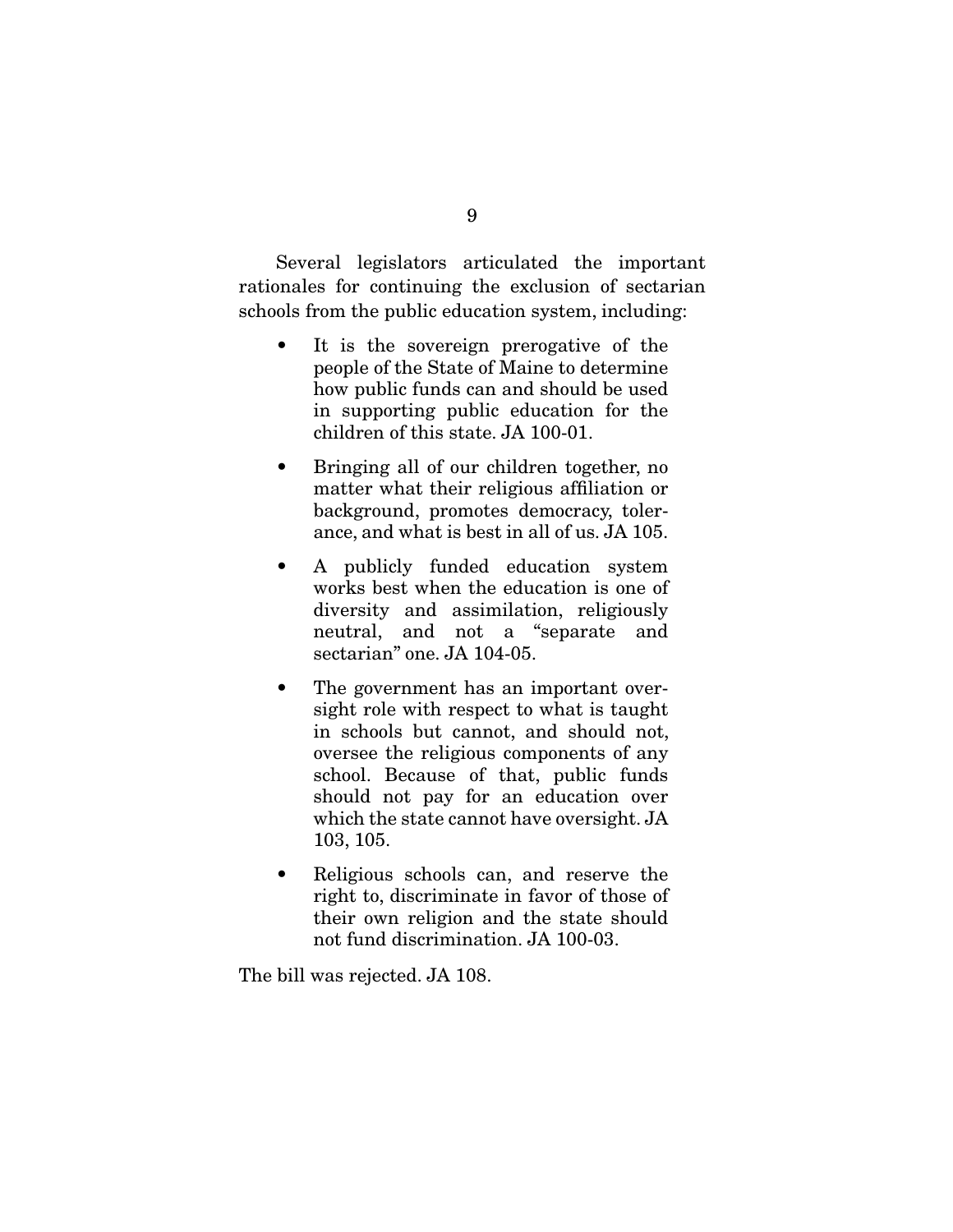Several legislators articulated the important rationales for continuing the exclusion of sectarian schools from the public education system, including:

- It is the sovereign prerogative of the people of the State of Maine to determine how public funds can and should be used in supporting public education for the children of this state. JA 100-01.
- Bringing all of our children together, no matter what their religious affiliation or background, promotes democracy, tolerance, and what is best in all of us. JA 105.
- A publicly funded education system works best when the education is one of diversity and assimilation, religiously neutral, and not a "separate and sectarian" one. JA 104-05.
- The government has an important oversight role with respect to what is taught in schools but cannot, and should not, oversee the religious components of any school. Because of that, public funds should not pay for an education over which the state cannot have oversight. JA 103, 105.
- Religious schools can, and reserve the right to, discriminate in favor of those of their own religion and the state should not fund discrimination. JA 100-03.

The bill was rejected. JA 108.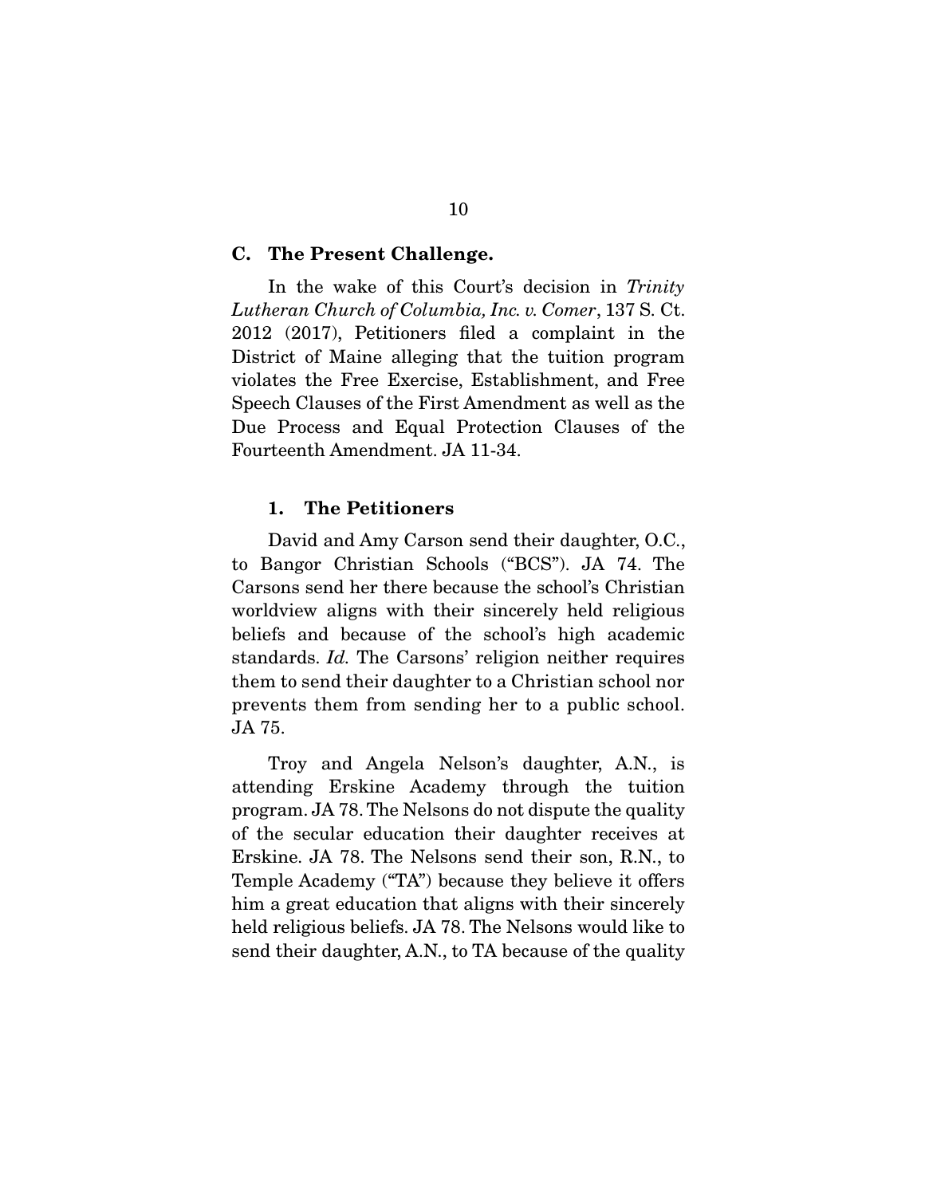### C. The Present Challenge.

In the wake of this Court's decision in *Trinity Lutheran Church of Columbia, Inc. v. Comer*, 137 S. Ct. 2012 (2017), Petitioners filed a complaint in the District of Maine alleging that the tuition program violates the Free Exercise, Establishment, and Free Speech Clauses of the First Amendment as well as the Due Process and Equal Protection Clauses of the Fourteenth Amendment. JA 11-34.

#### 1. The Petitioners

David and Amy Carson send their daughter, O.C., to Bangor Christian Schools ("BCS"). JA 74. The Carsons send her there because the school's Christian worldview aligns with their sincerely held religious beliefs and because of the school's high academic standards. *Id.* The Carsons' religion neither requires them to send their daughter to a Christian school nor prevents them from sending her to a public school. JA 75.

Troy and Angela Nelson's daughter, A.N., is attending Erskine Academy through the tuition program. JA 78. The Nelsons do not dispute the quality of the secular education their daughter receives at Erskine. JA 78. The Nelsons send their son, R.N., to Temple Academy ("TA") because they believe it offers him a great education that aligns with their sincerely held religious beliefs. JA 78. The Nelsons would like to send their daughter, A.N., to TA because of the quality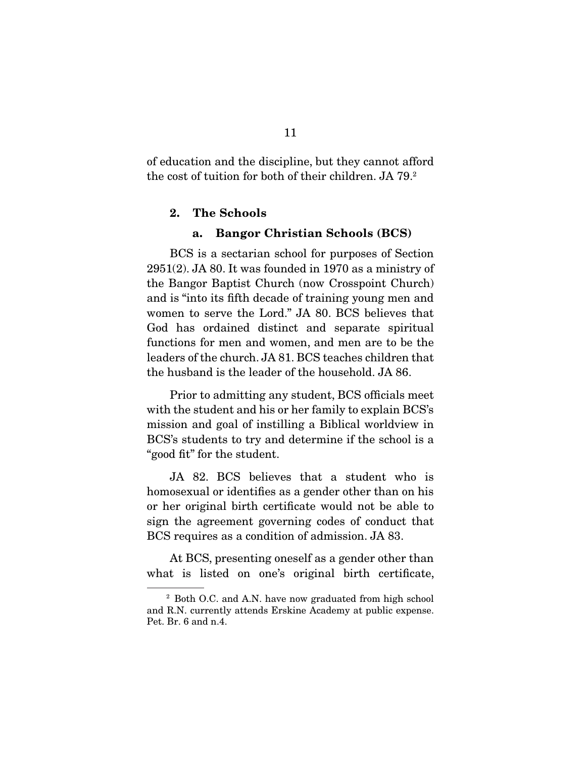of education and the discipline, but they cannot afford the cost of tuition for both of their children. JA 79.[2]

### 2. The Schools

#### a. Bangor Christian Schools (BCS)

BCS is a sectarian school for purposes of Section 2951(2). JA 80. It was founded in 1970 as a ministry of the Bangor Baptist Church (now Crosspoint Church) and is "into its fifth decade of training young men and women to serve the Lord." JA 80. BCS believes that God has ordained distinct and separate spiritual functions for men and women, and men are to be the leaders of the church. JA 81. BCS teaches children that the husband is the leader of the household. JA 86.

Prior to admitting any student, BCS officials meet with the student and his or her family to explain BCS's mission and goal of instilling a Biblical worldview in BCS's students to try and determine if the school is a "good fit" for the student.

JA 82. BCS believes that a student who is homosexual or identifies as a gender other than on his or her original birth certificate would not be able to sign the agreement governing codes of conduct that BCS requires as a condition of admission. JA 83.

At BCS, presenting oneself as a gender other than what is listed on one's original birth certificate,

[2] Both O.C. and A.N. have now graduated from high school and R.N. currently attends Erskine Academy at public expense. Pet. Br. 6 and n.4.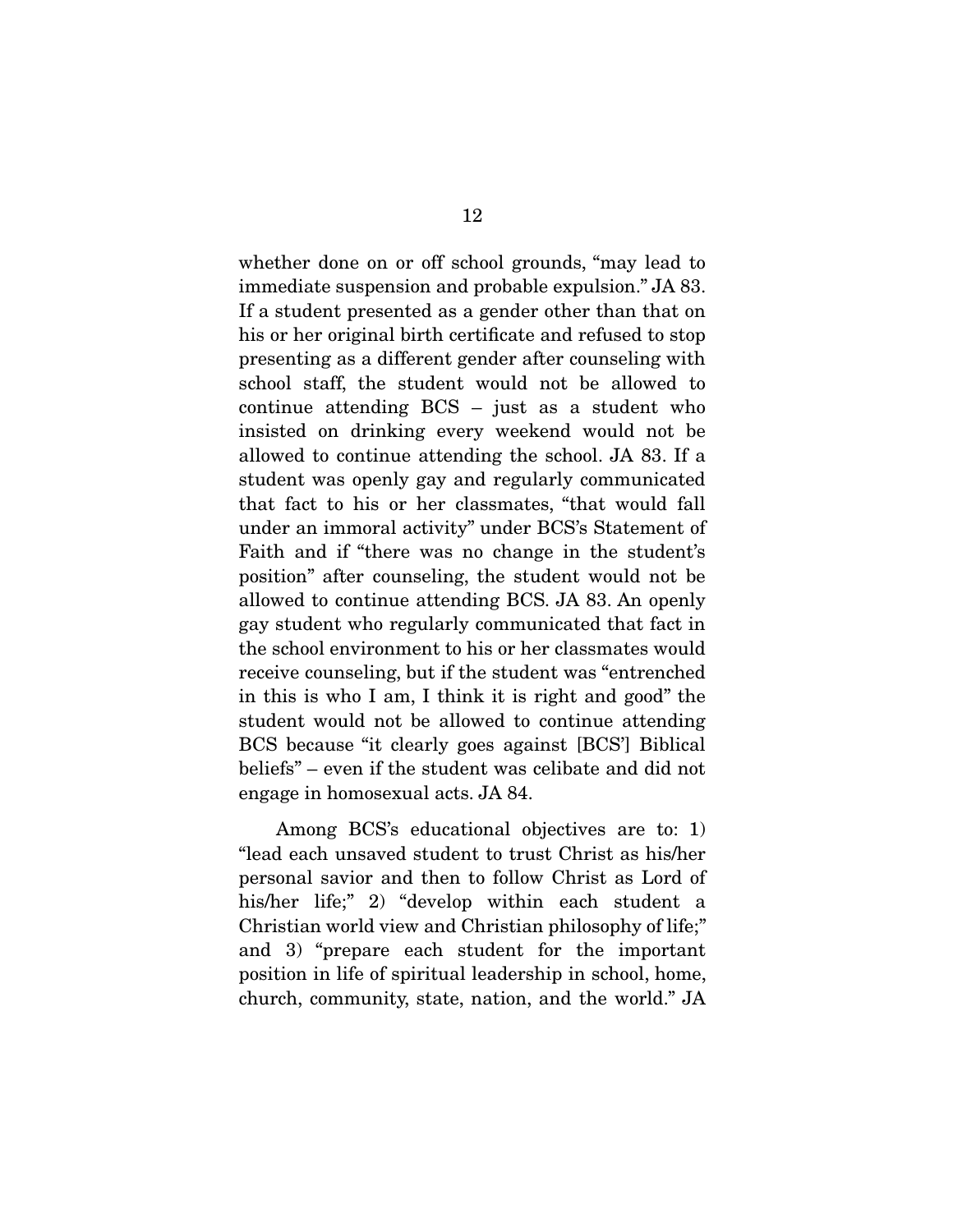whether done on or off school grounds, "may lead to immediate suspension and probable expulsion." JA 83. If a student presented as a gender other than that on his or her original birth certificate and refused to stop presenting as a different gender after counseling with school staff, the student would not be allowed to continue attending BCS – just as a student who insisted on drinking every weekend would not be allowed to continue attending the school. JA 83. If a student was openly gay and regularly communicated that fact to his or her classmates, "that would fall under an immoral activity" under BCS's Statement of Faith and if "there was no change in the student's position" after counseling, the student would not be allowed to continue attending BCS. JA 83. An openly gay student who regularly communicated that fact in the school environment to his or her classmates would receive counseling, but if the student was "entrenched in this is who I am, I think it is right and good" the student would not be allowed to continue attending BCS because "it clearly goes against [BCS'] Biblical beliefs" – even if the student was celibate and did not engage in homosexual acts. JA 84.

Among BCS's educational objectives are to: 1) "lead each unsaved student to trust Christ as his/her personal savior and then to follow Christ as Lord of his/her life;" 2) "develop within each student a Christian world view and Christian philosophy of life;" and 3) "prepare each student for the important position in life of spiritual leadership in school, home, church, community, state, nation, and the world." JA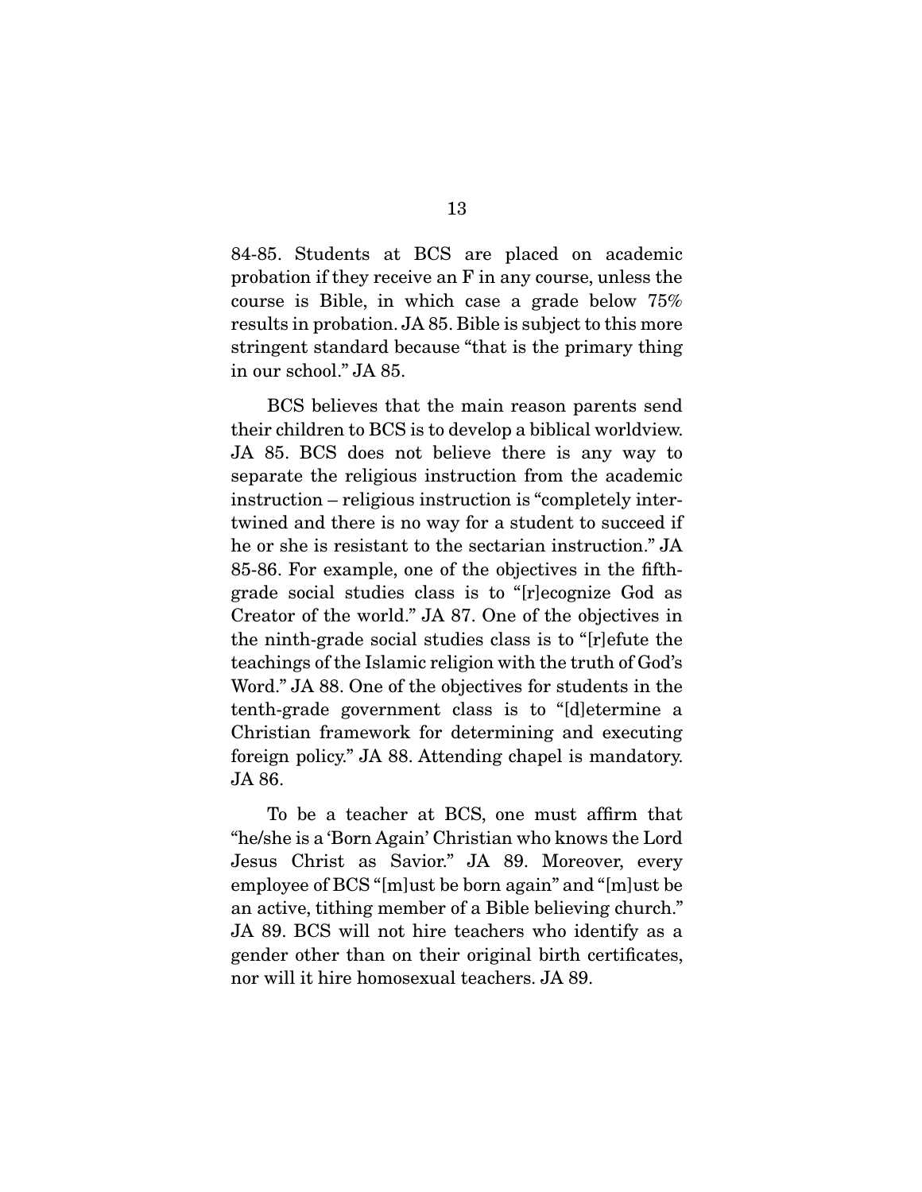84-85. Students at BCS are placed on academic probation if they receive an F in any course, unless the course is Bible, in which case a grade below 75% results in probation. JA 85. Bible is subject to this more stringent standard because "that is the primary thing in our school." JA 85.

BCS believes that the main reason parents send their children to BCS is to develop a biblical worldview. JA 85. BCS does not believe there is any way to separate the religious instruction from the academic instruction – religious instruction is "completely intertwined and there is no way for a student to succeed if he or she is resistant to the sectarian instruction." JA 85-86. For example, one of the objectives in the fifth-grade social studies class is to "[r]ecognize God as Creator of the world." JA 87. One of the objectives in the ninth-grade social studies class is to "[r]efute the teachings of the Islamic religion with the truth of God's Word." JA 88. One of the objectives for students in the tenth-grade government class is to "[d]etermine a Christian framework for determining and executing foreign policy." JA 88. Attending chapel is mandatory. JA 86.

To be a teacher at BCS, one must affirm that "he/she is a 'Born Again' Christian who knows the Lord Jesus Christ as Savior." JA 89. Moreover, every employee of BCS "[m]ust be born again" and "[m]ust be an active, tithing member of a Bible believing church." JA 89. BCS will not hire teachers who identify as a gender other than on their original birth certificates, nor will it hire homosexual teachers. JA 89.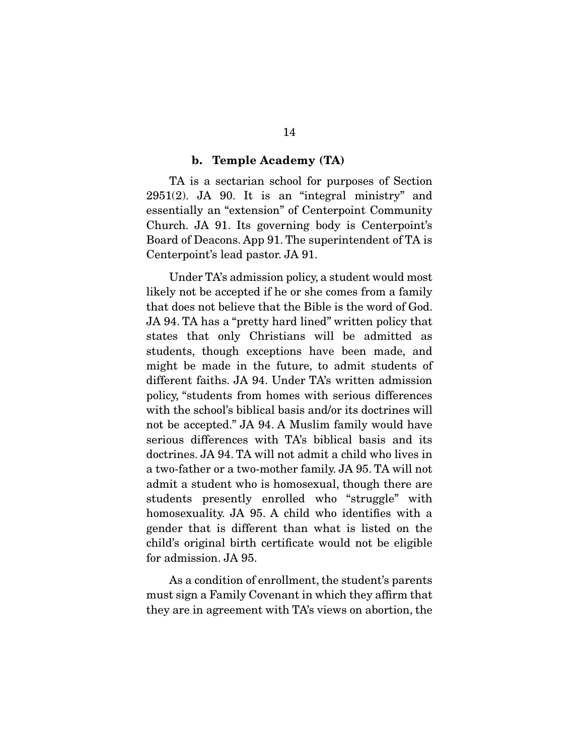#### b. Temple Academy (TA)

TA is a sectarian school for purposes of Section 2951(2). JA 90. It is an "integral ministry" and essentially an "extension" of Centerpoint Community Church. JA 91. Its governing body is Centerpoint's Board of Deacons. App 91. The superintendent of TA is Centerpoint's lead pastor. JA 91.

Under TA's admission policy, a student would most likely not be accepted if he or she comes from a family that does not believe that the Bible is the word of God. JA 94. TA has a "pretty hard lined" written policy that states that only Christians will be admitted as students, though exceptions have been made, and might be made in the future, to admit students of different faiths. JA 94. Under TA's written admission policy, "students from homes with serious differences with the school's biblical basis and/or its doctrines will not be accepted." JA 94. A Muslim family would have serious differences with TA's biblical basis and its doctrines. JA 94. TA will not admit a child who lives in a two-father or a two-mother family. JA 95. TA will not admit a student who is homosexual, though there are students presently enrolled who "struggle" with homosexuality. JA 95. A child who identifies with a gender that is different than what is listed on the child's original birth certificate would not be eligible for admission. JA 95.

As a condition of enrollment, the student's parents must sign a Family Covenant in which they affirm that they are in agreement with TA's views on abortion, the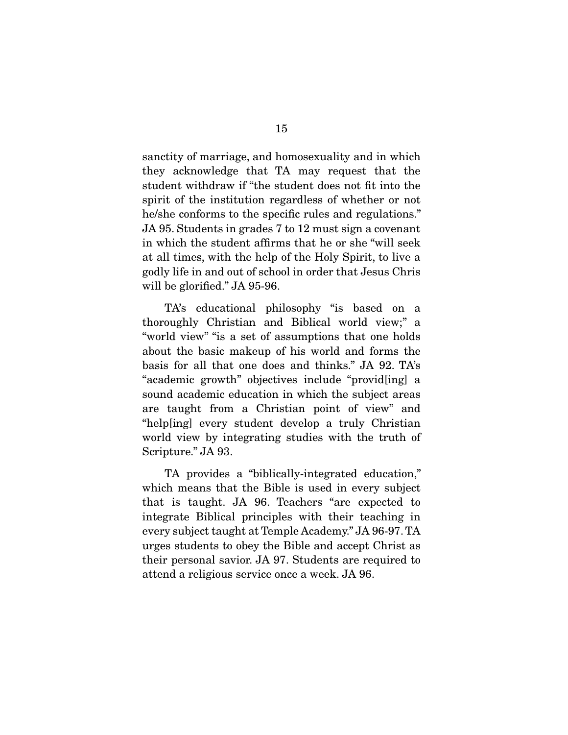sanctity of marriage, and homosexuality and in which they acknowledge that TA may request that the student withdraw if "the student does not fit into the spirit of the institution regardless of whether or not he/she conforms to the specific rules and regulations." JA 95. Students in grades 7 to 12 must sign a covenant in which the student affirms that he or she "will seek at all times, with the help of the Holy Spirit, to live a godly life in and out of school in order that Jesus Chris will be glorified." JA 95-96.

TA's educational philosophy "is based on a thoroughly Christian and Biblical world view;" a "world view" "is a set of assumptions that one holds about the basic makeup of his world and forms the basis for all that one does and thinks." JA 92. TA's "academic growth" objectives include "provid[ing] a sound academic education in which the subject areas are taught from a Christian point of view" and "help[ing] every student develop a truly Christian world view by integrating studies with the truth of Scripture." JA 93.

TA provides a "biblically-integrated education," which means that the Bible is used in every subject that is taught. JA 96. Teachers "are expected to integrate Biblical principles with their teaching in every subject taught at Temple Academy." JA 96-97. TA urges students to obey the Bible and accept Christ as their personal savior. JA 97. Students are required to attend a religious service once a week. JA 96.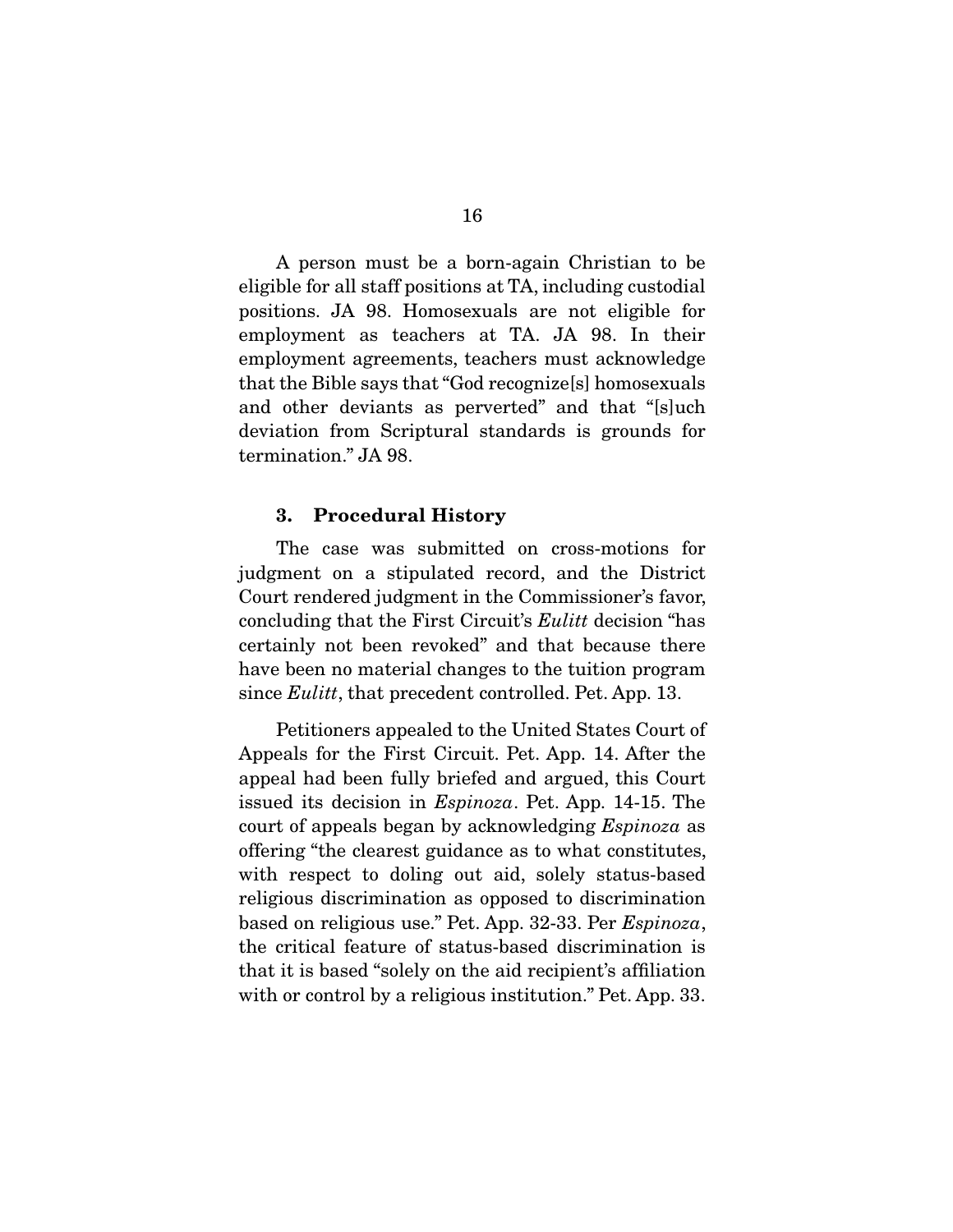A person must be a born-again Christian to be eligible for all staff positions at TA, including custodial positions. JA 98. Homosexuals are not eligible for employment as teachers at TA. JA 98. In their employment agreements, teachers must acknowledge that the Bible says that "God recognize[s] homosexuals and other deviants as perverted" and that "[s]uch deviation from Scriptural standards is grounds for termination." JA 98.

### 3. Procedural History

The case was submitted on cross-motions for judgment on a stipulated record, and the District Court rendered judgment in the Commissioner's favor, concluding that the First Circuit's *Eulitt* decision "has certainly not been revoked" and that because there have been no material changes to the tuition program since *Eulitt*, that precedent controlled. Pet. App. 13.

Petitioners appealed to the United States Court of Appeals for the First Circuit. Pet. App. 14. After the appeal had been fully briefed and argued, this Court issued its decision in *Espinoza*. Pet. App. 14-15. The court of appeals began by acknowledging *Espinoza* as offering "the clearest guidance as to what constitutes, with respect to doling out aid, solely status-based religious discrimination as opposed to discrimination based on religious use." Pet. App. 32-33. Per *Espinoza*, the critical feature of status-based discrimination is that it is based "solely on the aid recipient's affiliation with or control by a religious institution." Pet. App. 33.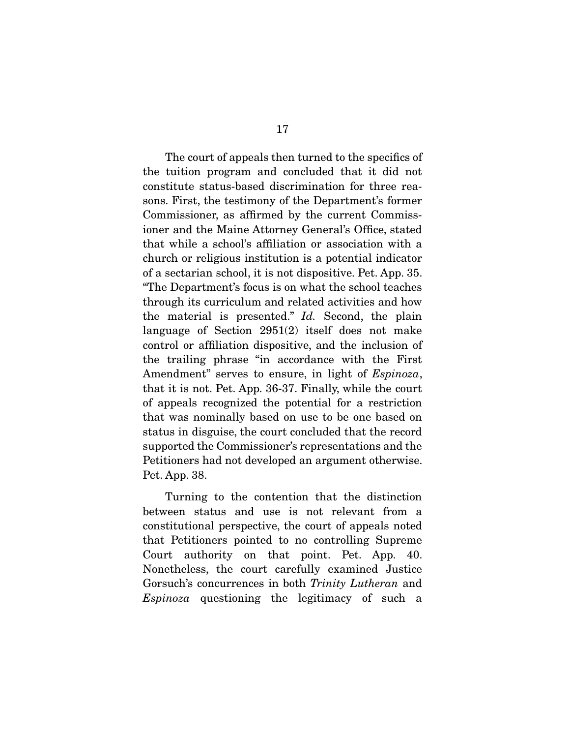The court of appeals then turned to the specifics of the tuition program and concluded that it did not constitute status-based discrimination for three reasons. First, the testimony of the Department's former Commissioner, as affirmed by the current Commissioner and the Maine Attorney General's Office, stated that while a school's affiliation or association with a church or religious institution is a potential indicator of a sectarian school, it is not dispositive. Pet. App. 35. "The Department's focus is on what the school teaches through its curriculum and related activities and how the material is presented." *Id.* Second, the plain language of Section 2951(2) itself does not make control or affiliation dispositive, and the inclusion of the trailing phrase "in accordance with the First Amendment" serves to ensure, in light of *Espinoza*, that it is not. Pet. App. 36-37. Finally, while the court of appeals recognized the potential for a restriction that was nominally based on use to be one based on status in disguise, the court concluded that the record supported the Commissioner's representations and the Petitioners had not developed an argument otherwise. Pet. App. 38.

Turning to the contention that the distinction between status and use is not relevant from a constitutional perspective, the court of appeals noted that Petitioners pointed to no controlling Supreme Court authority on that point. Pet. App. 40. Nonetheless, the court carefully examined Justice Gorsuch's concurrences in both *Trinity Lutheran* and *Espinoza* questioning the legitimacy of such a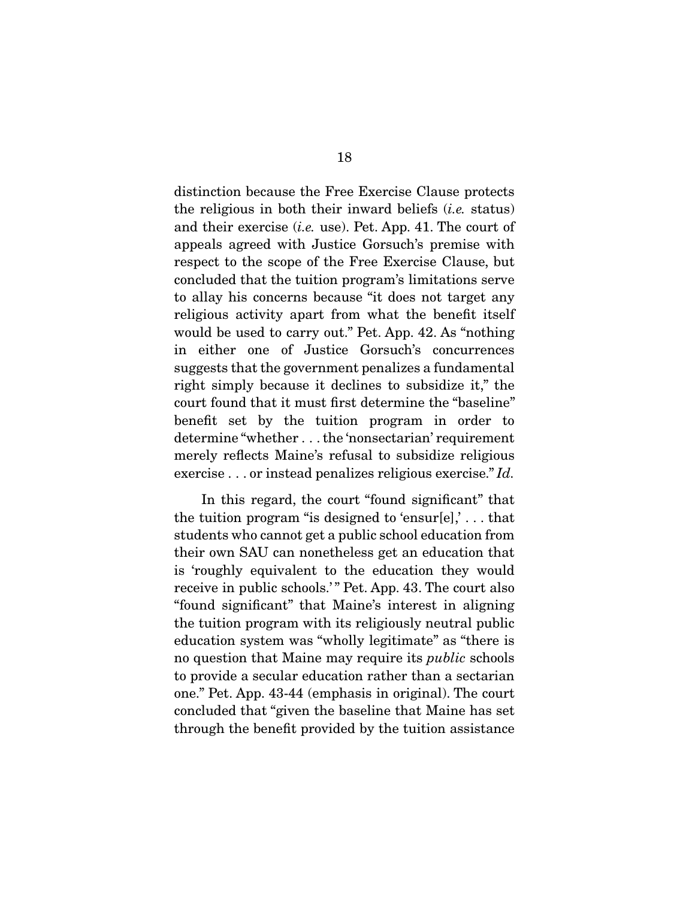distinction because the Free Exercise Clause protects the religious in both their inward beliefs (*i.e.* status) and their exercise (*i.e.* use). Pet. App. 41. The court of appeals agreed with Justice Gorsuch's premise with respect to the scope of the Free Exercise Clause, but concluded that the tuition program's limitations serve to allay his concerns because "it does not target any religious activity apart from what the benefit itself would be used to carry out." Pet. App. 42. As "nothing in either one of Justice Gorsuch's concurrences suggests that the government penalizes a fundamental right simply because it declines to subsidize it," the court found that it must first determine the "baseline" benefit set by the tuition program in order to determine "whether . . . the 'nonsectarian' requirement merely reflects Maine's refusal to subsidize religious exercise . . . or instead penalizes religious exercise." *Id.*

In this regard, the court "found significant" that the tuition program "is designed to 'ensur[e],' . . . that students who cannot get a public school education from their own SAU can nonetheless get an education that is 'roughly equivalent to the education they would receive in public schools.'" Pet. App. 43. The court also "found significant" that Maine's interest in aligning the tuition program with its religiously neutral public education system was "wholly legitimate" as "there is no question that Maine may require its *public* schools to provide a secular education rather than a sectarian one." Pet. App. 43-44 (emphasis in original). The court concluded that "given the baseline that Maine has set through the benefit provided by the tuition assistance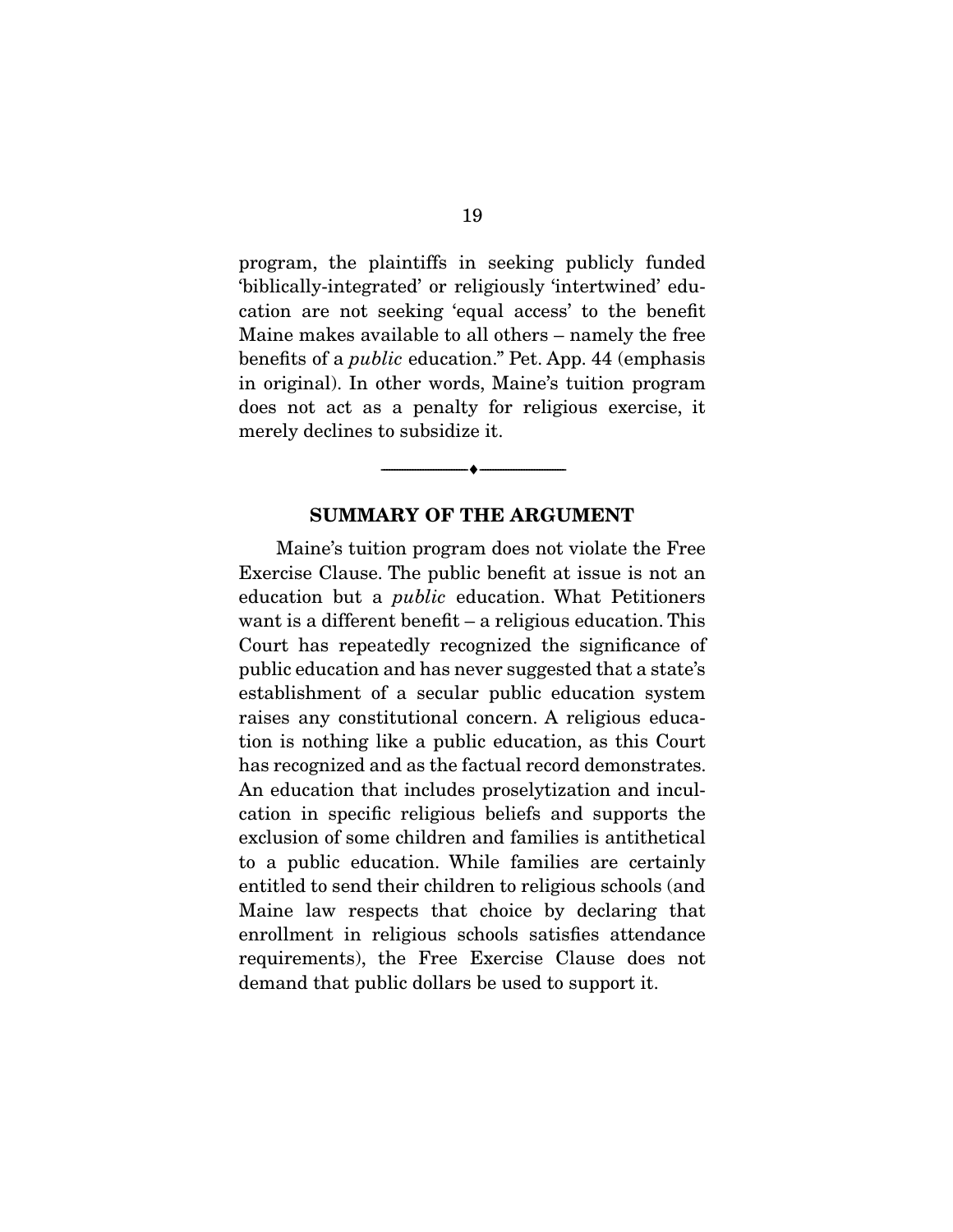program, the plaintiffs in seeking publicly funded 'biblically-integrated' or religiously 'intertwined' education are not seeking 'equal access' to the benefit Maine makes available to all others – namely the free benefits of a *public* education." Pet. App. 44 (emphasis in original). In other words, Maine's tuition program does not act as a penalty for religious exercise, it merely declines to subsidize it.

---

## SUMMARY OF THE ARGUMENT

Maine's tuition program does not violate the Free Exercise Clause. The public benefit at issue is not an education but a *public* education. What Petitioners want is a different benefit – a religious education. This Court has repeatedly recognized the significance of public education and has never suggested that a state's establishment of a secular public education system raises any constitutional concern. A religious education is nothing like a public education, as this Court has recognized and as the factual record demonstrates. An education that includes proselytization and inculcation in specific religious beliefs and supports the exclusion of some children and families is antithetical to a public education. While families are certainly entitled to send their children to religious schools (and Maine law respects that choice by declaring that enrollment in religious schools satisfies attendance requirements), the Free Exercise Clause does not demand that public dollars be used to support it.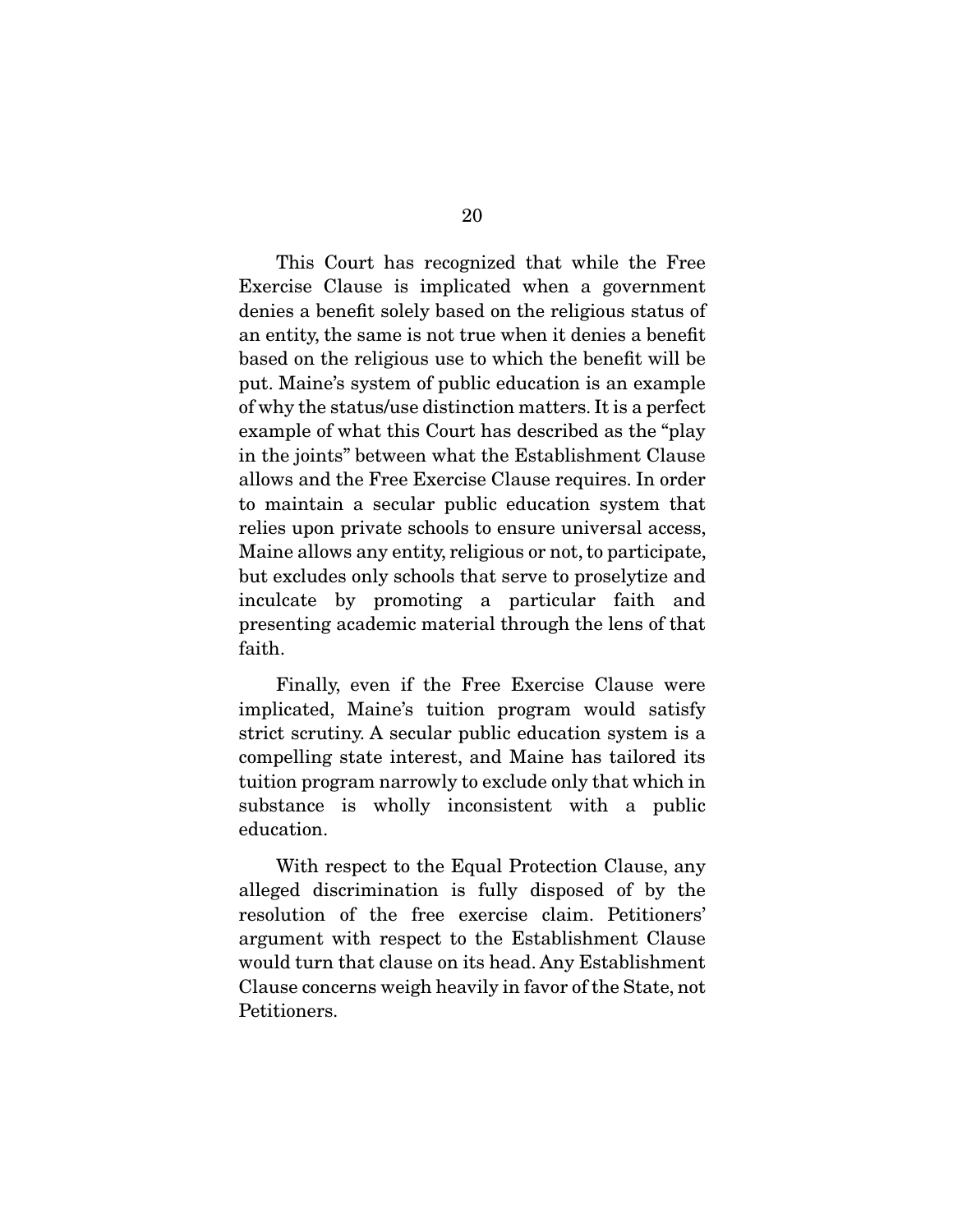This Court has recognized that while the Free Exercise Clause is implicated when a government denies a benefit solely based on the religious status of an entity, the same is not true when it denies a benefit based on the religious use to which the benefit will be put. Maine's system of public education is an example of why the status/use distinction matters. It is a perfect example of what this Court has described as the "play in the joints" between what the Establishment Clause allows and the Free Exercise Clause requires. In order to maintain a secular public education system that relies upon private schools to ensure universal access, Maine allows any entity, religious or not, to participate, but excludes only schools that serve to proselytize and inculcate by promoting a particular faith and presenting academic material through the lens of that faith.

Finally, even if the Free Exercise Clause were implicated, Maine's tuition program would satisfy strict scrutiny. A secular public education system is a compelling state interest, and Maine has tailored its tuition program narrowly to exclude only that which in substance is wholly inconsistent with a public education.

With respect to the Equal Protection Clause, any alleged discrimination is fully disposed of by the resolution of the free exercise claim. Petitioners' argument with respect to the Establishment Clause would turn that clause on its head. Any Establishment Clause concerns weigh heavily in favor of the State, not Petitioners.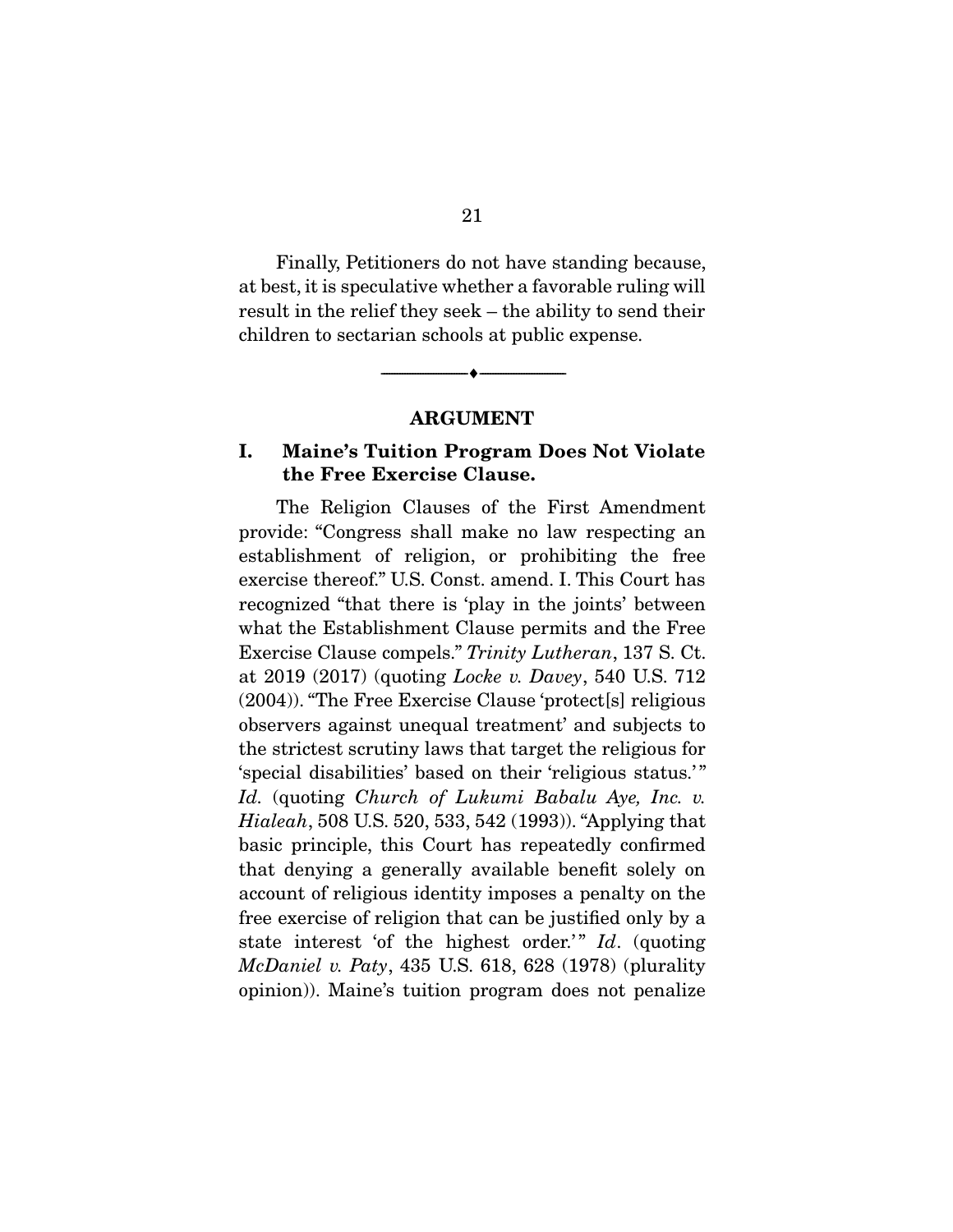Finally, Petitioners do not have standing because, at best, it is speculative whether a favorable ruling will result in the relief they seek – the ability to send their children to sectarian schools at public expense.

---

## ARGUMENT

### I. Maine's Tuition Program Does Not Violate the Free Exercise Clause.

The Religion Clauses of the First Amendment provide: "Congress shall make no law respecting an establishment of religion, or prohibiting the free exercise thereof." U.S. Const. amend. I. This Court has recognized "that there is 'play in the joints' between what the Establishment Clause permits and the Free Exercise Clause compels." *Trinity Lutheran*, 137 S. Ct. at 2019 (2017) (quoting *Locke v. Davey*, 540 U.S. 712 (2004)). "The Free Exercise Clause 'protect[s] religious observers against unequal treatment' and subjects to the strictest scrutiny laws that target the religious for 'special disabilities' based on their 'religious status.'" *Id.* (quoting *Church of Lukumi Babalu Aye, Inc. v. Hialeah*, 508 U.S. 520, 533, 542 (1993)). "Applying that basic principle, this Court has repeatedly confirmed that denying a generally available benefit solely on account of religious identity imposes a penalty on the free exercise of religion that can be justified only by a state interest 'of the highest order.'" *Id.* (quoting *McDaniel v. Paty*, 435 U.S. 618, 628 (1978) (plurality opinion)). Maine's tuition program does not penalize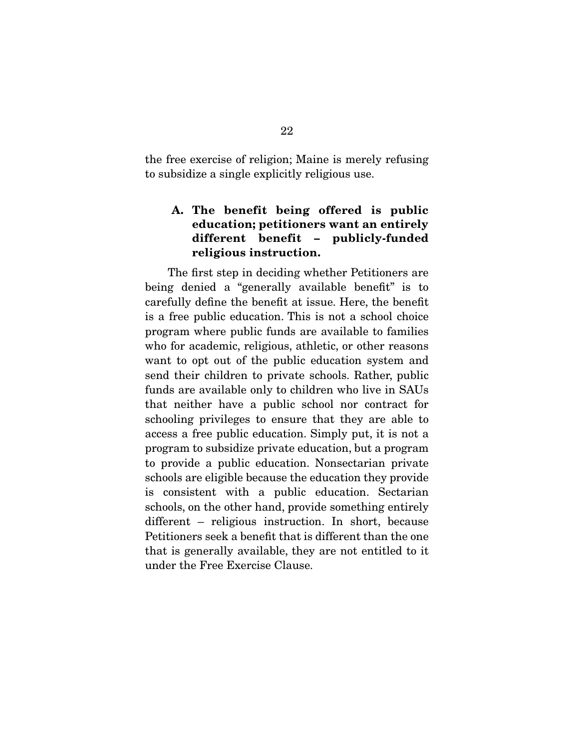the free exercise of religion; Maine is merely refusing to subsidize a single explicitly religious use.

### A. The benefit being offered is public education; petitioners want an entirely different benefit – publicly-funded religious instruction.

The first step in deciding whether Petitioners are being denied a "generally available benefit" is to carefully define the benefit at issue. Here, the benefit is a free public education. This is not a school choice program where public funds are available to families who for academic, religious, athletic, or other reasons want to opt out of the public education system and send their children to private schools. Rather, public funds are available only to children who live in SAUs that neither have a public school nor contract for schooling privileges to ensure that they are able to access a free public education. Simply put, it is not a program to subsidize private education, but a program to provide a public education. Nonsectarian private schools are eligible because the education they provide is consistent with a public education. Sectarian schools, on the other hand, provide something entirely different – religious instruction. In short, because Petitioners seek a benefit that is different than the one that is generally available, they are not entitled to it under the Free Exercise Clause.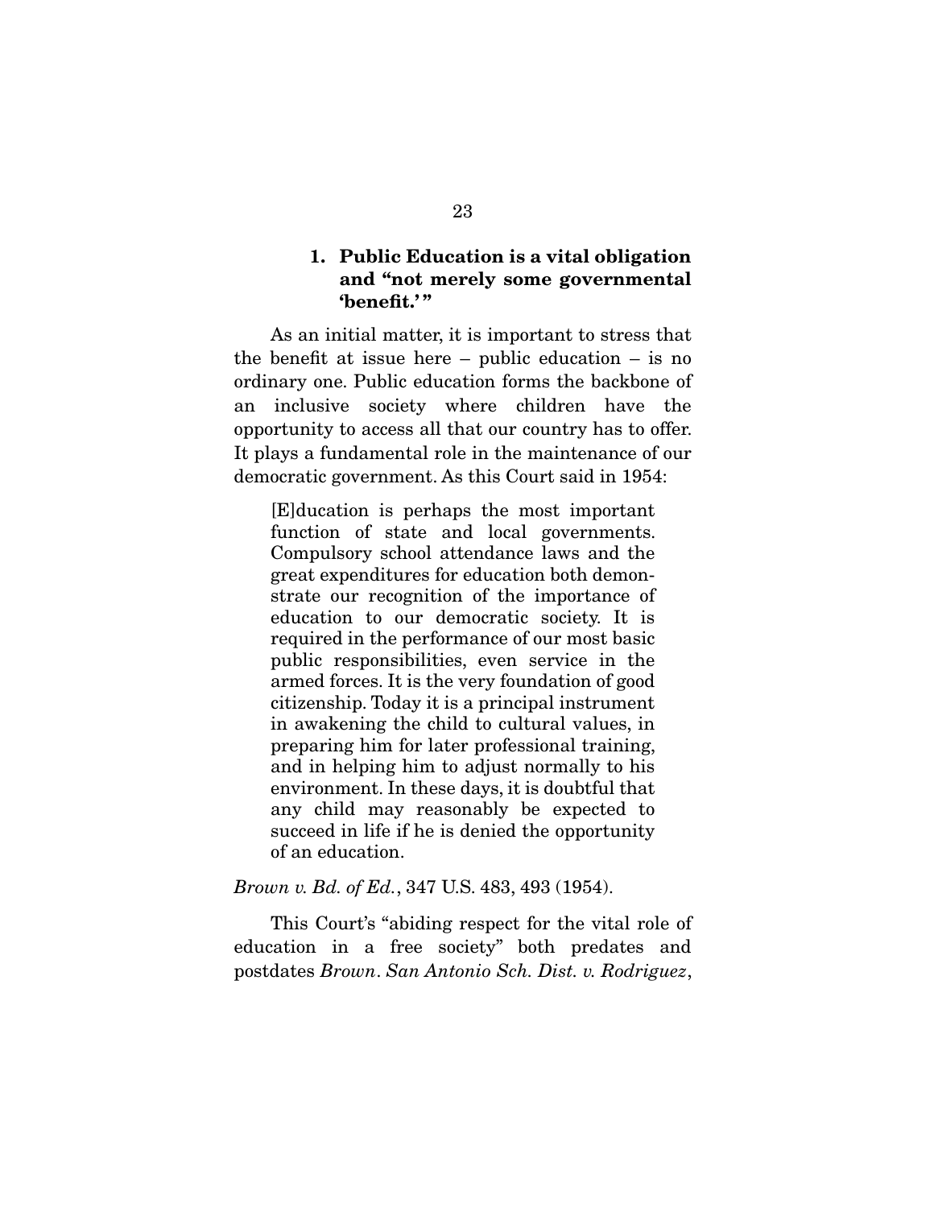### 1. Public Education is a vital obligation and "not merely some governmental 'benefit.'"

As an initial matter, it is important to stress that the benefit at issue here – public education – is no ordinary one. Public education forms the backbone of an inclusive society where children have the opportunity to access all that our country has to offer. It plays a fundamental role in the maintenance of our democratic government. As this Court said in 1954:

> [E]ducation is perhaps the most important function of state and local governments. Compulsory school attendance laws and the great expenditures for education both demonstrate our recognition of the importance of education to our democratic society. It is required in the performance of our most basic public responsibilities, even service in the armed forces. It is the very foundation of good citizenship. Today it is a principal instrument in awakening the child to cultural values, in preparing him for later professional training, and in helping him to adjust normally to his environment. In these days, it is doubtful that any child may reasonably be expected to succeed in life if he is denied the opportunity of an education.

*Brown v. Bd. of Ed.*, 347 U.S. 483, 493 (1954).

This Court's "abiding respect for the vital role of education in a free society" both predates and postdates *Brown*. *San Antonio Sch. Dist. v. Rodriguez*,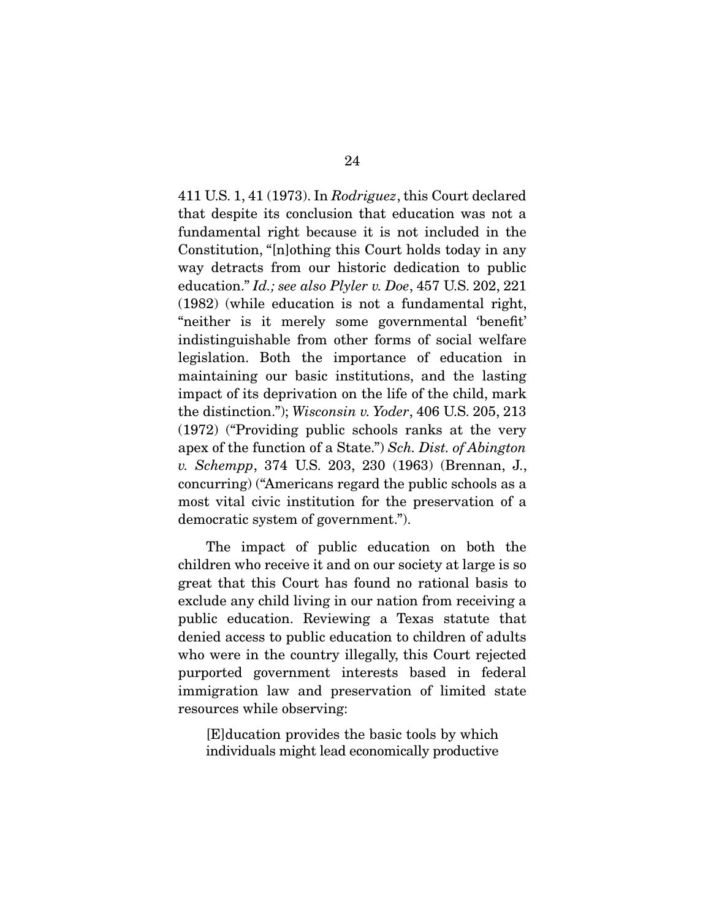411 U.S. 1, 41 (1973). In *Rodriguez*, this Court declared that despite its conclusion that education was not a fundamental right because it is not included in the Constitution, "[n]othing this Court holds today in any way detracts from our historic dedication to public education." *Id.; see also Plyler v. Doe*, 457 U.S. 202, 221 (1982) (while education is not a fundamental right, "neither is it merely some governmental 'benefit' indistinguishable from other forms of social welfare legislation. Both the importance of education in maintaining our basic institutions, and the lasting impact of its deprivation on the life of the child, mark the distinction."); *Wisconsin v. Yoder*, 406 U.S. 205, 213 (1972) ("Providing public schools ranks at the very apex of the function of a State.") *Sch. Dist. of Abington v. Schempp*, 374 U.S. 203, 230 (1963) (Brennan, J., concurring) ("Americans regard the public schools as a most vital civic institution for the preservation of a democratic system of government.").

The impact of public education on both the children who receive it and on our society at large is so great that this Court has found no rational basis to exclude any child living in our nation from receiving a public education. Reviewing a Texas statute that denied access to public education to children of adults who were in the country illegally, this Court rejected purported government interests based in federal immigration law and preservation of limited state resources while observing:

> [E]ducation provides the basic tools by which individuals might lead economically productive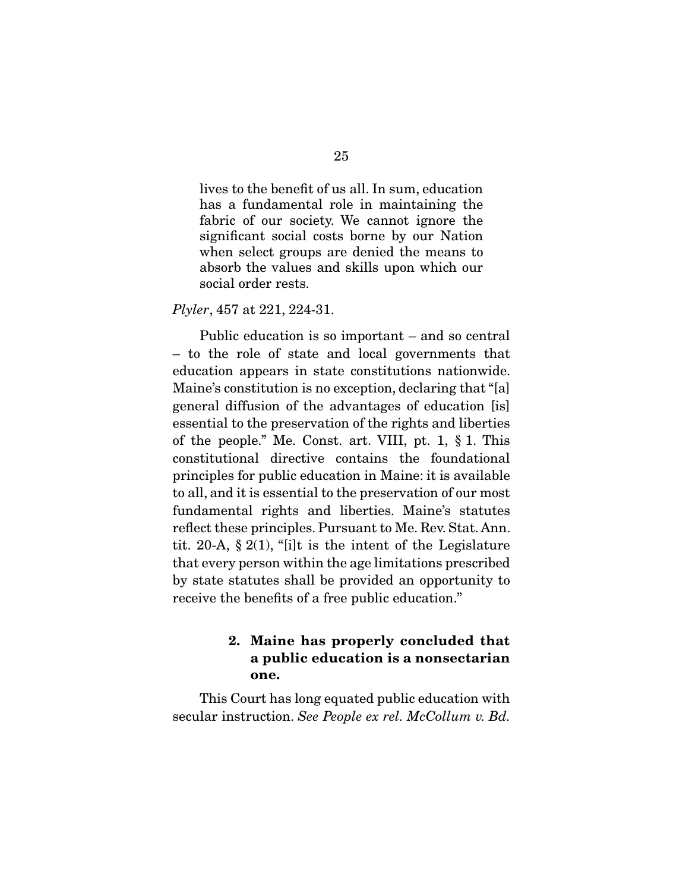> lives to the benefit of us all. In sum, education has a fundamental role in maintaining the fabric of our society. We cannot ignore the significant social costs borne by our Nation when select groups are denied the means to absorb the values and skills upon which our social order rests.

*Plyler*, 457 at 221, 224-31.

Public education is so important – and so central – to the role of state and local governments that education appears in state constitutions nationwide. Maine's constitution is no exception, declaring that "[a] general diffusion of the advantages of education [is] essential to the preservation of the rights and liberties of the people." Me. Const. art. VIII, pt. 1, § 1. This constitutional directive contains the foundational principles for public education in Maine: it is available to all, and it is essential to the preservation of our most fundamental rights and liberties. Maine's statutes reflect these principles. Pursuant to Me. Rev. Stat. Ann. tit. 20-A, § 2(1), "[i]t is the intent of the Legislature that every person within the age limitations prescribed by state statutes shall be provided an opportunity to receive the benefits of a free public education."

#### 2. Maine has properly concluded that a public education is a nonsectarian one.

This Court has long equated public education with secular instruction. *See People ex rel. McCollum v. Bd.*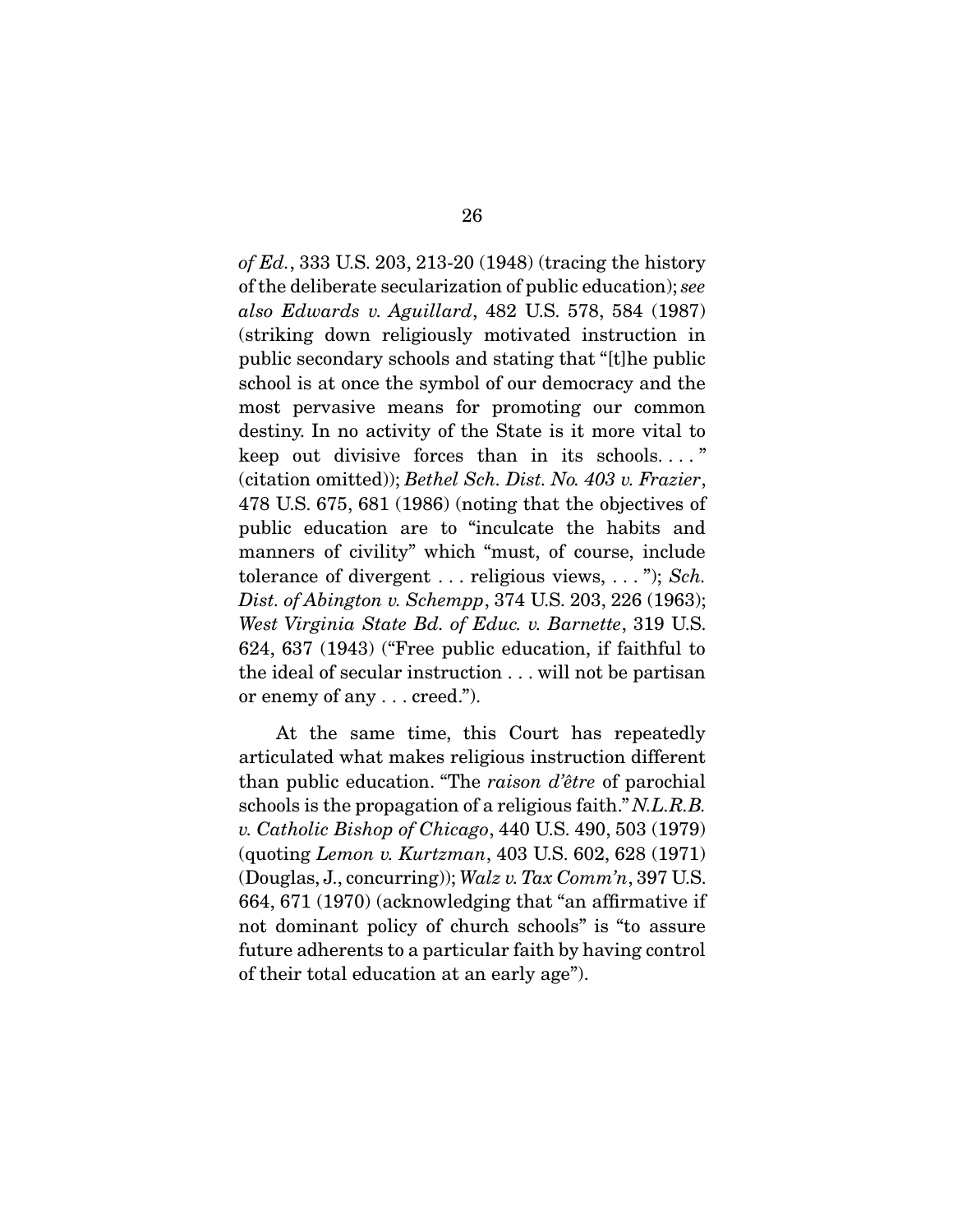*of Ed.*, 333 U.S. 203, 213-20 (1948) (tracing the history of the deliberate secularization of public education); *see also Edwards v. Aguillard*, 482 U.S. 578, 584 (1987) (striking down religiously motivated instruction in public secondary schools and stating that "[t]he public school is at once the symbol of our democracy and the most pervasive means for promoting our common destiny. In no activity of the State is it more vital to keep out divisive forces than in its schools. . . . " (citation omitted)); *Bethel Sch. Dist. No. 403 v. Frazier*, 478 U.S. 675, 681 (1986) (noting that the objectives of public education are to "inculcate the habits and manners of civility" which "must, of course, include tolerance of divergent . . . religious views, . . . "); *Sch. Dist. of Abington v. Schempp*, 374 U.S. 203, 226 (1963); *West Virginia State Bd. of Educ. v. Barnette*, 319 U.S. 624, 637 (1943) ("Free public education, if faithful to the ideal of secular instruction . . . will not be partisan or enemy of any . . . creed.").

At the same time, this Court has repeatedly articulated what makes religious instruction different than public education. "The *raison d'être* of parochial schools is the propagation of a religious faith." *N.L.R.B. v. Catholic Bishop of Chicago*, 440 U.S. 490, 503 (1979) (quoting *Lemon v. Kurtzman*, 403 U.S. 602, 628 (1971) (Douglas, J., concurring)); *Walz v. Tax Comm'n*, 397 U.S. 664, 671 (1970) (acknowledging that "an affirmative if not dominant policy of church schools" is "to assure future adherents to a particular faith by having control of their total education at an early age").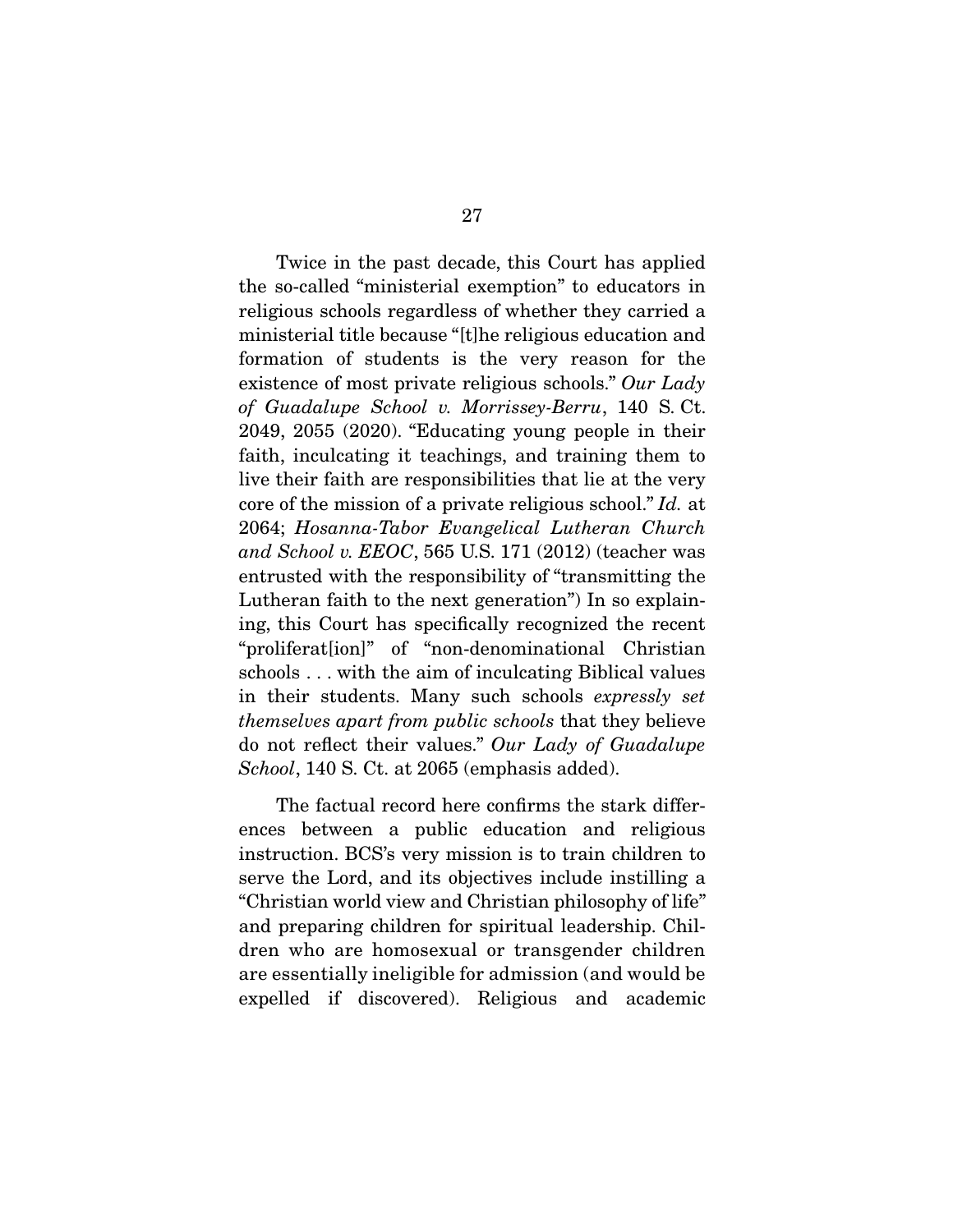Twice in the past decade, this Court has applied the so-called "ministerial exemption" to educators in religious schools regardless of whether they carried a ministerial title because "[t]he religious education and formation of students is the very reason for the existence of most private religious schools." *Our Lady of Guadalupe School v. Morrissey-Berru*, 140 S. Ct. 2049, 2055 (2020). "Educating young people in their faith, inculcating it teachings, and training them to live their faith are responsibilities that lie at the very core of the mission of a private religious school." *Id.* at 2064; *Hosanna-Tabor Evangelical Lutheran Church and School v. EEOC*, 565 U.S. 171 (2012) (teacher was entrusted with the responsibility of "transmitting the Lutheran faith to the next generation") In so explaining, this Court has specifically recognized the recent "proliferat[ion]" of "non-denominational Christian schools . . . with the aim of inculcating Biblical values in their students. Many such schools *expressly set themselves apart from public schools* that they believe do not reflect their values." *Our Lady of Guadalupe School*, 140 S. Ct. at 2065 (emphasis added).

The factual record here confirms the stark differences between a public education and religious instruction. BCS's very mission is to train children to serve the Lord, and its objectives include instilling a "Christian world view and Christian philosophy of life" and preparing children for spiritual leadership. Children who are homosexual or transgender children are essentially ineligible for admission (and would be expelled if discovered). Religious and academic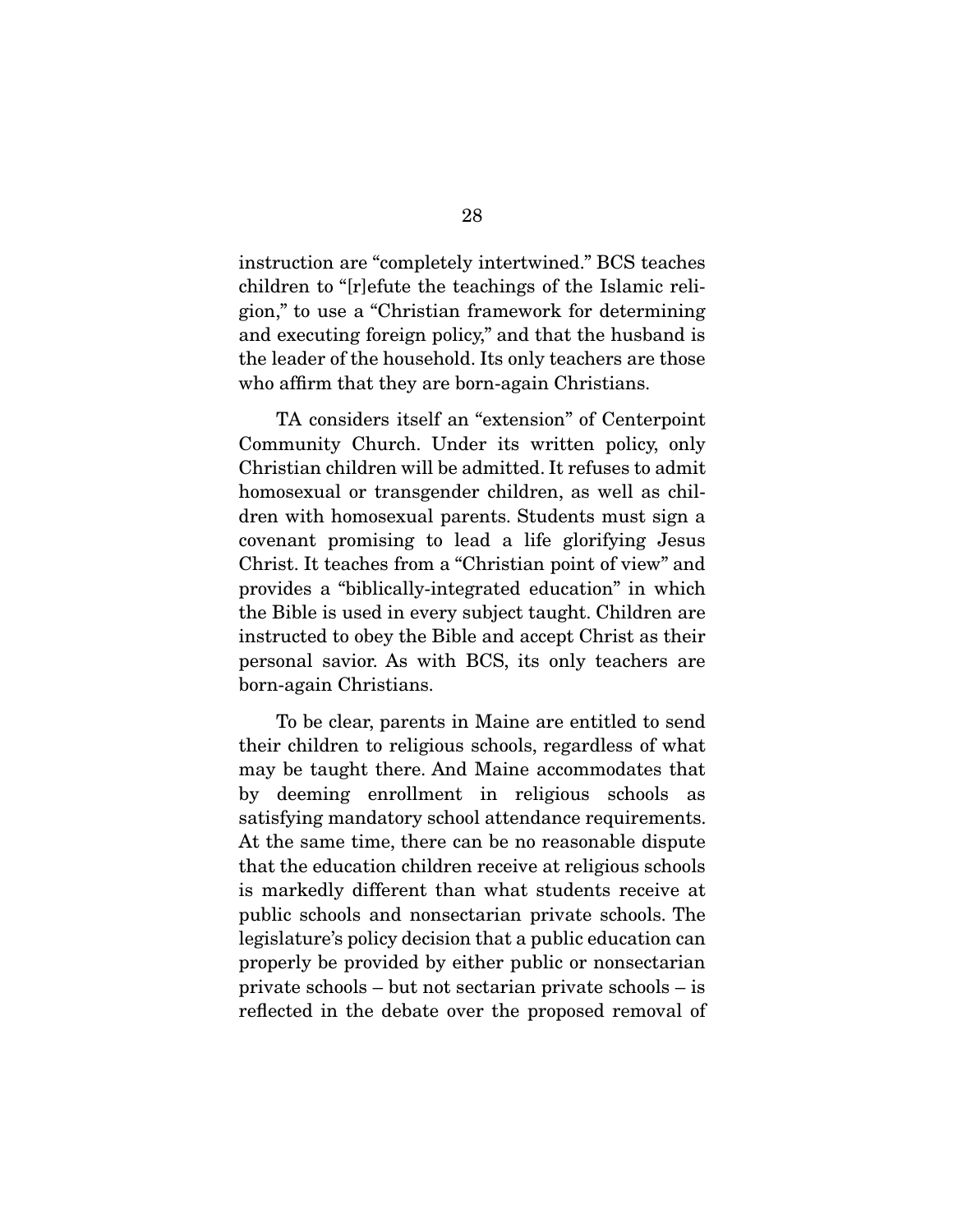instruction are "completely intertwined." BCS teaches children to "[r]efute the teachings of the Islamic religion," to use a "Christian framework for determining and executing foreign policy," and that the husband is the leader of the household. Its only teachers are those who affirm that they are born-again Christians.

TA considers itself an "extension" of Centerpoint Community Church. Under its written policy, only Christian children will be admitted. It refuses to admit homosexual or transgender children, as well as children with homosexual parents. Students must sign a covenant promising to lead a life glorifying Jesus Christ. It teaches from a "Christian point of view" and provides a "biblically-integrated education" in which the Bible is used in every subject taught. Children are instructed to obey the Bible and accept Christ as their personal savior. As with BCS, its only teachers are born-again Christians.

To be clear, parents in Maine are entitled to send their children to religious schools, regardless of what may be taught there. And Maine accommodates that by deeming enrollment in religious schools as satisfying mandatory school attendance requirements. At the same time, there can be no reasonable dispute that the education children receive at religious schools is markedly different than what students receive at public schools and nonsectarian private schools. The legislature's policy decision that a public education can properly be provided by either public or nonsectarian private schools – but not sectarian private schools – is reflected in the debate over the proposed removal of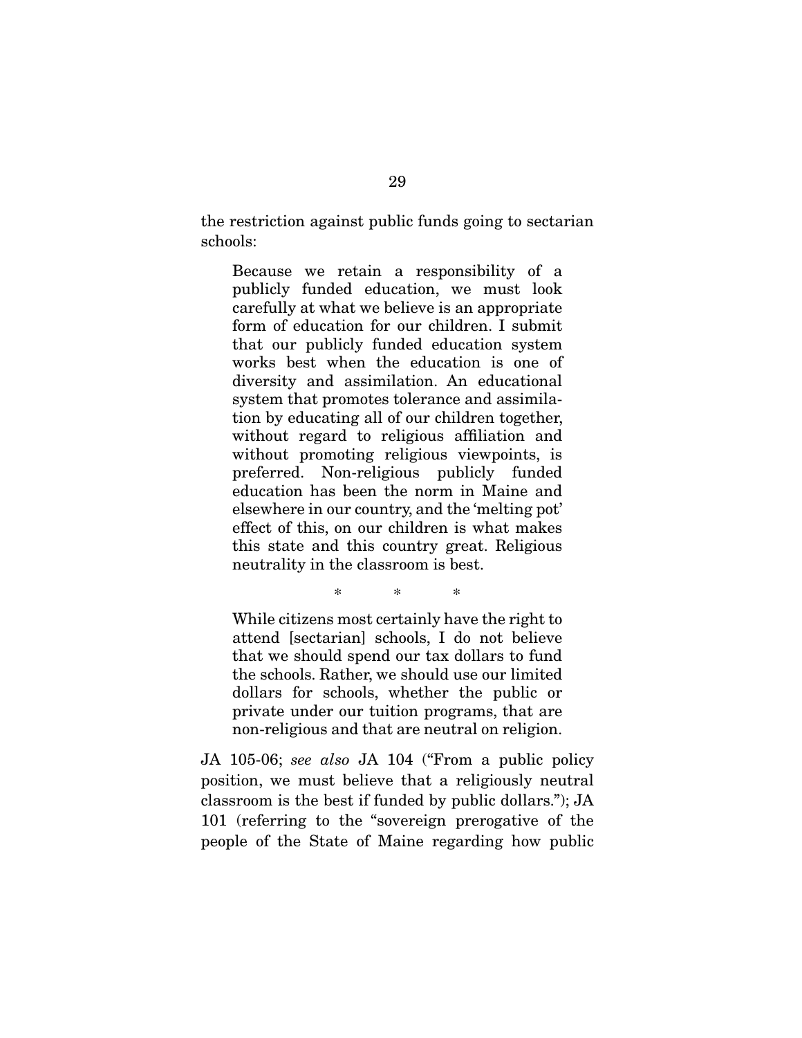the restriction against public funds going to sectarian schools:

> Because we retain a responsibility of a publicly funded education, we must look carefully at what we believe is an appropriate form of education for our children. I submit that our publicly funded education system works best when the education is one of diversity and assimilation. An educational system that promotes tolerance and assimilation by educating all of our children together, without regard to religious affiliation and without promoting religious viewpoints, is preferred. Non-religious publicly funded education has been the norm in Maine and elsewhere in our country, and the 'melting pot' effect of this, on our children is what makes this state and this country great. Religious neutrality in the classroom is best.
>
> \* \* \*
>
> While citizens most certainly have the right to attend [sectarian] schools, I do not believe that we should spend our tax dollars to fund the schools. Rather, we should use our limited dollars for schools, whether the public or private under our tuition programs, that are non-religious and that are neutral on religion.

JA 105-06; *see also* JA 104 ("From a public policy position, we must believe that a religiously neutral classroom is the best if funded by public dollars."); JA 101 (referring to the "sovereign prerogative of the people of the State of Maine regarding how public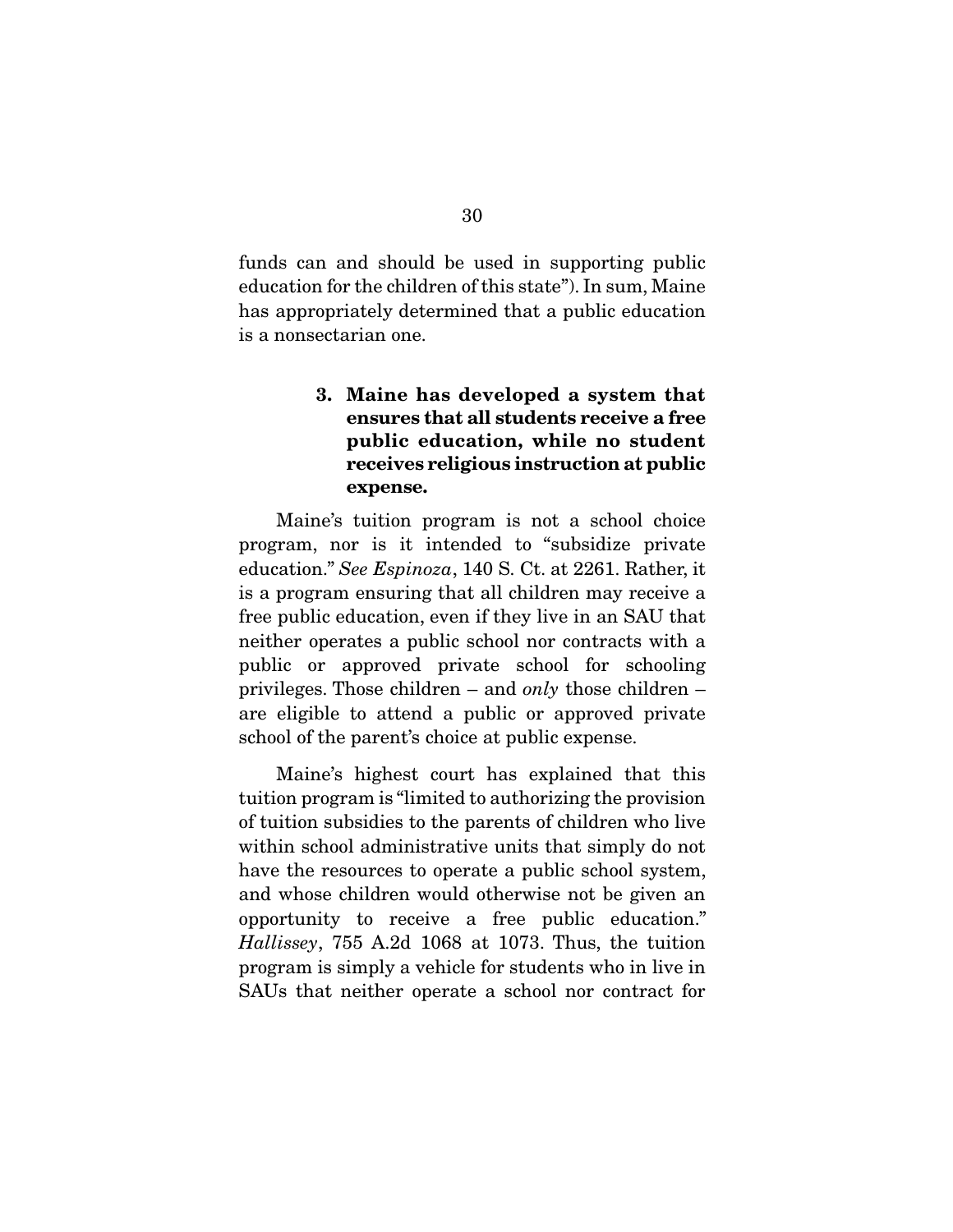funds can and should be used in supporting public education for the children of this state"). In sum, Maine has appropriately determined that a public education is a nonsectarian one.

### 3. Maine has developed a system that ensures that all students receive a free public education, while no student receives religious instruction at public expense.

Maine's tuition program is not a school choice program, nor is it intended to "subsidize private education." *See Espinoza*, 140 S. Ct. at 2261. Rather, it is a program ensuring that all children may receive a free public education, even if they live in an SAU that neither operates a public school nor contracts with a public or approved private school for schooling privileges. Those children – and *only* those children – are eligible to attend a public or approved private school of the parent's choice at public expense.

Maine's highest court has explained that this tuition program is "limited to authorizing the provision of tuition subsidies to the parents of children who live within school administrative units that simply do not have the resources to operate a public school system, and whose children would otherwise not be given an opportunity to receive a free public education." *Hallissey*, 755 A.2d 1068 at 1073. Thus, the tuition program is simply a vehicle for students who in live in SAUs that neither operate a school nor contract for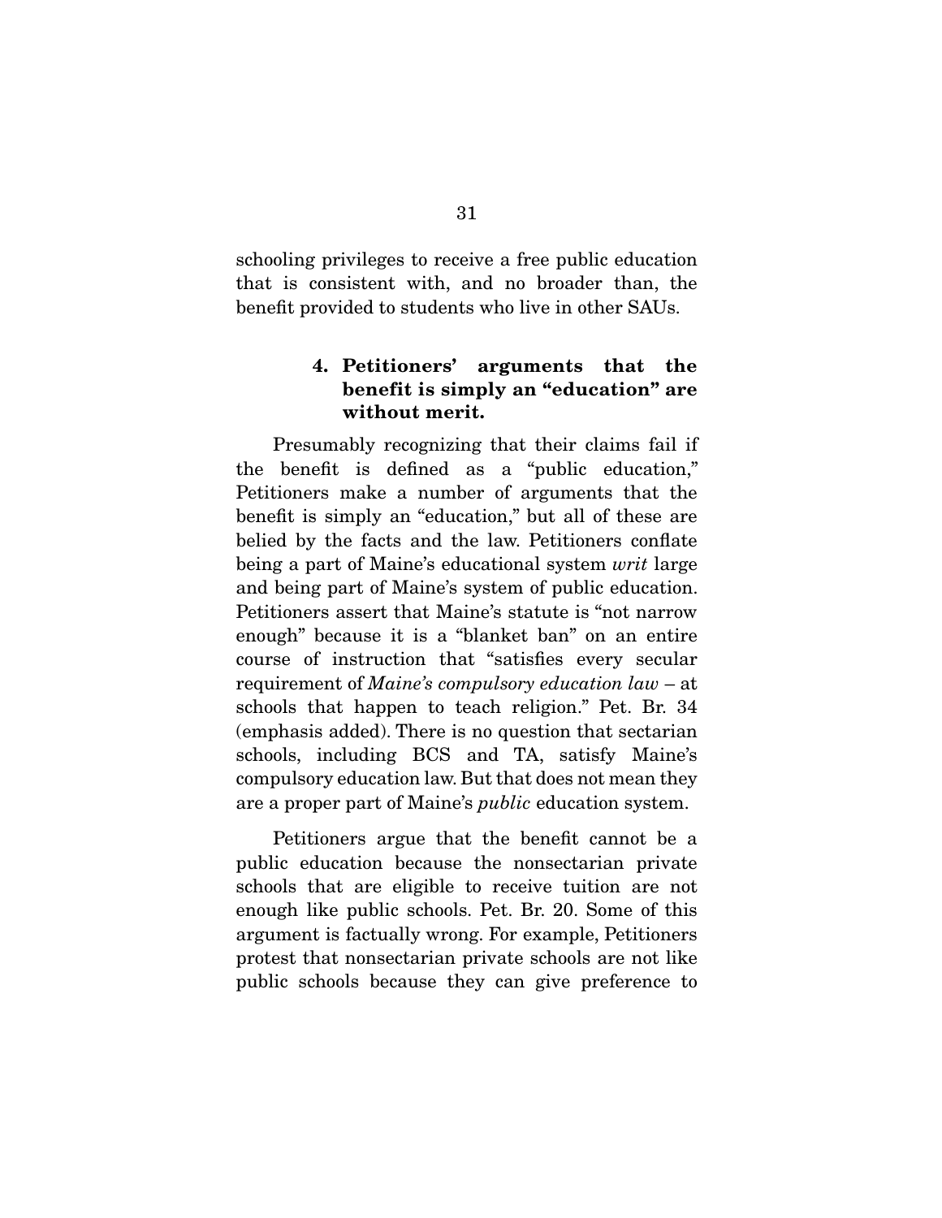schooling privileges to receive a free public education that is consistent with, and no broader than, the benefit provided to students who live in other SAUs.

#### 4. Petitioners' arguments that the benefit is simply an "education" are without merit.

Presumably recognizing that their claims fail if the benefit is defined as a "public education," Petitioners make a number of arguments that the benefit is simply an "education," but all of these are belied by the facts and the law. Petitioners conflate being a part of Maine's educational system *writ* large and being part of Maine's system of public education. Petitioners assert that Maine's statute is "not narrow enough" because it is a "blanket ban" on an entire course of instruction that "satisfies every secular requirement of *Maine's compulsory education law* – at schools that happen to teach religion." Pet. Br. 34 (emphasis added). There is no question that sectarian schools, including BCS and TA, satisfy Maine's compulsory education law. But that does not mean they are a proper part of Maine's *public* education system.

Petitioners argue that the benefit cannot be a public education because the nonsectarian private schools that are eligible to receive tuition are not enough like public schools. Pet. Br. 20. Some of this argument is factually wrong. For example, Petitioners protest that nonsectarian private schools are not like public schools because they can give preference to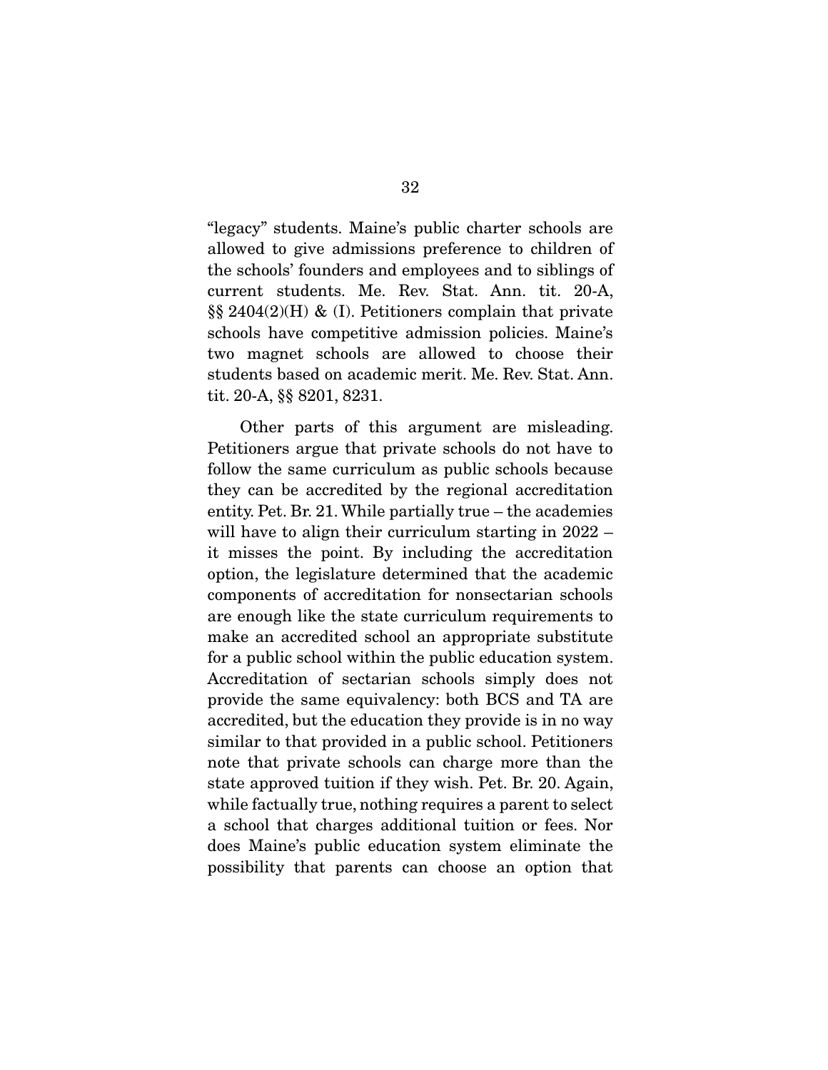"legacy" students. Maine's public charter schools are allowed to give admissions preference to children of the schools' founders and employees and to siblings of current students. Me. Rev. Stat. Ann. tit. 20-A, §§ 2404(2)(H) & (I). Petitioners complain that private schools have competitive admission policies. Maine's two magnet schools are allowed to choose their students based on academic merit. Me. Rev. Stat. Ann. tit. 20-A, §§ 8201, 8231.

Other parts of this argument are misleading. Petitioners argue that private schools do not have to follow the same curriculum as public schools because they can be accredited by the regional accreditation entity. Pet. Br. 21. While partially true – the academies will have to align their curriculum starting in 2022 – it misses the point. By including the accreditation option, the legislature determined that the academic components of accreditation for nonsectarian schools are enough like the state curriculum requirements to make an accredited school an appropriate substitute for a public school within the public education system. Accreditation of sectarian schools simply does not provide the same equivalency: both BCS and TA are accredited, but the education they provide is in no way similar to that provided in a public school. Petitioners note that private schools can charge more than the state approved tuition if they wish. Pet. Br. 20. Again, while factually true, nothing requires a parent to select a school that charges additional tuition or fees. Nor does Maine's public education system eliminate the possibility that parents can choose an option that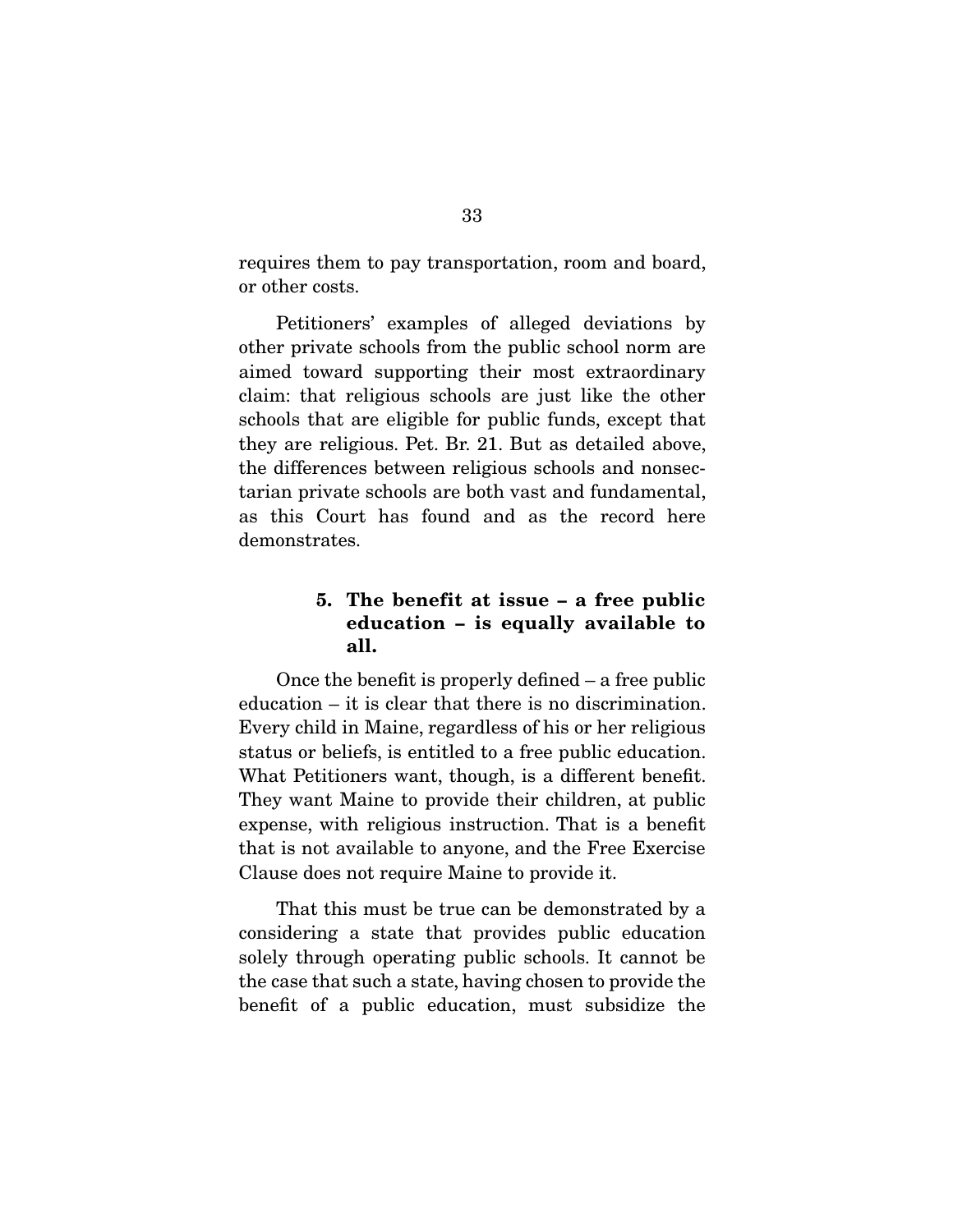requires them to pay transportation, room and board, or other costs.

Petitioners' examples of alleged deviations by other private schools from the public school norm are aimed toward supporting their most extraordinary claim: that religious schools are just like the other schools that are eligible for public funds, except that they are religious. Pet. Br. 21. But as detailed above, the differences between religious schools and nonsectarian private schools are both vast and fundamental, as this Court has found and as the record here demonstrates.

### 5. The benefit at issue – a free public education – is equally available to all.

Once the benefit is properly defined – a free public education – it is clear that there is no discrimination. Every child in Maine, regardless of his or her religious status or beliefs, is entitled to a free public education. What Petitioners want, though, is a different benefit. They want Maine to provide their children, at public expense, with religious instruction. That is a benefit that is not available to anyone, and the Free Exercise Clause does not require Maine to provide it.

That this must be true can be demonstrated by a considering a state that provides public education solely through operating public schools. It cannot be the case that such a state, having chosen to provide the benefit of a public education, must subsidize the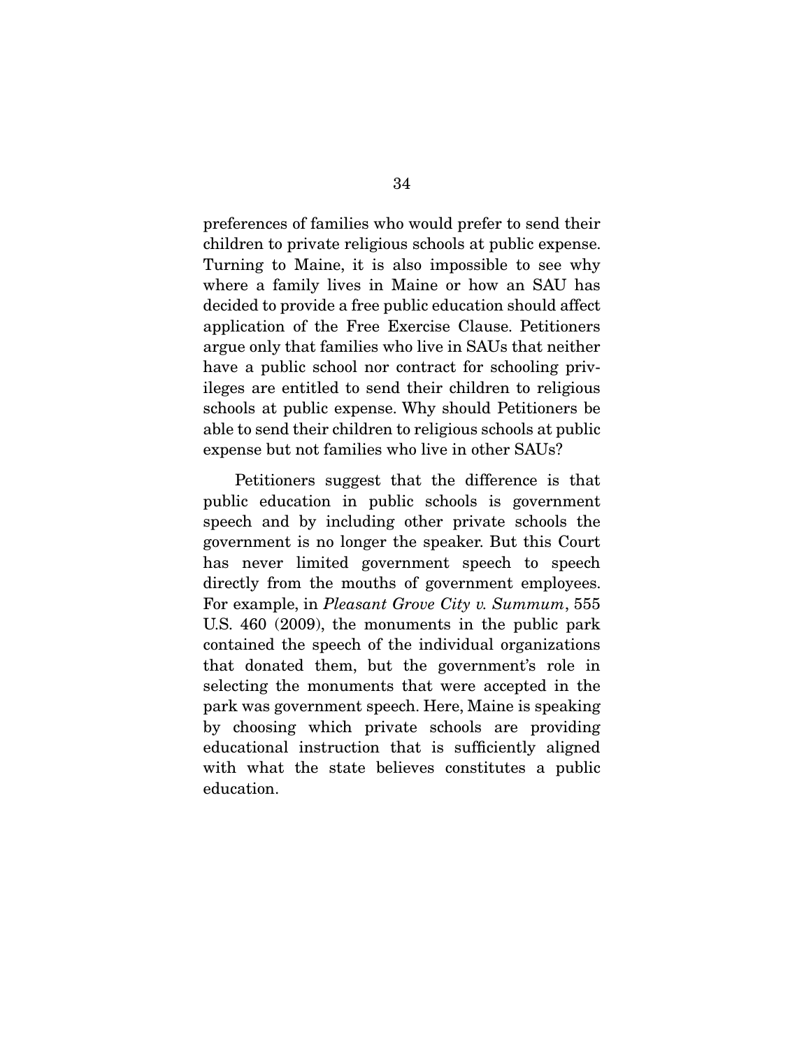preferences of families who would prefer to send their children to private religious schools at public expense. Turning to Maine, it is also impossible to see why where a family lives in Maine or how an SAU has decided to provide a free public education should affect application of the Free Exercise Clause. Petitioners argue only that families who live in SAUs that neither have a public school nor contract for schooling privileges are entitled to send their children to religious schools at public expense. Why should Petitioners be able to send their children to religious schools at public expense but not families who live in other SAUs?

Petitioners suggest that the difference is that public education in public schools is government speech and by including other private schools the government is no longer the speaker. But this Court has never limited government speech to speech directly from the mouths of government employees. For example, in *Pleasant Grove City v. Summum*, 555 U.S. 460 (2009), the monuments in the public park contained the speech of the individual organizations that donated them, but the government's role in selecting the monuments that were accepted in the park was government speech. Here, Maine is speaking by choosing which private schools are providing educational instruction that is sufficiently aligned with what the state believes constitutes a public education.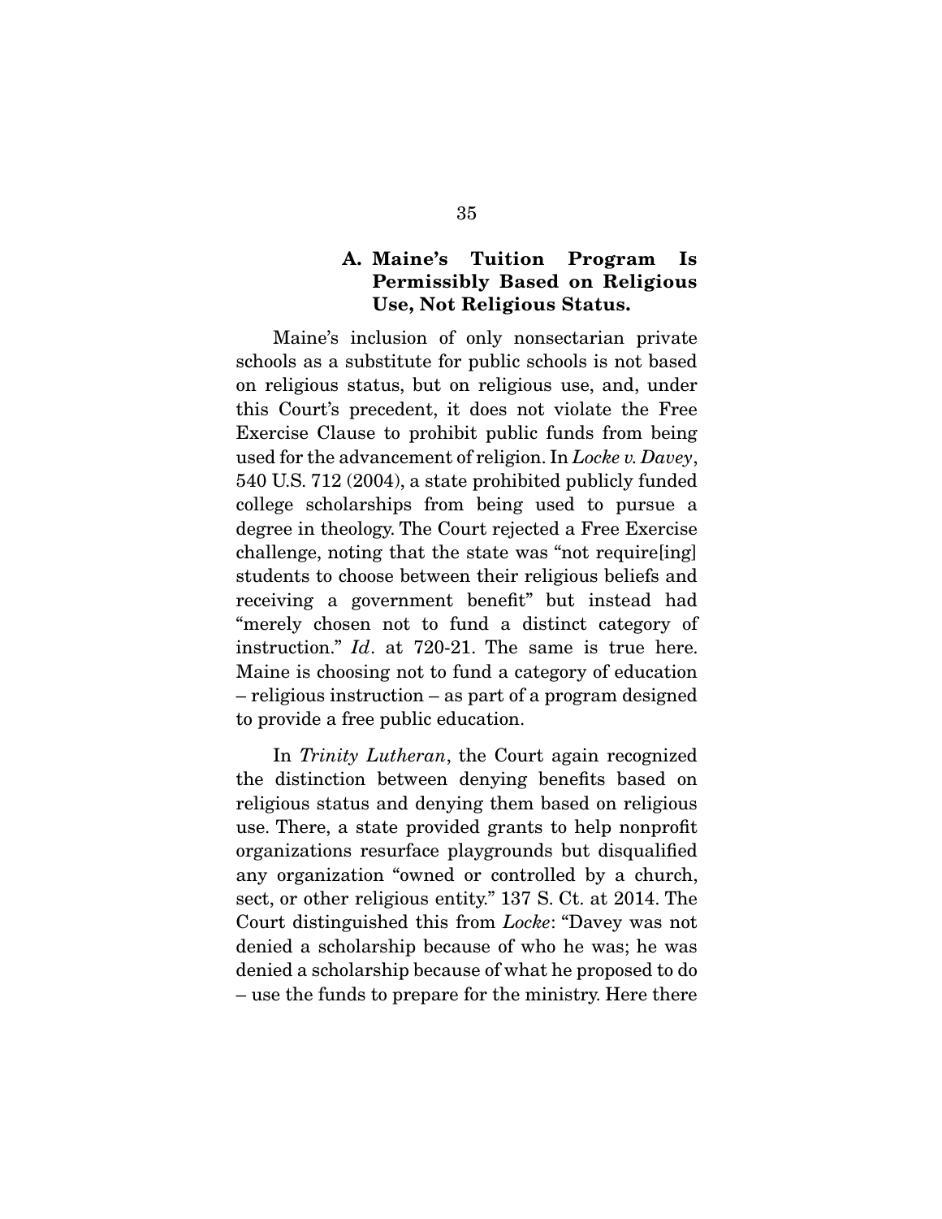### A. Maine's Tuition Program Is Permissibly Based on Religious Use, Not Religious Status.

Maine's inclusion of only nonsectarian private schools as a substitute for public schools is not based on religious status, but on religious use, and, under this Court's precedent, it does not violate the Free Exercise Clause to prohibit public funds from being used for the advancement of religion. In *Locke v. Davey*, 540 U.S. 712 (2004), a state prohibited publicly funded college scholarships from being used to pursue a degree in theology. The Court rejected a Free Exercise challenge, noting that the state was "not require[ing] students to choose between their religious beliefs and receiving a government benefit" but instead had "merely chosen not to fund a distinct category of instruction." *Id*. at 720-21. The same is true here. Maine is choosing not to fund a category of education – religious instruction – as part of a program designed to provide a free public education.

In *Trinity Lutheran*, the Court again recognized the distinction between denying benefits based on religious status and denying them based on religious use. There, a state provided grants to help nonprofit organizations resurface playgrounds but disqualified any organization "owned or controlled by a church, sect, or other religious entity." 137 S. Ct. at 2014. The Court distinguished this from *Locke*: "Davey was not denied a scholarship because of who he was; he was denied a scholarship because of what he proposed to do – use the funds to prepare for the ministry. Here there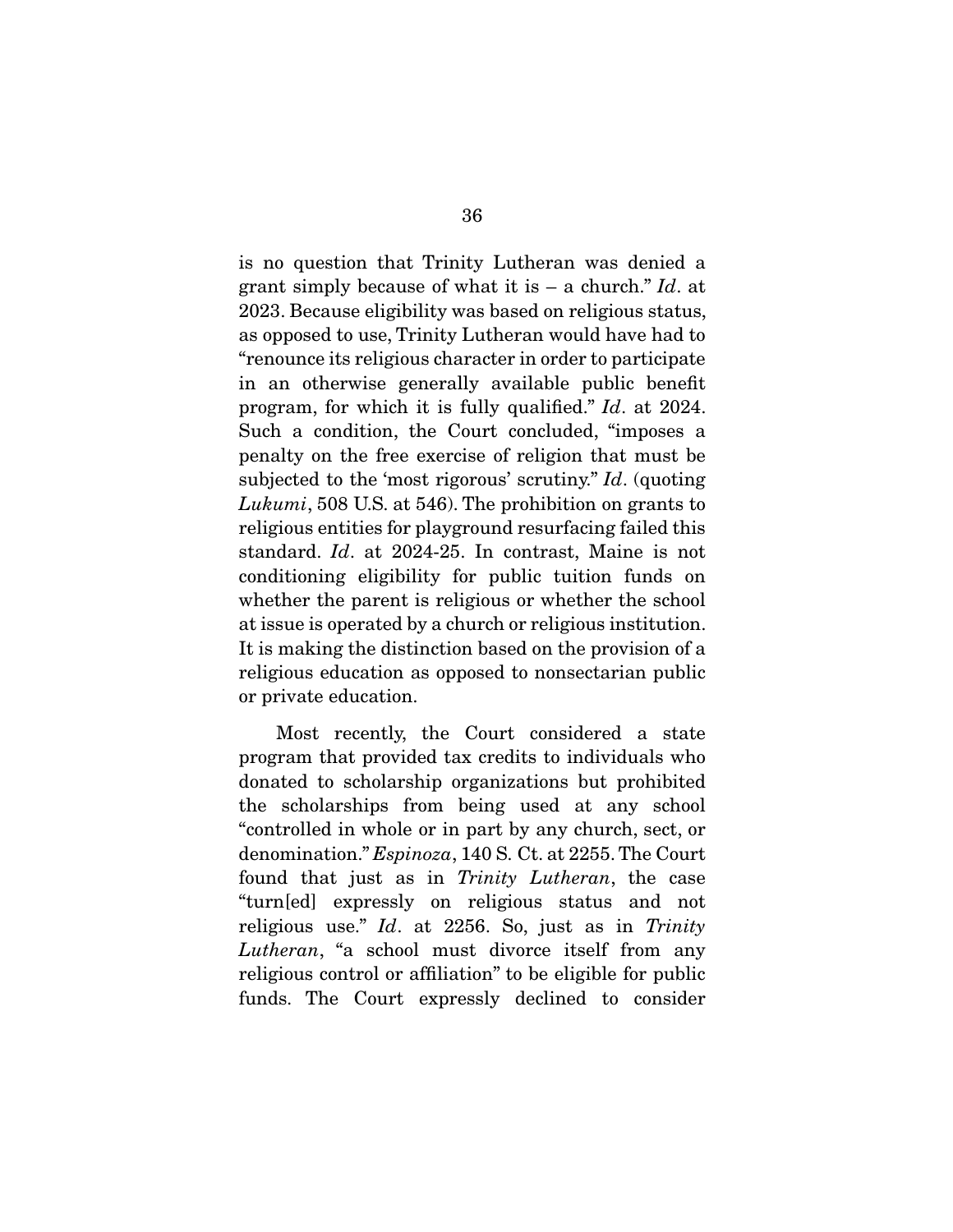is no question that Trinity Lutheran was denied a grant simply because of what it is – a church." *Id*. at 2023. Because eligibility was based on religious status, as opposed to use, Trinity Lutheran would have had to "renounce its religious character in order to participate in an otherwise generally available public benefit program, for which it is fully qualified." *Id*. at 2024. Such a condition, the Court concluded, "imposes a penalty on the free exercise of religion that must be subjected to the 'most rigorous' scrutiny." *Id*. (quoting *Lukumi*, 508 U.S. at 546). The prohibition on grants to religious entities for playground resurfacing failed this standard. *Id*. at 2024-25. In contrast, Maine is not conditioning eligibility for public tuition funds on whether the parent is religious or whether the school at issue is operated by a church or religious institution. It is making the distinction based on the provision of a religious education as opposed to nonsectarian public or private education.

Most recently, the Court considered a state program that provided tax credits to individuals who donated to scholarship organizations but prohibited the scholarships from being used at any school "controlled in whole or in part by any church, sect, or denomination." *Espinoza*, 140 S. Ct. at 2255. The Court found that just as in *Trinity Lutheran*, the case "turn[ed] expressly on religious status and not religious use." *Id*. at 2256. So, just as in *Trinity Lutheran*, "a school must divorce itself from any religious control or affiliation" to be eligible for public funds. The Court expressly declined to consider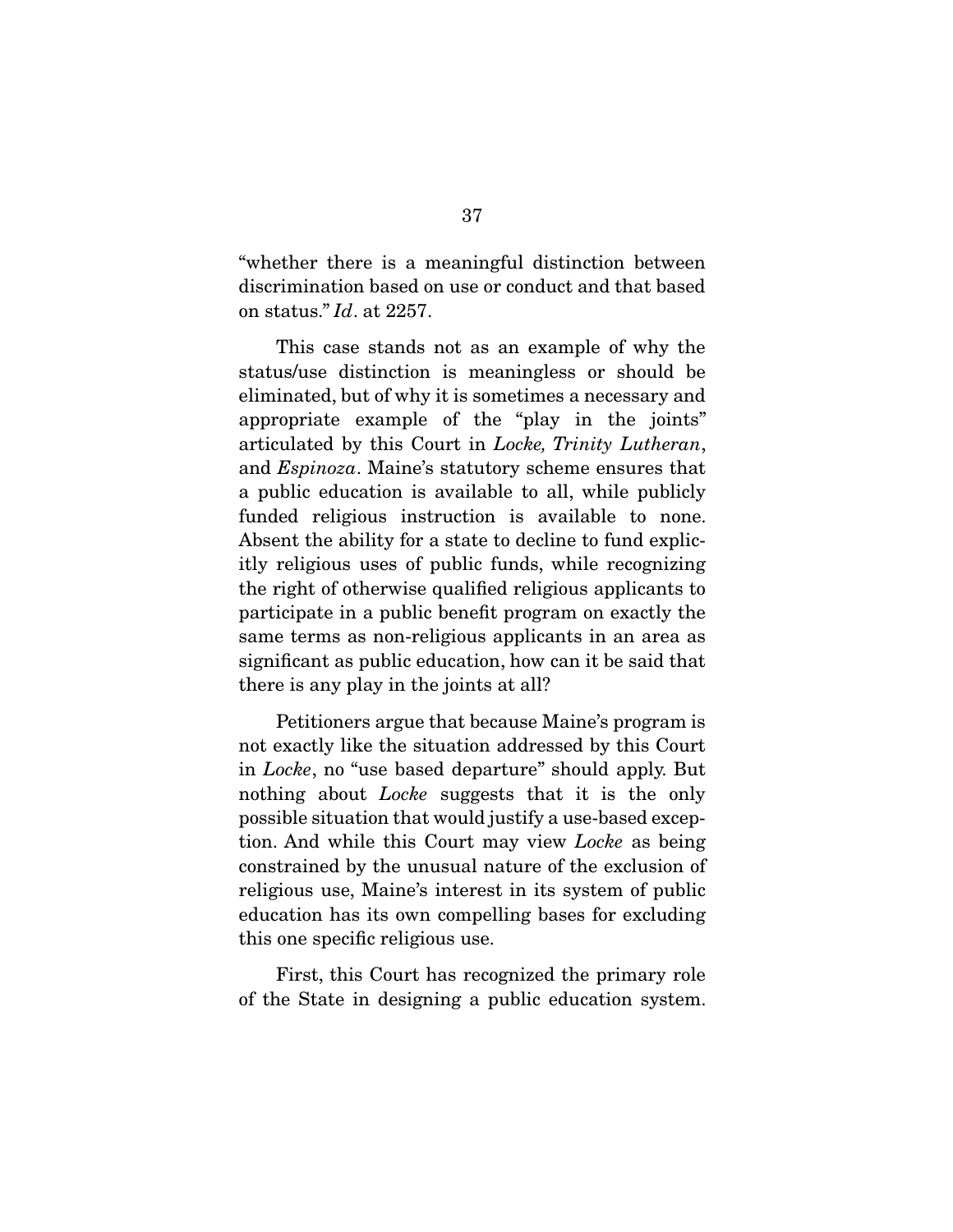"whether there is a meaningful distinction between discrimination based on use or conduct and that based on status." *Id*. at 2257.

This case stands not as an example of why the status/use distinction is meaningless or should be eliminated, but of why it is sometimes a necessary and appropriate example of the "play in the joints" articulated by this Court in *Locke, Trinity Lutheran*, and *Espinoza*. Maine's statutory scheme ensures that a public education is available to all, while publicly funded religious instruction is available to none. Absent the ability for a state to decline to fund explicitly religious uses of public funds, while recognizing the right of otherwise qualified religious applicants to participate in a public benefit program on exactly the same terms as non-religious applicants in an area as significant as public education, how can it be said that there is any play in the joints at all?

Petitioners argue that because Maine's program is not exactly like the situation addressed by this Court in *Locke*, no "use based departure" should apply. But nothing about *Locke* suggests that it is the only possible situation that would justify a use-based exception. And while this Court may view *Locke* as being constrained by the unusual nature of the exclusion of religious use, Maine's interest in its system of public education has its own compelling bases for excluding this one specific religious use.

First, this Court has recognized the primary role of the State in designing a public education system.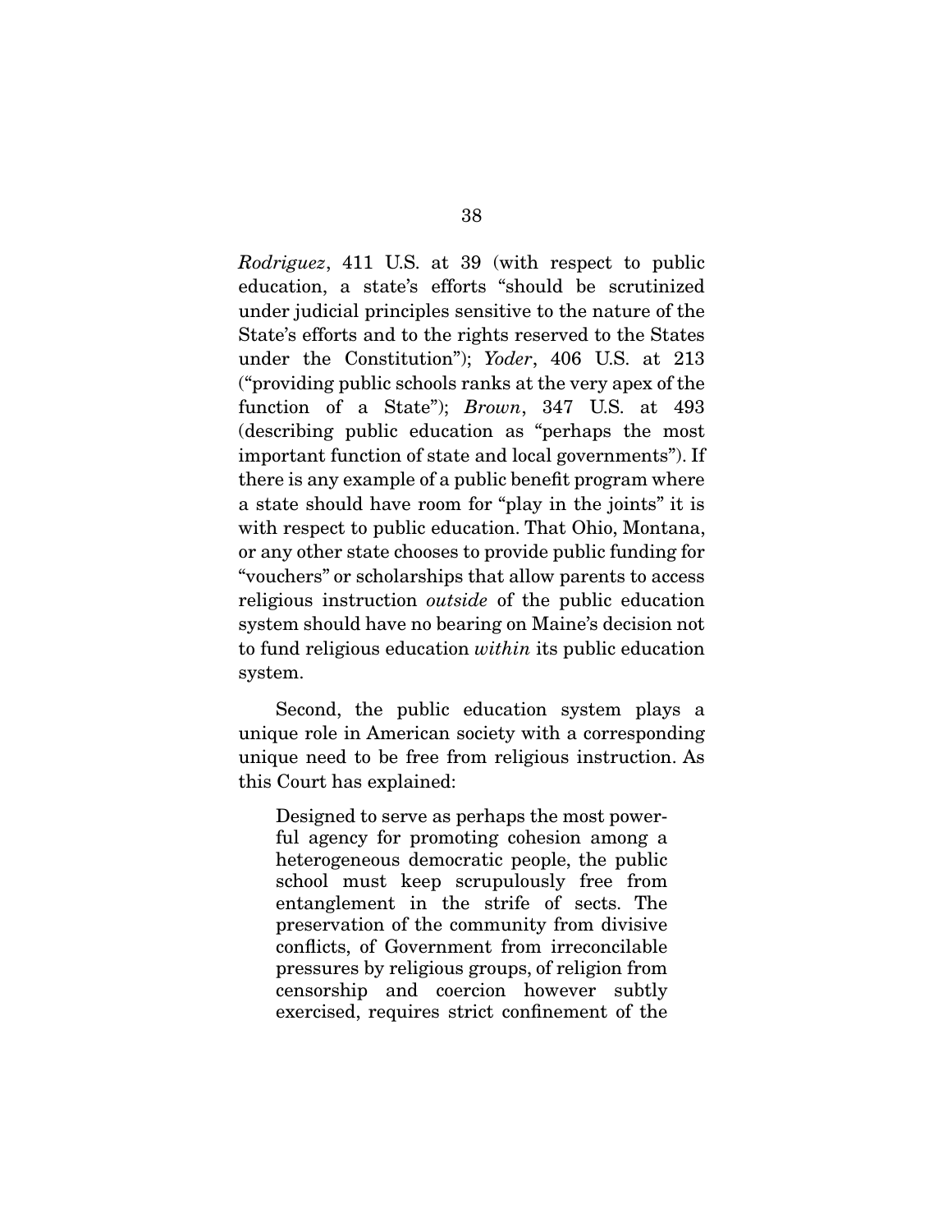*Rodriguez*, 411 U.S. at 39 (with respect to public education, a state's efforts "should be scrutinized under judicial principles sensitive to the nature of the State's efforts and to the rights reserved to the States under the Constitution"); *Yoder*, 406 U.S. at 213 ("providing public schools ranks at the very apex of the function of a State"); *Brown*, 347 U.S. at 493 (describing public education as "perhaps the most important function of state and local governments"). If there is any example of a public benefit program where a state should have room for "play in the joints" it is with respect to public education. That Ohio, Montana, or any other state chooses to provide public funding for "vouchers" or scholarships that allow parents to access religious instruction *outside* of the public education system should have no bearing on Maine's decision not to fund religious education *within* its public education system.

Second, the public education system plays a unique role in American society with a corresponding unique need to be free from religious instruction. As this Court has explained:

> Designed to serve as perhaps the most powerful agency for promoting cohesion among a heterogeneous democratic people, the public school must keep scrupulously free from entanglement in the strife of sects. The preservation of the community from divisive conflicts, of Government from irreconcilable pressures by religious groups, of religion from censorship and coercion however subtly exercised, requires strict confinement of the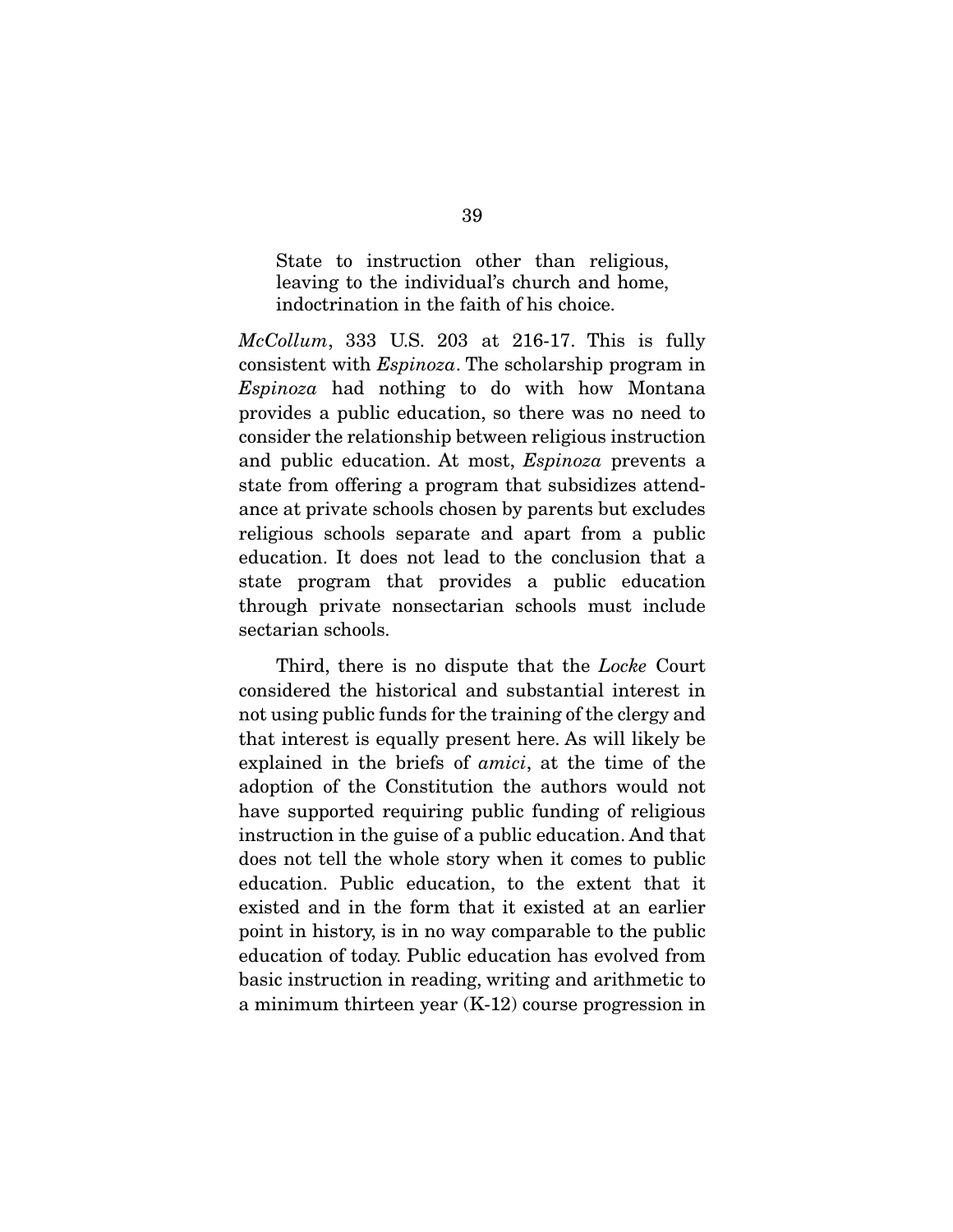> State to instruction other than religious, leaving to the individual's church and home, indoctrination in the faith of his choice.

*McCollum*, 333 U.S. 203 at 216-17. This is fully consistent with *Espinoza*. The scholarship program in *Espinoza* had nothing to do with how Montana provides a public education, so there was no need to consider the relationship between religious instruction and public education. At most, *Espinoza* prevents a state from offering a program that subsidizes attendance at private schools chosen by parents but excludes religious schools separate and apart from a public education. It does not lead to the conclusion that a state program that provides a public education through private nonsectarian schools must include sectarian schools.

Third, there is no dispute that the *Locke* Court considered the historical and substantial interest in not using public funds for the training of the clergy and that interest is equally present here. As will likely be explained in the briefs of *amici*, at the time of the adoption of the Constitution the authors would not have supported requiring public funding of religious instruction in the guise of a public education. And that does not tell the whole story when it comes to public education. Public education, to the extent that it existed and in the form that it existed at an earlier point in history, is in no way comparable to the public education of today. Public education has evolved from basic instruction in reading, writing and arithmetic to a minimum thirteen year (K-12) course progression in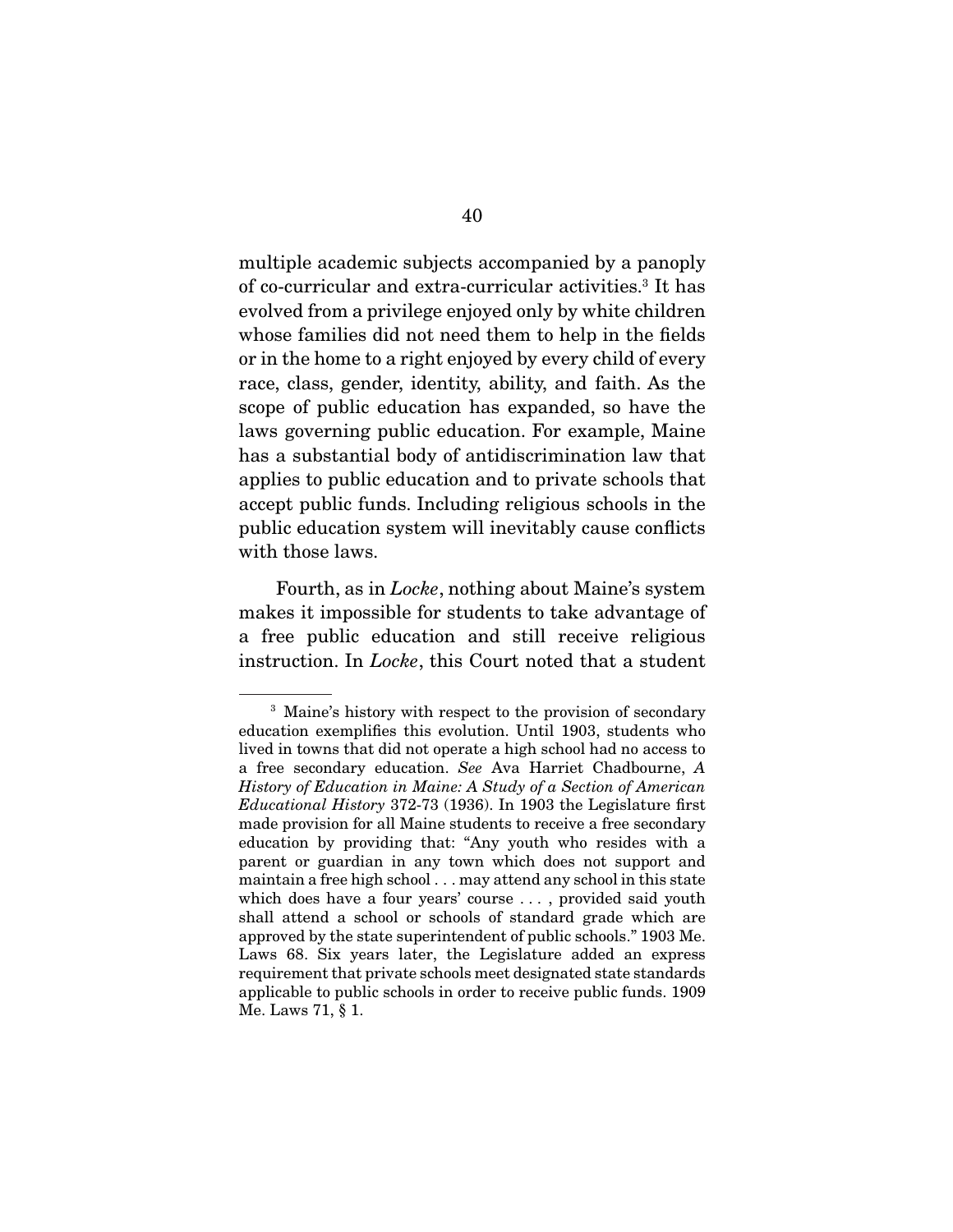multiple academic subjects accompanied by a panoply of co-curricular and extra-curricular activities.[3] It has evolved from a privilege enjoyed only by white children whose families did not need them to help in the fields or in the home to a right enjoyed by every child of every race, class, gender, identity, ability, and faith. As the scope of public education has expanded, so have the laws governing public education. For example, Maine has a substantial body of antidiscrimination law that applies to public education and to private schools that accept public funds. Including religious schools in the public education system will inevitably cause conflicts with those laws.

Fourth, as in *Locke*, nothing about Maine's system makes it impossible for students to take advantage of a free public education and still receive religious instruction. In *Locke*, this Court noted that a student

---

[3] Maine's history with respect to the provision of secondary education exemplifies this evolution. Until 1903, students who lived in towns that did not operate a high school had no access to a free secondary education. *See* Ava Harriet Chadbourne, *A History of Education in Maine: A Study of a Section of American Educational History* 372-73 (1936). In 1903 the Legislature first made provision for all Maine students to receive a free secondary education by providing that: "Any youth who resides with a parent or guardian in any town which does not support and maintain a free high school . . . may attend any school in this state which does have a four years' course . . . , provided said youth shall attend a school or schools of standard grade which are approved by the state superintendent of public schools." 1903 Me. Laws 68. Six years later, the Legislature added an express requirement that private schools meet designated state standards applicable to public schools in order to receive public funds. 1909 Me. Laws 71, § 1.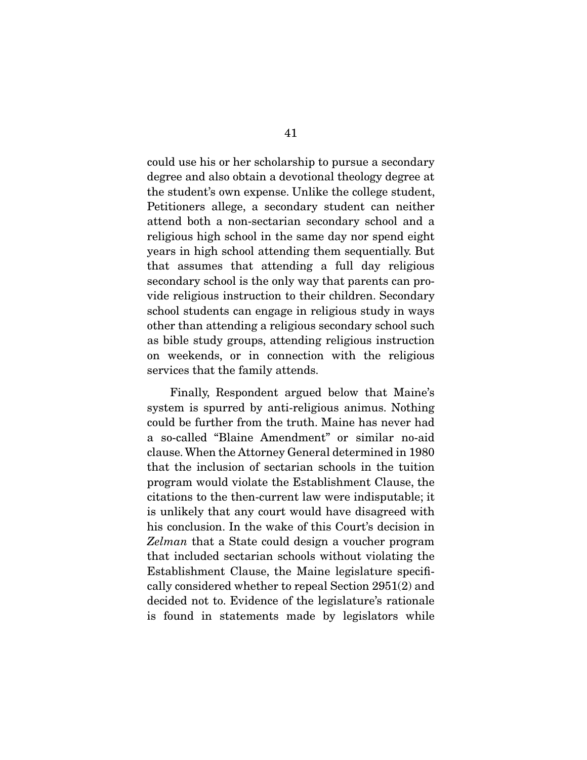could use his or her scholarship to pursue a secondary degree and also obtain a devotional theology degree at the student's own expense. Unlike the college student, Petitioners allege, a secondary student can neither attend both a non-sectarian secondary school and a religious high school in the same day nor spend eight years in high school attending them sequentially. But that assumes that attending a full day religious secondary school is the only way that parents can provide religious instruction to their children. Secondary school students can engage in religious study in ways other than attending a religious secondary school such as bible study groups, attending religious instruction on weekends, or in connection with the religious services that the family attends.

Finally, Respondent argued below that Maine's system is spurred by anti-religious animus. Nothing could be further from the truth. Maine has never had a so-called "Blaine Amendment" or similar no-aid clause. When the Attorney General determined in 1980 that the inclusion of sectarian schools in the tuition program would violate the Establishment Clause, the citations to the then-current law were indisputable; it is unlikely that any court would have disagreed with his conclusion. In the wake of this Court's decision in *Zelman* that a State could design a voucher program that included sectarian schools without violating the Establishment Clause, the Maine legislature specifically considered whether to repeal Section 2951(2) and decided not to. Evidence of the legislature's rationale is found in statements made by legislators while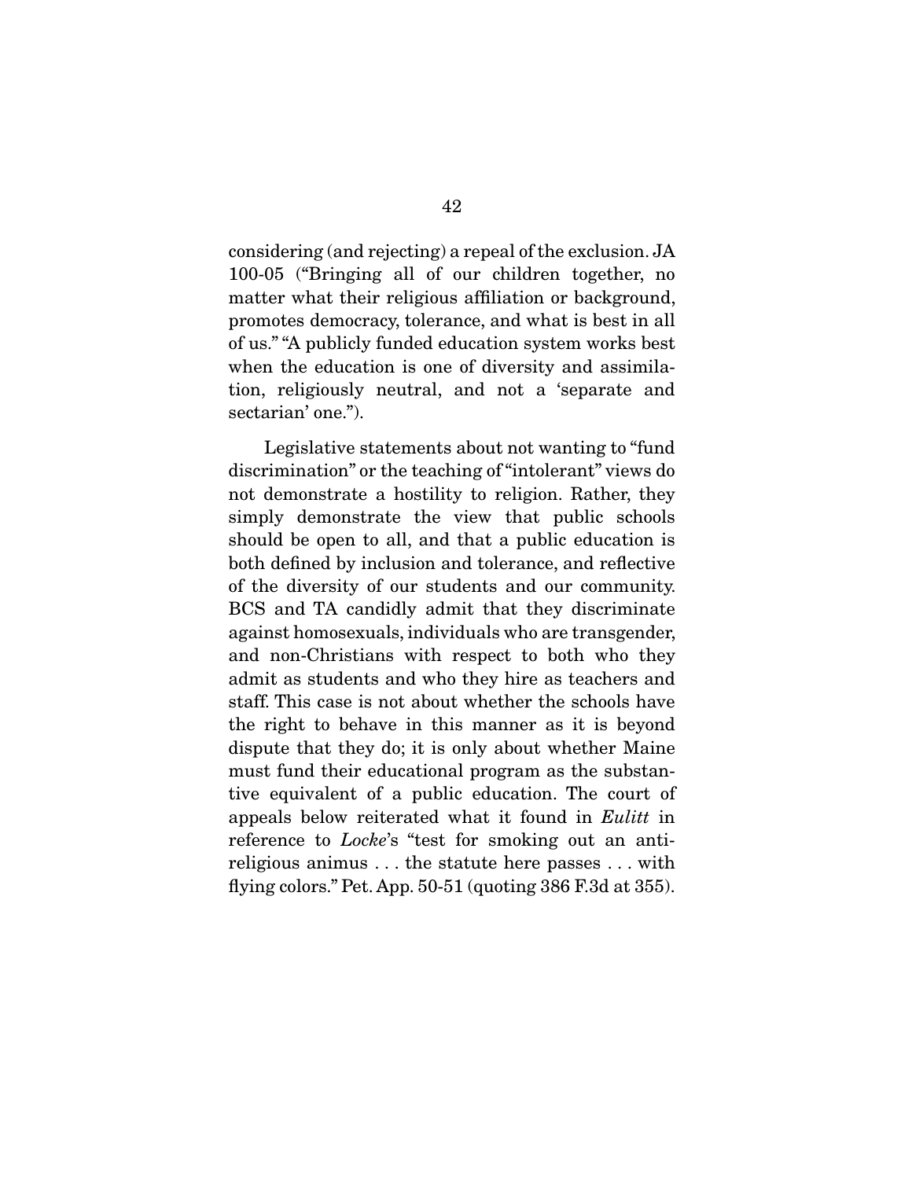considering (and rejecting) a repeal of the exclusion. JA 100-05 ("Bringing all of our children together, no matter what their religious affiliation or background, promotes democracy, tolerance, and what is best in all of us." "A publicly funded education system works best when the education is one of diversity and assimilation, religiously neutral, and not a 'separate and sectarian' one.").

Legislative statements about not wanting to "fund discrimination" or the teaching of "intolerant" views do not demonstrate a hostility to religion. Rather, they simply demonstrate the view that public schools should be open to all, and that a public education is both defined by inclusion and tolerance, and reflective of the diversity of our students and our community. BCS and TA candidly admit that they discriminate against homosexuals, individuals who are transgender, and non-Christians with respect to both who they admit as students and who they hire as teachers and staff. This case is not about whether the schools have the right to behave in this manner as it is beyond dispute that they do; it is only about whether Maine must fund their educational program as the substantive equivalent of a public education. The court of appeals below reiterated what it found in *Eulitt* in reference to *Locke*'s "test for smoking out an anti-religious animus . . . the statute here passes . . . with flying colors." Pet. App. 50-51 (quoting 386 F.3d at 355).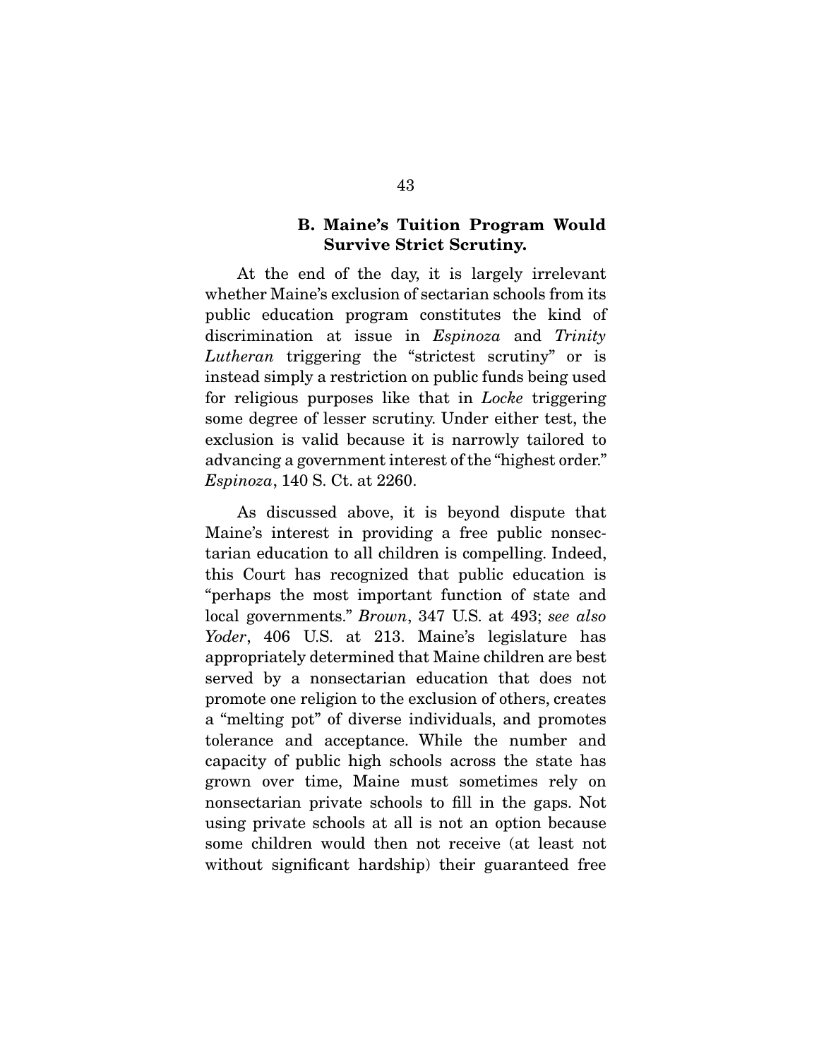### B. Maine's Tuition Program Would Survive Strict Scrutiny.

At the end of the day, it is largely irrelevant whether Maine's exclusion of sectarian schools from its public education program constitutes the kind of discrimination at issue in *Espinoza* and *Trinity Lutheran* triggering the "strictest scrutiny" or is instead simply a restriction on public funds being used for religious purposes like that in *Locke* triggering some degree of lesser scrutiny. Under either test, the exclusion is valid because it is narrowly tailored to advancing a government interest of the "highest order." *Espinoza*, 140 S. Ct. at 2260.

As discussed above, it is beyond dispute that Maine's interest in providing a free public nonsectarian education to all children is compelling. Indeed, this Court has recognized that public education is "perhaps the most important function of state and local governments." *Brown*, 347 U.S. at 493; *see also Yoder*, 406 U.S. at 213. Maine's legislature has appropriately determined that Maine children are best served by a nonsectarian education that does not promote one religion to the exclusion of others, creates a "melting pot" of diverse individuals, and promotes tolerance and acceptance. While the number and capacity of public high schools across the state has grown over time, Maine must sometimes rely on nonsectarian private schools to fill in the gaps. Not using private schools at all is not an option because some children would then not receive (at least not without significant hardship) their guaranteed free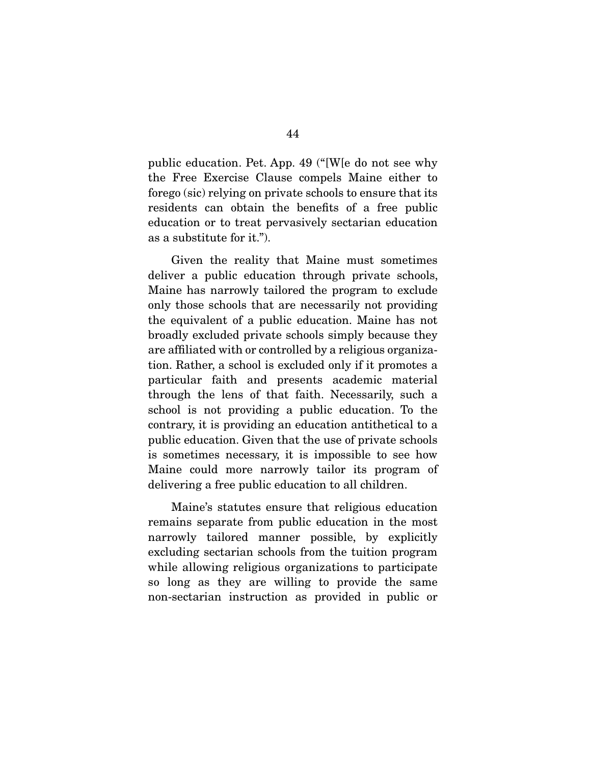public education. Pet. App. 49 ("[W[e do not see why the Free Exercise Clause compels Maine either to forego (sic) relying on private schools to ensure that its residents can obtain the benefits of a free public education or to treat pervasively sectarian education as a substitute for it.").

Given the reality that Maine must sometimes deliver a public education through private schools, Maine has narrowly tailored the program to exclude only those schools that are necessarily not providing the equivalent of a public education. Maine has not broadly excluded private schools simply because they are affiliated with or controlled by a religious organization. Rather, a school is excluded only if it promotes a particular faith and presents academic material through the lens of that faith. Necessarily, such a school is not providing a public education. To the contrary, it is providing an education antithetical to a public education. Given that the use of private schools is sometimes necessary, it is impossible to see how Maine could more narrowly tailor its program of delivering a free public education to all children.

Maine's statutes ensure that religious education remains separate from public education in the most narrowly tailored manner possible, by explicitly excluding sectarian schools from the tuition program while allowing religious organizations to participate so long as they are willing to provide the same non-sectarian instruction as provided in public or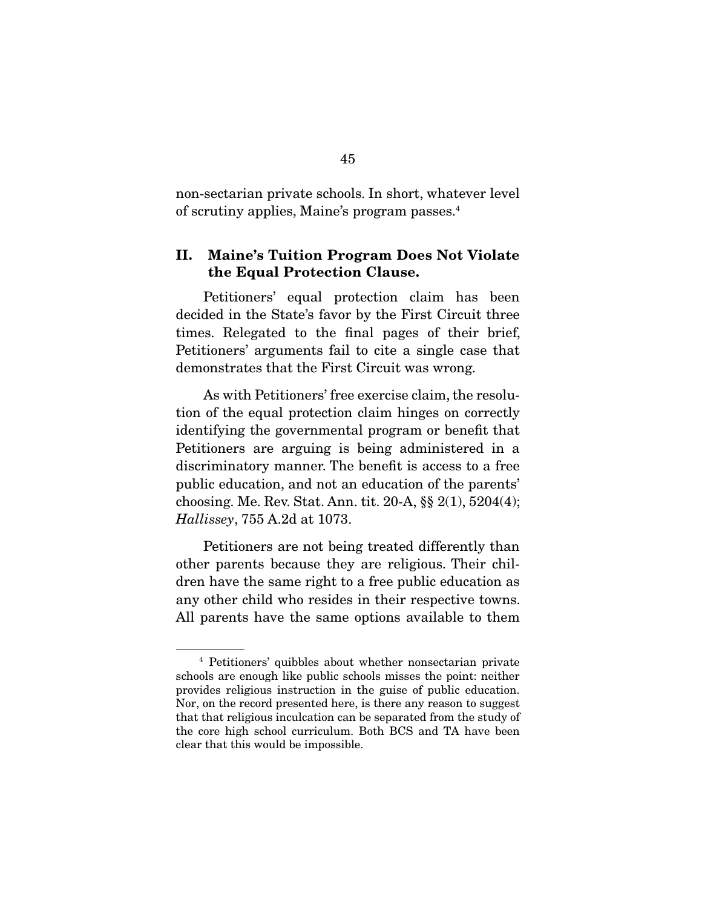non-sectarian private schools. In short, whatever level of scrutiny applies, Maine's program passes.[4]

## II. Maine's Tuition Program Does Not Violate the Equal Protection Clause.

Petitioners' equal protection claim has been decided in the State's favor by the First Circuit three times. Relegated to the final pages of their brief, Petitioners' arguments fail to cite a single case that demonstrates that the First Circuit was wrong.

As with Petitioners' free exercise claim, the resolution of the equal protection claim hinges on correctly identifying the governmental program or benefit that Petitioners are arguing is being administered in a discriminatory manner. The benefit is access to a free public education, and not an education of the parents' choosing. Me. Rev. Stat. Ann. tit. 20-A, §§ 2(1), 5204(4); *Hallissey*, 755 A.2d at 1073.

Petitioners are not being treated differently than other parents because they are religious. Their children have the same right to a free public education as any other child who resides in their respective towns. All parents have the same options available to them

---

[4] Petitioners' quibbles about whether nonsectarian private schools are enough like public schools misses the point: neither provides religious instruction in the guise of public education. Nor, on the record presented here, is there any reason to suggest that that religious inculcation can be separated from the study of the core high school curriculum. Both BCS and TA have been clear that this would be impossible.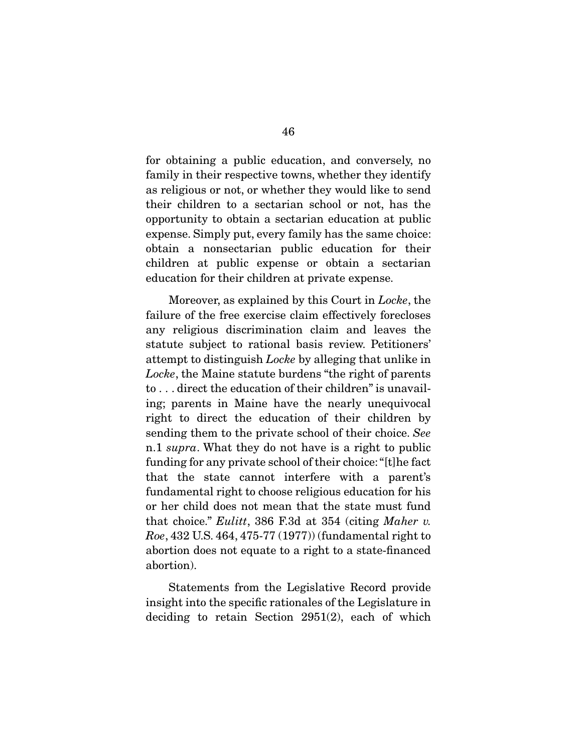for obtaining a public education, and conversely, no family in their respective towns, whether they identify as religious or not, or whether they would like to send their children to a sectarian school or not, has the opportunity to obtain a sectarian education at public expense. Simply put, every family has the same choice: obtain a nonsectarian public education for their children at public expense or obtain a sectarian education for their children at private expense.

Moreover, as explained by this Court in *Locke*, the failure of the free exercise claim effectively forecloses any religious discrimination claim and leaves the statute subject to rational basis review. Petitioners' attempt to distinguish *Locke* by alleging that unlike in *Locke*, the Maine statute burdens "the right of parents to . . . direct the education of their children" is unavailing; parents in Maine have the nearly unequivocal right to direct the education of their children by sending them to the private school of their choice. *See* n.1 *supra*. What they do not have is a right to public funding for any private school of their choice: "[t]he fact that the state cannot interfere with a parent's fundamental right to choose religious education for his or her child does not mean that the state must fund that choice." *Eulitt*, 386 F.3d at 354 (citing *Maher v. Roe*, 432 U.S. 464, 475-77 (1977)) (fundamental right to abortion does not equate to a right to a state-financed abortion).

Statements from the Legislative Record provide insight into the specific rationales of the Legislature in deciding to retain Section 2951(2), each of which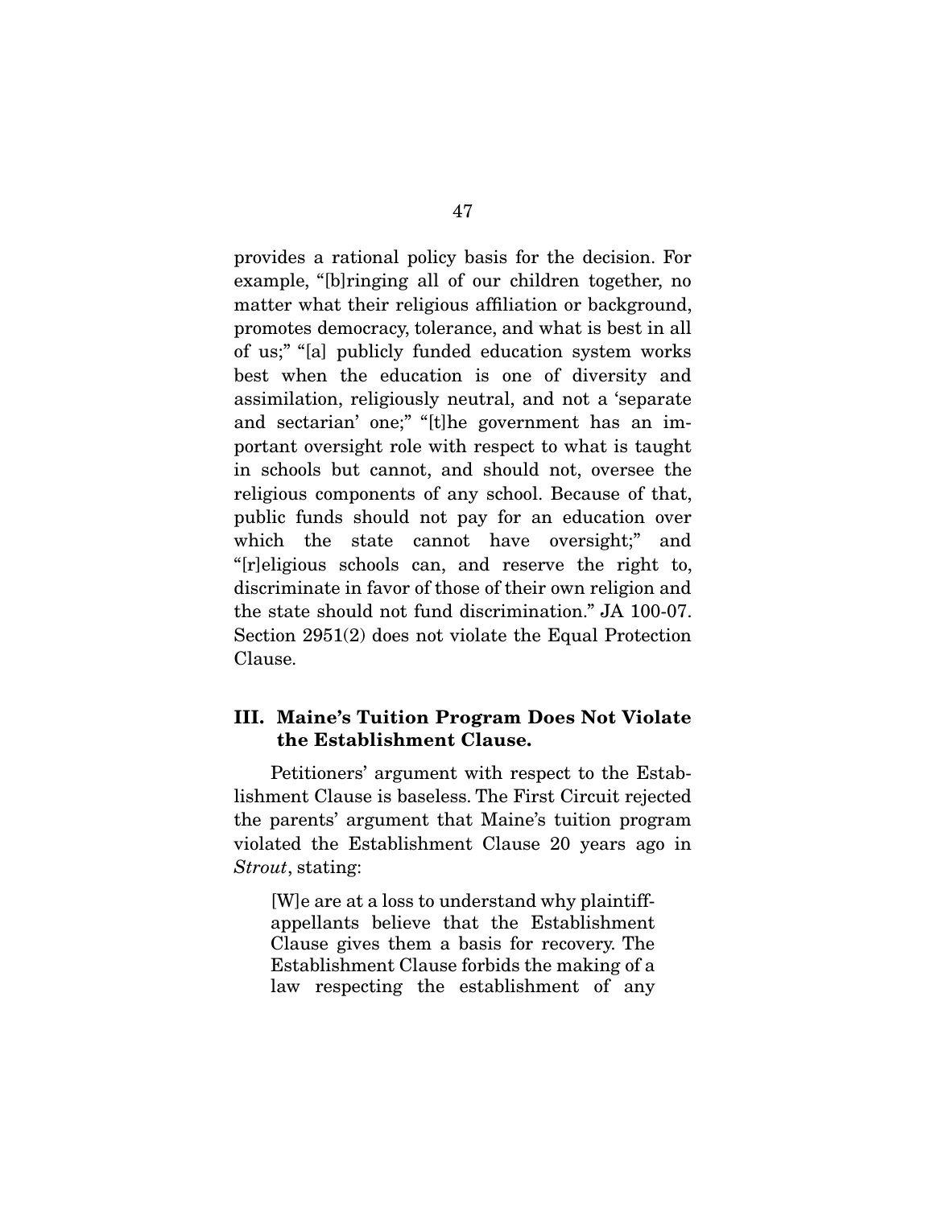provides a rational policy basis for the decision. For example, "[b]ringing all of our children together, no matter what their religious affiliation or background, promotes democracy, tolerance, and what is best in all of us;" "[a] publicly funded education system works best when the education is one of diversity and assimilation, religiously neutral, and not a 'separate and sectarian' one;" "[t]he government has an important oversight role with respect to what is taught in schools but cannot, and should not, oversee the religious components of any school. Because of that, public funds should not pay for an education over which the state cannot have oversight;" and "[r]eligious schools can, and reserve the right to, discriminate in favor of those of their own religion and the state should not fund discrimination." JA 100-07. Section 2951(2) does not violate the Equal Protection Clause.

### III. Maine's Tuition Program Does Not Violate the Establishment Clause.

Petitioners' argument with respect to the Establishment Clause is baseless. The First Circuit rejected the parents' argument that Maine's tuition program violated the Establishment Clause 20 years ago in *Strout*, stating:

> [W]e are at a loss to understand why plaintiff-appellants believe that the Establishment Clause gives them a basis for recovery. The Establishment Clause forbids the making of a law respecting the establishment of any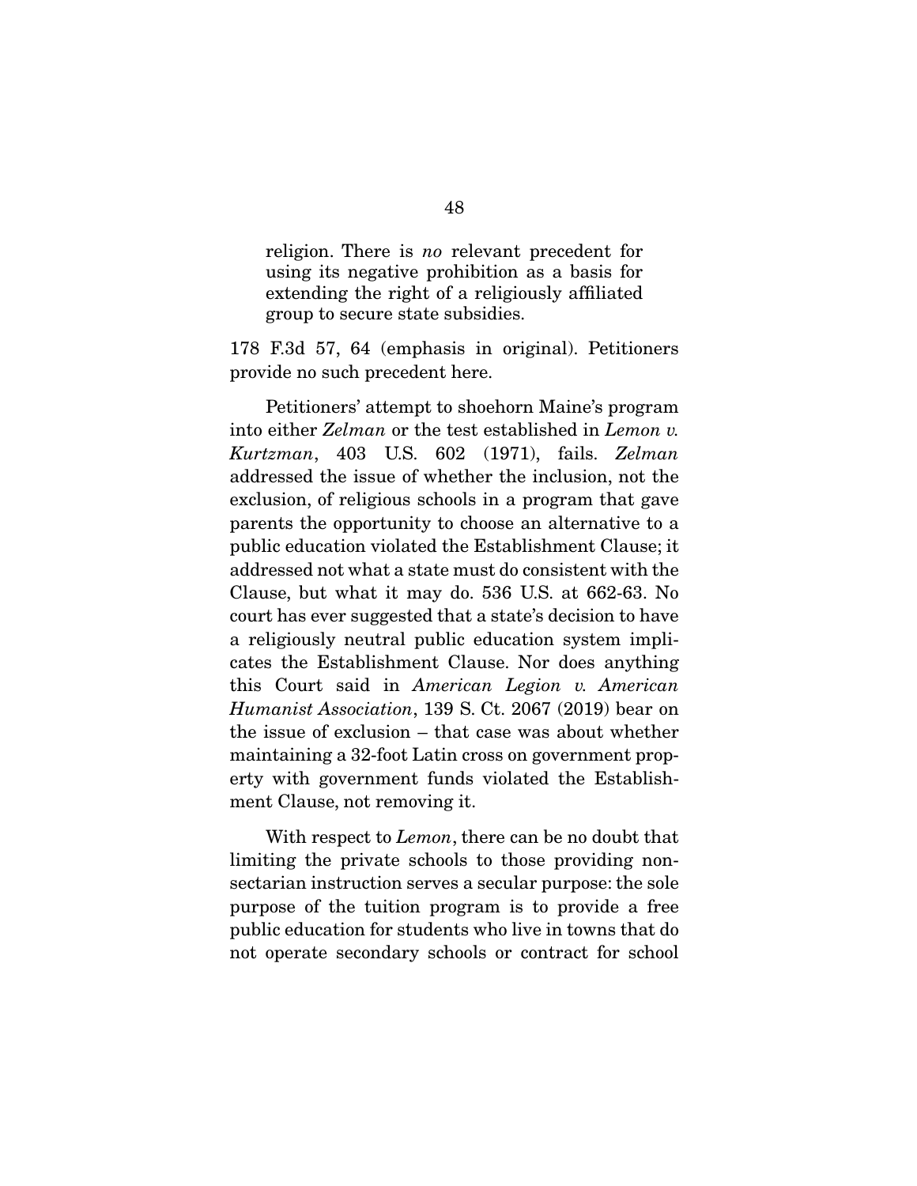> religion. There is *no* relevant precedent for using its negative prohibition as a basis for extending the right of a religiously affiliated group to secure state subsidies.

178 F.3d 57, 64 (emphasis in original). Petitioners provide no such precedent here.

Petitioners' attempt to shoehorn Maine's program into either *Zelman* or the test established in *Lemon v. Kurtzman*, 403 U.S. 602 (1971), fails. *Zelman* addressed the issue of whether the inclusion, not the exclusion, of religious schools in a program that gave parents the opportunity to choose an alternative to a public education violated the Establishment Clause; it addressed not what a state must do consistent with the Clause, but what it may do. 536 U.S. at 662-63. No court has ever suggested that a state's decision to have a religiously neutral public education system implicates the Establishment Clause. Nor does anything this Court said in *American Legion v. American Humanist Association*, 139 S. Ct. 2067 (2019) bear on the issue of exclusion – that case was about whether maintaining a 32-foot Latin cross on government property with government funds violated the Establishment Clause, not removing it.

With respect to *Lemon*, there can be no doubt that limiting the private schools to those providing nonsectarian instruction serves a secular purpose: the sole purpose of the tuition program is to provide a free public education for students who live in towns that do not operate secondary schools or contract for school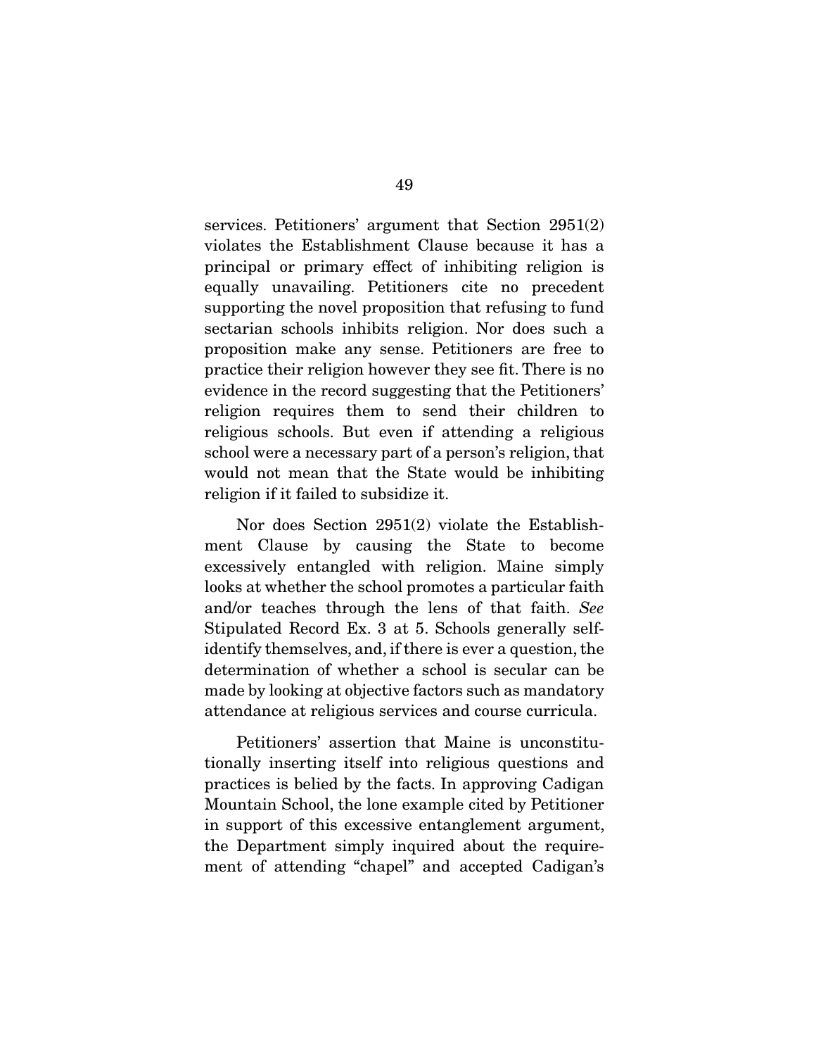services. Petitioners' argument that Section 2951(2) violates the Establishment Clause because it has a principal or primary effect of inhibiting religion is equally unavailing. Petitioners cite no precedent supporting the novel proposition that refusing to fund sectarian schools inhibits religion. Nor does such a proposition make any sense. Petitioners are free to practice their religion however they see fit. There is no evidence in the record suggesting that the Petitioners' religion requires them to send their children to religious schools. But even if attending a religious school were a necessary part of a person's religion, that would not mean that the State would be inhibiting religion if it failed to subsidize it.

Nor does Section 2951(2) violate the Establishment Clause by causing the State to become excessively entangled with religion. Maine simply looks at whether the school promotes a particular faith and/or teaches through the lens of that faith. *See* Stipulated Record Ex. 3 at 5. Schools generally self-identify themselves, and, if there is ever a question, the determination of whether a school is secular can be made by looking at objective factors such as mandatory attendance at religious services and course curricula.

Petitioners' assertion that Maine is unconstitutionally inserting itself into religious questions and practices is belied by the facts. In approving Cadigan Mountain School, the lone example cited by Petitioner in support of this excessive entanglement argument, the Department simply inquired about the requirement of attending "chapel" and accepted Cadigan's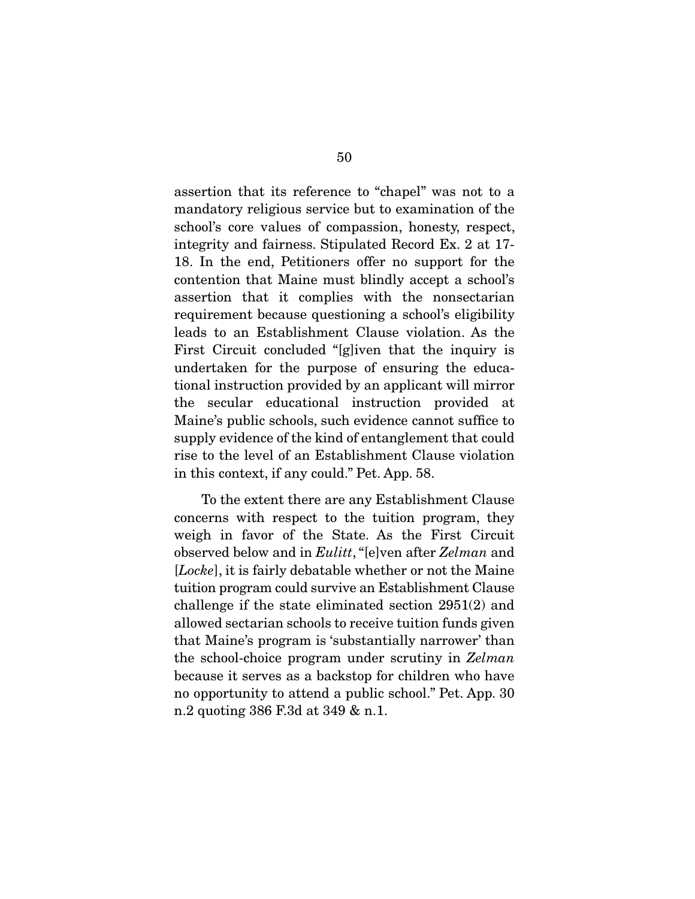assertion that its reference to "chapel" was not to a mandatory religious service but to examination of the school's core values of compassion, honesty, respect, integrity and fairness. Stipulated Record Ex. 2 at 17-18. In the end, Petitioners offer no support for the contention that Maine must blindly accept a school's assertion that it complies with the nonsectarian requirement because questioning a school's eligibility leads to an Establishment Clause violation. As the First Circuit concluded "[g]iven that the inquiry is undertaken for the purpose of ensuring the educational instruction provided by an applicant will mirror the secular educational instruction provided at Maine's public schools, such evidence cannot suffice to supply evidence of the kind of entanglement that could rise to the level of an Establishment Clause violation in this context, if any could." Pet. App. 58.

To the extent there are any Establishment Clause concerns with respect to the tuition program, they weigh in favor of the State. As the First Circuit observed below and in *Eulitt*, "[e]ven after *Zelman* and [*Locke*], it is fairly debatable whether or not the Maine tuition program could survive an Establishment Clause challenge if the state eliminated section 2951(2) and allowed sectarian schools to receive tuition funds given that Maine's program is 'substantially narrower' than the school-choice program under scrutiny in *Zelman* because it serves as a backstop for children who have no opportunity to attend a public school." Pet. App. 30 n.2 quoting 386 F.3d at 349 & n.1.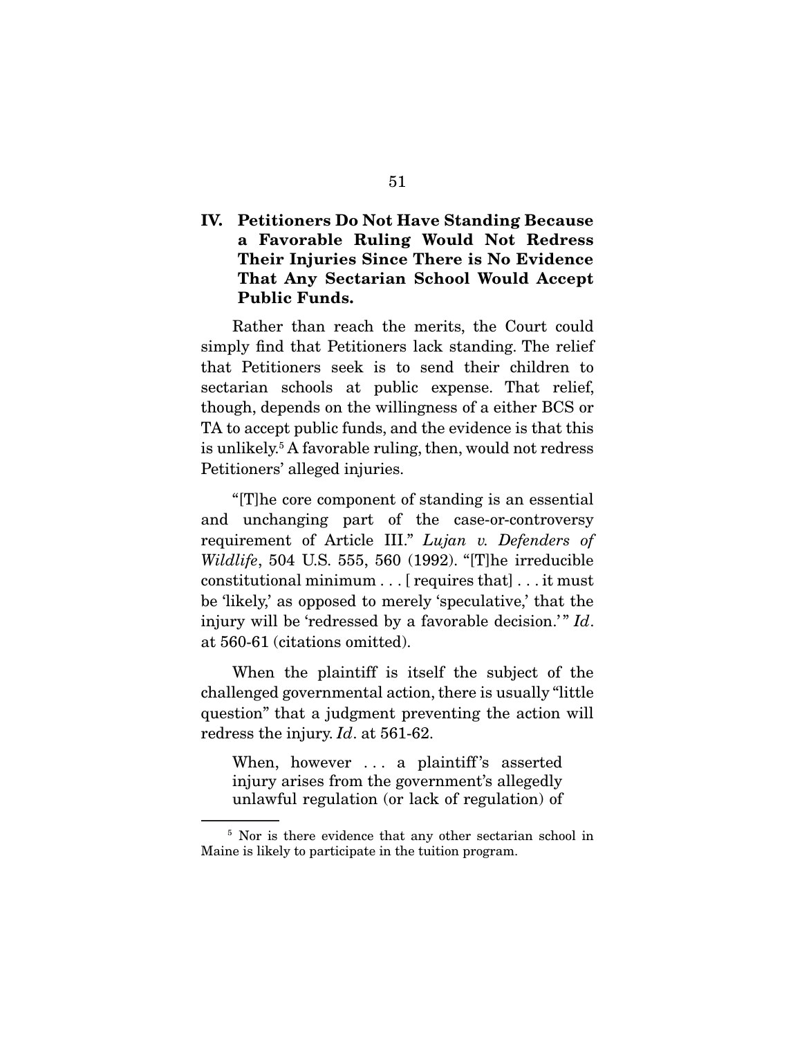## IV. Petitioners Do Not Have Standing Because a Favorable Ruling Would Not Redress Their Injuries Since There is No Evidence That Any Sectarian School Would Accept Public Funds.

Rather than reach the merits, the Court could simply find that Petitioners lack standing. The relief that Petitioners seek is to send their children to sectarian schools at public expense. That relief, though, depends on the willingness of a either BCS or TA to accept public funds, and the evidence is that this is unlikely.[5] A favorable ruling, then, would not redress Petitioners' alleged injuries.

"[T]he core component of standing is an essential and unchanging part of the case-or-controversy requirement of Article III." *Lujan v. Defenders of Wildlife*, 504 U.S. 555, 560 (1992). "[T]he irreducible constitutional minimum . . . [ requires that] . . . it must be 'likely,' as opposed to merely 'speculative,' that the injury will be 'redressed by a favorable decision.'" *Id*. at 560-61 (citations omitted).

When the plaintiff is itself the subject of the challenged governmental action, there is usually "little question" that a judgment preventing the action will redress the injury. *Id*. at 561-62.

> When, however . . . a plaintiff's asserted injury arises from the government's allegedly unlawful regulation (or lack of regulation) of

[5] Nor is there evidence that any other sectarian school in Maine is likely to participate in the tuition program.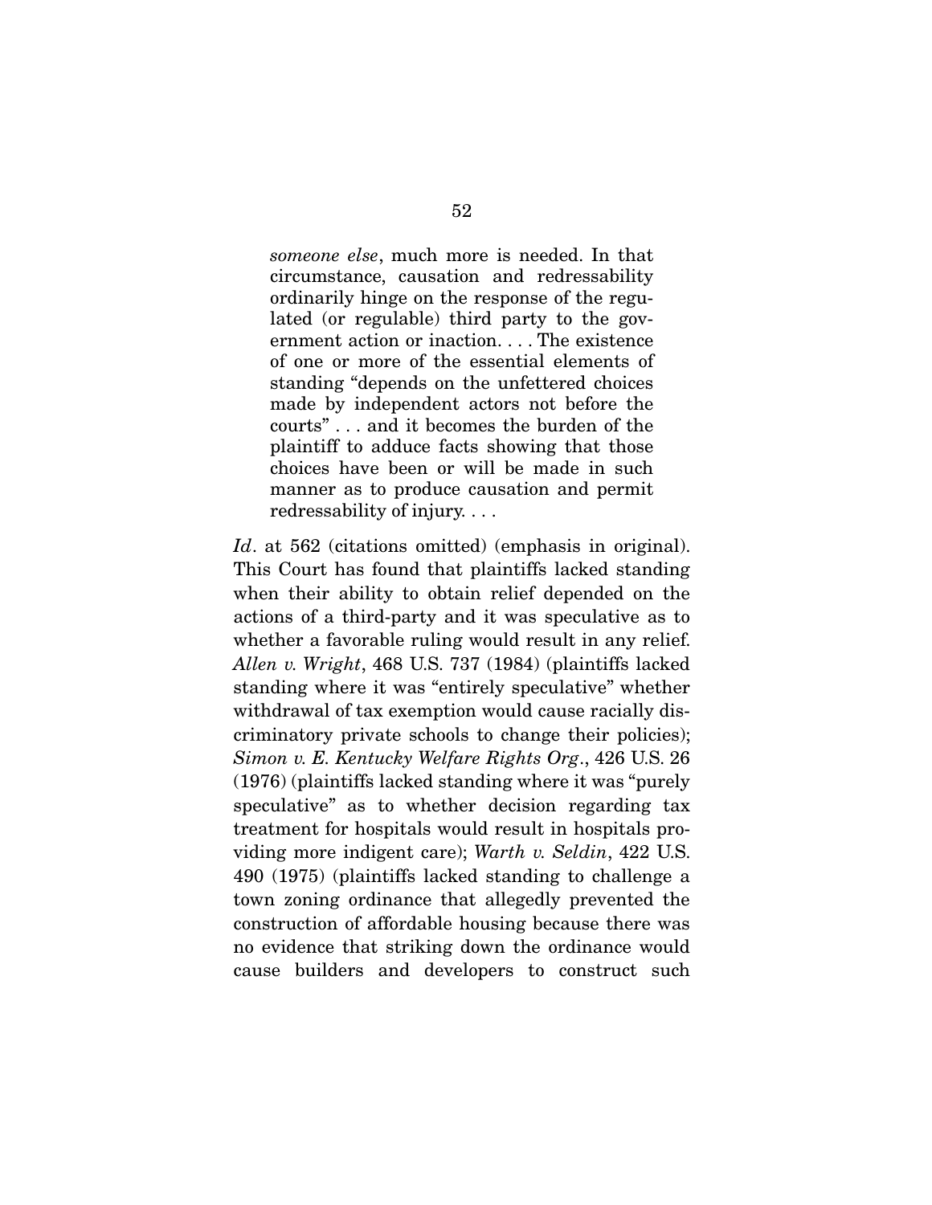> *someone else*, much more is needed. In that circumstance, causation and redressability ordinarily hinge on the response of the regulated (or regulable) third party to the government action or inaction. . . . The existence of one or more of the essential elements of standing "depends on the unfettered choices made by independent actors not before the courts" . . . and it becomes the burden of the plaintiff to adduce facts showing that those choices have been or will be made in such manner as to produce causation and permit redressability of injury. . . .

*Id*. at 562 (citations omitted) (emphasis in original). This Court has found that plaintiffs lacked standing when their ability to obtain relief depended on the actions of a third-party and it was speculative as to whether a favorable ruling would result in any relief. *Allen v. Wright*, 468 U.S. 737 (1984) (plaintiffs lacked standing where it was "entirely speculative" whether withdrawal of tax exemption would cause racially discriminatory private schools to change their policies); *Simon v. E. Kentucky Welfare Rights Org*., 426 U.S. 26 (1976) (plaintiffs lacked standing where it was "purely speculative" as to whether decision regarding tax treatment for hospitals would result in hospitals providing more indigent care); *Warth v. Seldin*, 422 U.S. 490 (1975) (plaintiffs lacked standing to challenge a town zoning ordinance that allegedly prevented the construction of affordable housing because there was no evidence that striking down the ordinance would cause builders and developers to construct such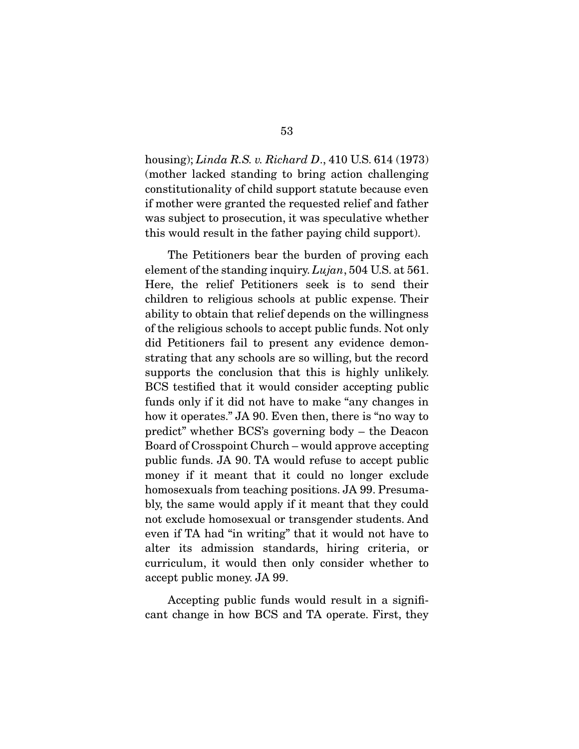housing); *Linda R.S. v. Richard D.*, 410 U.S. 614 (1973) (mother lacked standing to bring action challenging constitutionality of child support statute because even if mother were granted the requested relief and father was subject to prosecution, it was speculative whether this would result in the father paying child support).

The Petitioners bear the burden of proving each element of the standing inquiry. *Lujan*, 504 U.S. at 561. Here, the relief Petitioners seek is to send their children to religious schools at public expense. Their ability to obtain that relief depends on the willingness of the religious schools to accept public funds. Not only did Petitioners fail to present any evidence demonstrating that any schools are so willing, but the record supports the conclusion that this is highly unlikely. BCS testified that it would consider accepting public funds only if it did not have to make "any changes in how it operates." JA 90. Even then, there is "no way to predict" whether BCS's governing body – the Deacon Board of Crosspoint Church – would approve accepting public funds. JA 90. TA would refuse to accept public money if it meant that it could no longer exclude homosexuals from teaching positions. JA 99. Presumably, the same would apply if it meant that they could not exclude homosexual or transgender students. And even if TA had "in writing" that it would not have to alter its admission standards, hiring criteria, or curriculum, it would then only consider whether to accept public money. JA 99.

Accepting public funds would result in a significant change in how BCS and TA operate. First, they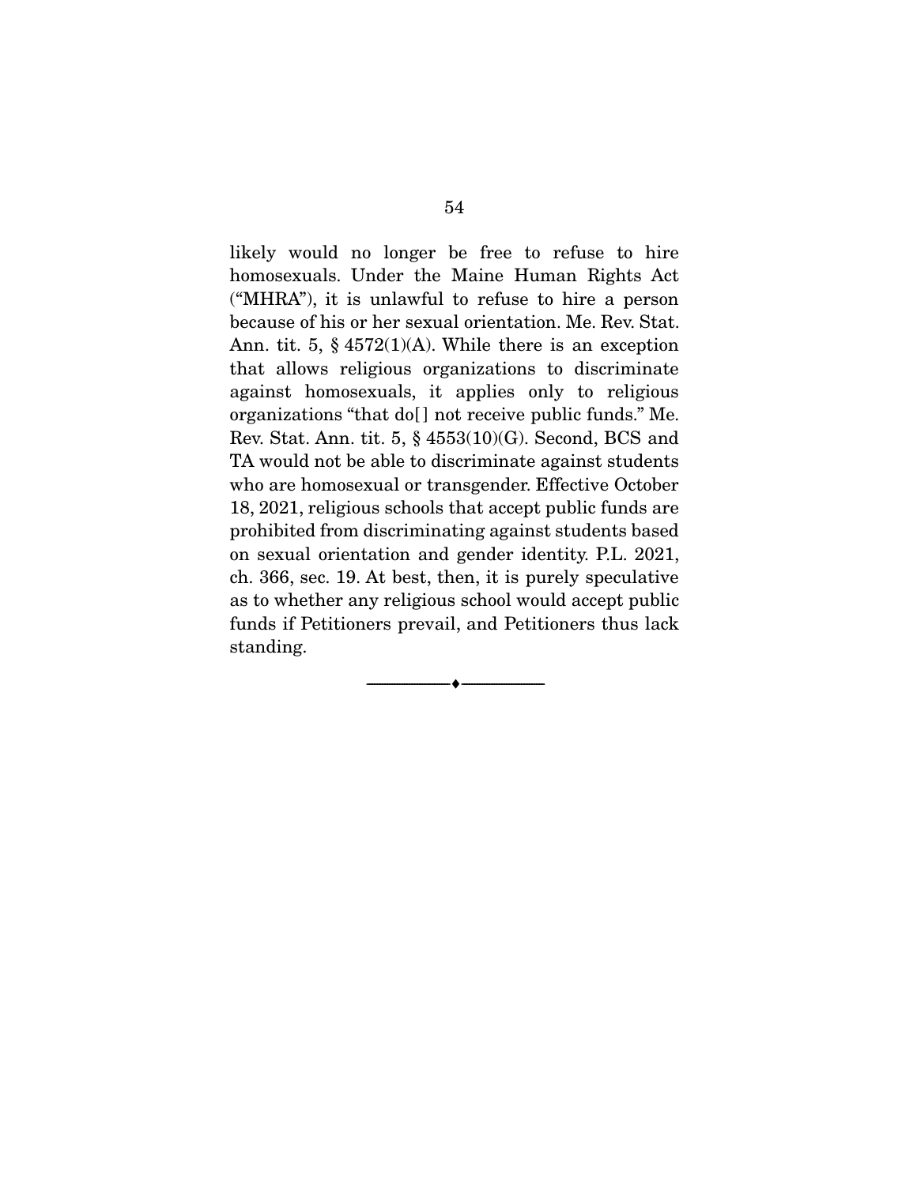likely would no longer be free to refuse to hire homosexuals. Under the Maine Human Rights Act ("MHRA"), it is unlawful to refuse to hire a person because of his or her sexual orientation. Me. Rev. Stat. Ann. tit. 5, § 4572(1)(A). While there is an exception that allows religious organizations to discriminate against homosexuals, it applies only to religious organizations "that do[] not receive public funds." Me. Rev. Stat. Ann. tit. 5, § 4553(10)(G). Second, BCS and TA would not be able to discriminate against students who are homosexual or transgender. Effective October 18, 2021, religious schools that accept public funds are prohibited from discriminating against students based on sexual orientation and gender identity. P.L. 2021, ch. 366, sec. 19. At best, then, it is purely speculative as to whether any religious school would accept public funds if Petitioners prevail, and Petitioners thus lack standing.

---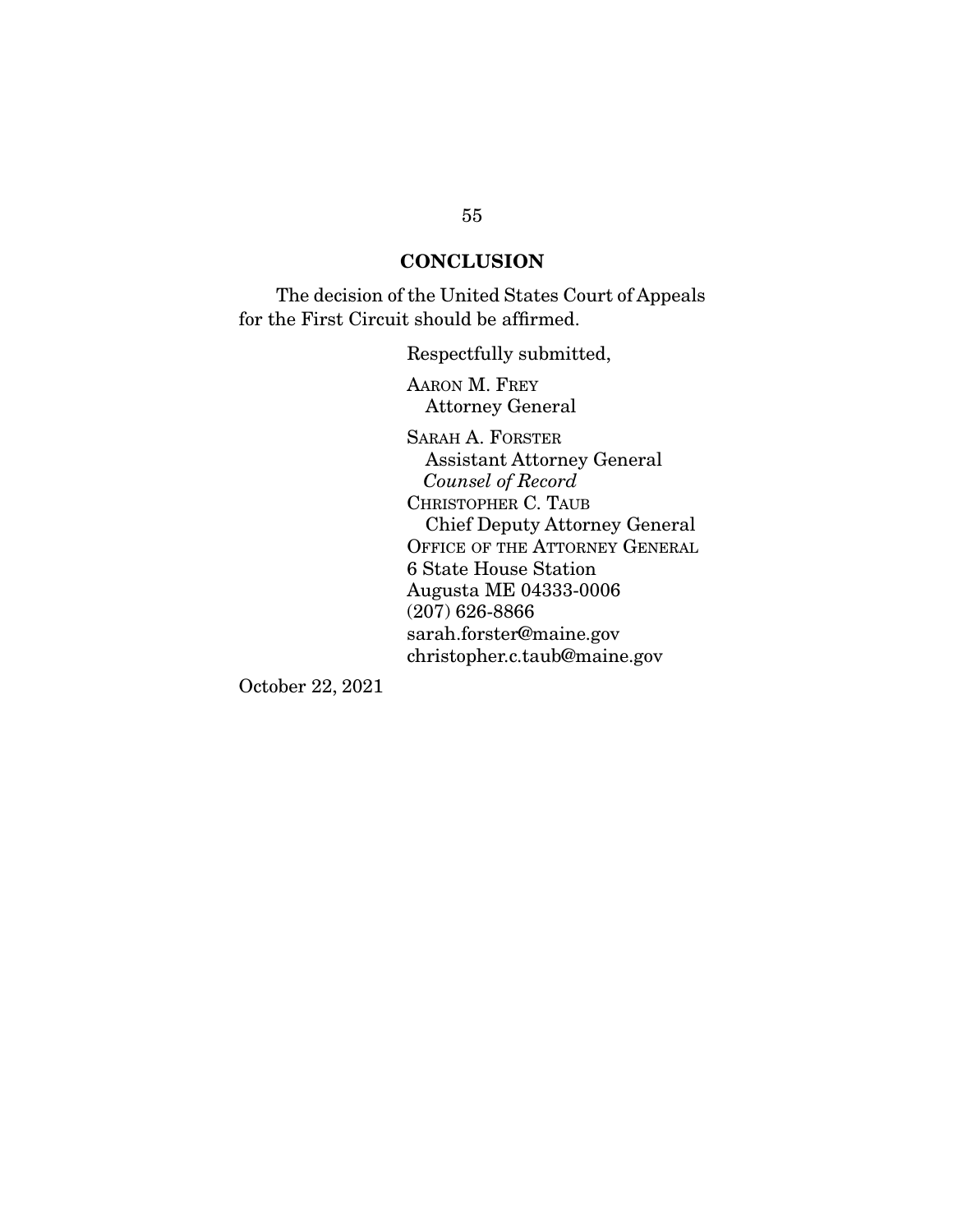## CONCLUSION

The decision of the United States Court of Appeals for the First Circuit should be affirmed.

Respectfully submitted,

AARON M. FREY
Attorney General

SARAH A. FORSTER
Assistant Attorney General
*Counsel of Record*
CHRISTOPHER C. TAUB
Chief Deputy Attorney General
OFFICE OF THE ATTORNEY GENERAL
6 State House Station
Augusta ME 04333-0006
(207) 626-8866
sarah.forster@maine.gov
christopher.c.taub@maine.gov

October 22, 2021